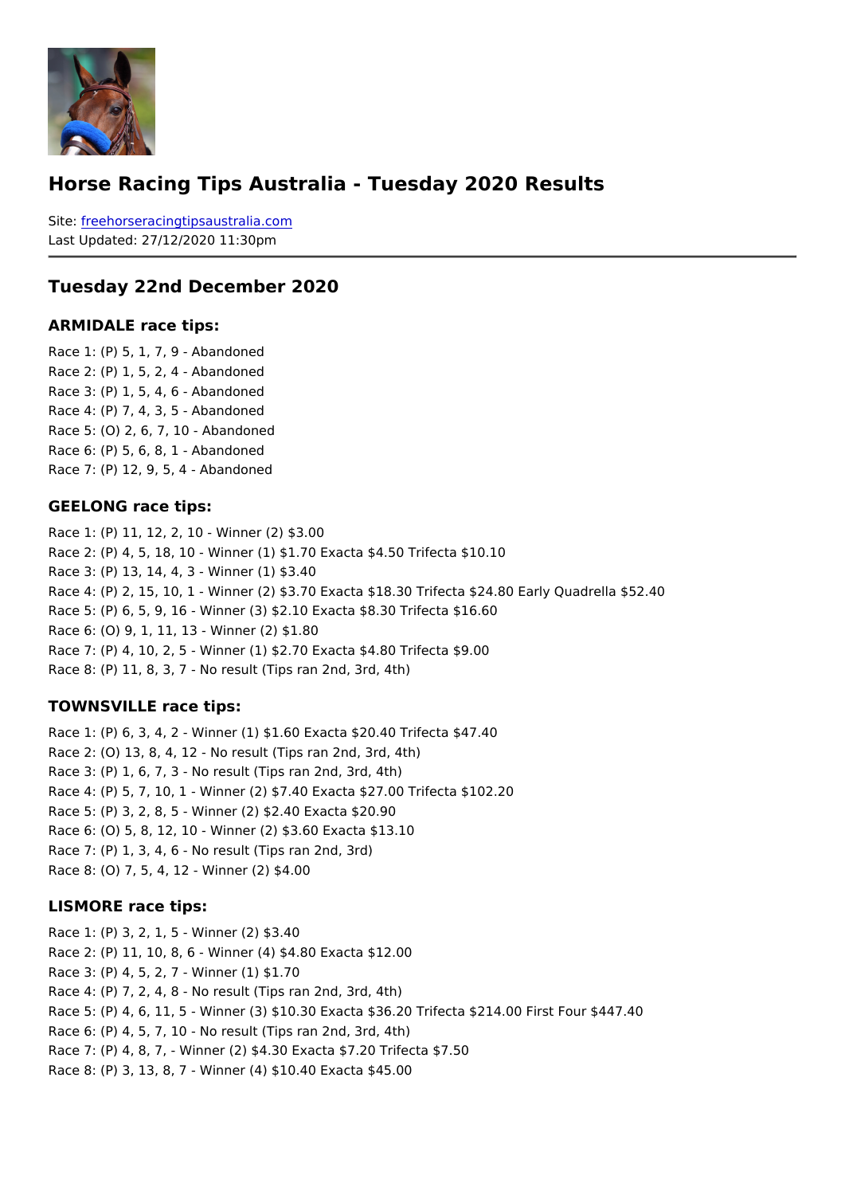# Horse Racing Tips Australia - Tuesday 2020 Results

Site: freehorseracingtipsaustralia.com
Last Updated: 27/12/2020 11:30pm

## Tuesday 22nd December 2020

### ARMIDALE race tips:

Race 1: (P) 5, 1, 7, 9 - Abandoned
Race 2: (P) 1, 5, 2, 4 - Abandoned
Race 3: (P) 1, 5, 4, 6 - Abandoned
Race 4: (P) 7, 4, 3, 5 - Abandoned
Race 5: (O) 2, 6, 7, 10 - Abandoned
Race 6: (P) 5, 6, 8, 1 - Abandoned
Race 7: (P) 12, 9, 5, 4 - Abandoned

### GEELONG race tips:

Race 1: (P) 11, 12, 2, 10 - Winner (2) $3.00
Race 2: (P) 4, 5, 18, 10 - Winner (1) $1.70 Exacta $4.50 Trifecta $10.10
Race 3: (P) 13, 14, 4, 3 - Winner (1) $3.40
Race 4: (P) 2, 15, 10, 1 - Winner (2) $3.70 Exacta $18.30 Trifecta $24.80 Early Quadrella $52.40
Race 5: (P) 6, 5, 9, 16 - Winner (3) $2.10 Exacta $8.30 Trifecta $16.60
Race 6: (O) 9, 1, 11, 13 - Winner (2) $1.80
Race 7: (P) 4, 10, 2, 5 - Winner (1) $2.70 Exacta $4.80 Trifecta $9.00
Race 8: (P) 11, 8, 3, 7 - No result (Tips ran 2nd, 3rd, 4th)

### TOWNSVILLE race tips:

Race 1: (P) 6, 3, 4, 2 - Winner (1) $1.60 Exacta $20.40 Trifecta $47.40
Race 2: (O) 13, 8, 4, 12 - No result (Tips ran 2nd, 3rd, 4th)
Race 3: (P) 1, 6, 7, 3 - No result (Tips ran 2nd, 3rd, 4th)
Race 4: (P) 5, 7, 10, 1 - Winner (2) $7.40 Exacta $27.00 Trifecta $102.20
Race 5: (P) 3, 2, 8, 5 - Winner (2) $2.40 Exacta $20.90
Race 6: (O) 5, 8, 12, 10 - Winner (2) $3.60 Exacta $13.10
Race 7: (P) 1, 3, 4, 6 - No result (Tips ran 2nd, 3rd)
Race 8: (O) 7, 5, 4, 12 - Winner (2) $4.00

### LISMORE race tips:

Race 1: (P) 3, 2, 1, 5 - Winner (2) $3.40
Race 2: (P) 11, 10, 8, 6 - Winner (4) $4.80 Exacta $12.00
Race 3: (P) 4, 5, 2, 7 - Winner (1) $1.70
Race 4: (P) 7, 2, 4, 8 - No result (Tips ran 2nd, 3rd, 4th)
Race 5: (P) 4, 6, 11, 5 - Winner (3) $10.30 Exacta $36.20 Trifecta $214.00 First Four $447.40
Race 6: (P) 4, 5, 7, 10 - No result (Tips ran 2nd, 3rd, 4th)
Race 7: (P) 4, 8, 7, - Winner (2) $4.30 Exacta $7.20 Trifecta $7.50
Race 8: (P) 3, 13, 8, 7 - Winner (4) $10.40 Exacta $45.00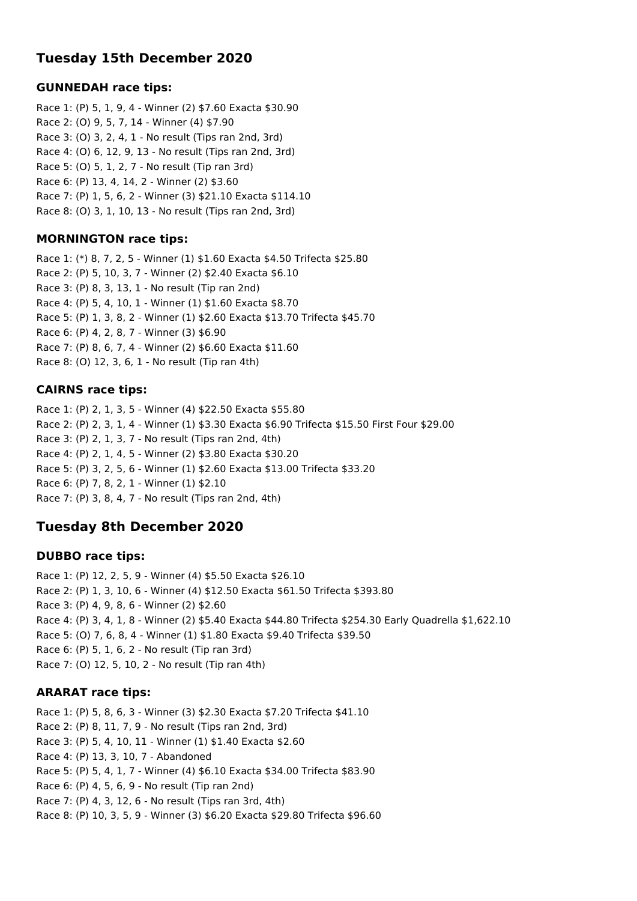## Tuesday 15th December 2020

### GUNNEDAH race tips:

Race 1: (P) 5, 1, 9, 4 - Winner (2) $7.60 Exacta $30.90
Race 2: (O) 9, 5, 7, 14 - Winner (4) $7.90
Race 3: (O) 3, 2, 4, 1 - No result (Tips ran 2nd, 3rd)
Race 4: (O) 6, 12, 9, 13 - No result (Tips ran 2nd, 3rd)
Race 5: (O) 5, 1, 2, 7 - No result (Tip ran 3rd)
Race 6: (P) 13, 4, 14, 2 - Winner (2) $3.60
Race 7: (P) 1, 5, 6, 2 - Winner (3) $21.10 Exacta $114.10
Race 8: (O) 3, 1, 10, 13 - No result (Tips ran 2nd, 3rd)

### MORNINGTON race tips:

Race 1: (*) 8, 7, 2, 5 - Winner (1) $1.60 Exacta $4.50 Trifecta $25.80
Race 2: (P) 5, 10, 3, 7 - Winner (2) $2.40 Exacta $6.10
Race 3: (P) 8, 3, 13, 1 - No result (Tip ran 2nd)
Race 4: (P) 5, 4, 10, 1 - Winner (1) $1.60 Exacta $8.70
Race 5: (P) 1, 3, 8, 2 - Winner (1) $2.60 Exacta $13.70 Trifecta $45.70
Race 6: (P) 4, 2, 8, 7 - Winner (3) $6.90
Race 7: (P) 8, 6, 7, 4 - Winner (2) $6.60 Exacta $11.60
Race 8: (O) 12, 3, 6, 1 - No result (Tip ran 4th)

### CAIRNS race tips:

Race 1: (P) 2, 1, 3, 5 - Winner (4) $22.50 Exacta $55.80
Race 2: (P) 2, 3, 1, 4 - Winner (1) $3.30 Exacta $6.90 Trifecta $15.50 First Four $29.00
Race 3: (P) 2, 1, 3, 7 - No result (Tips ran 2nd, 4th)
Race 4: (P) 2, 1, 4, 5 - Winner (2) $3.80 Exacta $30.20
Race 5: (P) 3, 2, 5, 6 - Winner (1) $2.60 Exacta $13.00 Trifecta $33.20
Race 6: (P) 7, 8, 2, 1 - Winner (1) $2.10
Race 7: (P) 3, 8, 4, 7 - No result (Tips ran 2nd, 4th)

## Tuesday 8th December 2020

### DUBBO race tips:

Race 1: (P) 12, 2, 5, 9 - Winner (4) $5.50 Exacta $26.10
Race 2: (P) 1, 3, 10, 6 - Winner (4) $12.50 Exacta $61.50 Trifecta $393.80
Race 3: (P) 4, 9, 8, 6 - Winner (2) $2.60
Race 4: (P) 3, 4, 1, 8 - Winner (2) $5.40 Exacta $44.80 Trifecta $254.30 Early Quadrella $1,622.10
Race 5: (O) 7, 6, 8, 4 - Winner (1) $1.80 Exacta $9.40 Trifecta $39.50
Race 6: (P) 5, 1, 6, 2 - No result (Tip ran 3rd)
Race 7: (O) 12, 5, 10, 2 - No result (Tip ran 4th)

### ARARAT race tips:

Race 1: (P) 5, 8, 6, 3 - Winner (3) $2.30 Exacta $7.20 Trifecta $41.10
Race 2: (P) 8, 11, 7, 9 - No result (Tips ran 2nd, 3rd)
Race 3: (P) 5, 4, 10, 11 - Winner (1) $1.40 Exacta $2.60
Race 4: (P) 13, 3, 10, 7 - Abandoned
Race 5: (P) 5, 4, 1, 7 - Winner (4) $6.10 Exacta $34.00 Trifecta $83.90
Race 6: (P) 4, 5, 6, 9 - No result (Tip ran 2nd)
Race 7: (P) 4, 3, 12, 6 - No result (Tips ran 3rd, 4th)
Race 8: (P) 10, 3, 5, 9 - Winner (3) $6.20 Exacta $29.80 Trifecta $96.60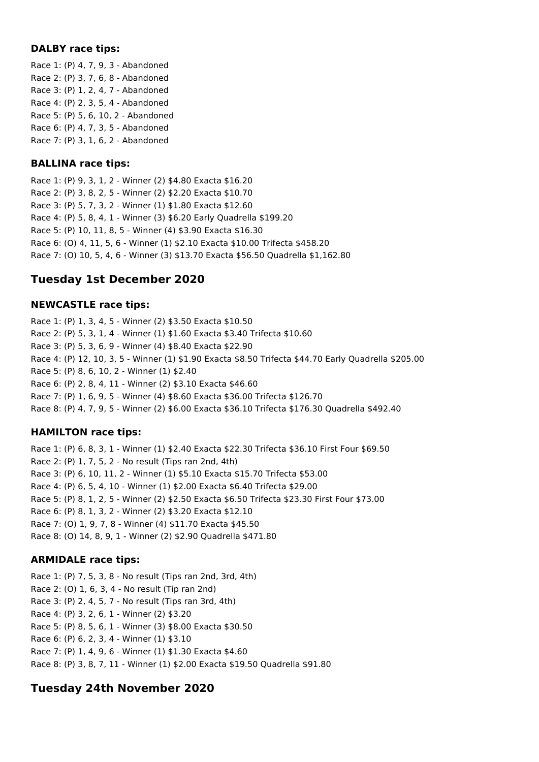### DALBY race tips:

Race 1: (P) 4, 7, 9, 3 - Abandoned
Race 2: (P) 3, 7, 6, 8 - Abandoned
Race 3: (P) 1, 2, 4, 7 - Abandoned
Race 4: (P) 2, 3, 5, 4 - Abandoned
Race 5: (P) 5, 6, 10, 2 - Abandoned
Race 6: (P) 4, 7, 3, 5 - Abandoned
Race 7: (P) 3, 1, 6, 2 - Abandoned

### BALLINA race tips:

Race 1: (P) 9, 3, 1, 2 - Winner (2) $4.80 Exacta $16.20
Race 2: (P) 3, 8, 2, 5 - Winner (2) $2.20 Exacta $10.70
Race 3: (P) 5, 7, 3, 2 - Winner (1) $1.80 Exacta $12.60
Race 4: (P) 5, 8, 4, 1 - Winner (3) $6.20 Early Quadrella $199.20
Race 5: (P) 10, 11, 8, 5 - Winner (4) $3.90 Exacta $16.30
Race 6: (O) 4, 11, 5, 6 - Winner (1) $2.10 Exacta $10.00 Trifecta $458.20
Race 7: (O) 10, 5, 4, 6 - Winner (3) $13.70 Exacta $56.50 Quadrella $1,162.80

## Tuesday 1st December 2020

### NEWCASTLE race tips:

Race 1: (P) 1, 3, 4, 5 - Winner (2) $3.50 Exacta $10.50
Race 2: (P) 5, 3, 1, 4 - Winner (1) $1.60 Exacta $3.40 Trifecta $10.60
Race 3: (P) 5, 3, 6, 9 - Winner (4) $8.40 Exacta $22.90
Race 4: (P) 12, 10, 3, 5 - Winner (1) $1.90 Exacta $8.50 Trifecta $44.70 Early Quadrella $205.00
Race 5: (P) 8, 6, 10, 2 - Winner (1) $2.40
Race 6: (P) 2, 8, 4, 11 - Winner (2) $3.10 Exacta $46.60
Race 7: (P) 1, 6, 9, 5 - Winner (4) $8.60 Exacta $36.00 Trifecta $126.70
Race 8: (P) 4, 7, 9, 5 - Winner (2) $6.00 Exacta $36.10 Trifecta $176.30 Quadrella $492.40

### HAMILTON race tips:

Race 1: (P) 6, 8, 3, 1 - Winner (1) $2.40 Exacta $22.30 Trifecta $36.10 First Four $69.50
Race 2: (P) 1, 7, 5, 2 - No result (Tips ran 2nd, 4th)
Race 3: (P) 6, 10, 11, 2 - Winner (1) $5.10 Exacta $15.70 Trifecta $53.00
Race 4: (P) 6, 5, 4, 10 - Winner (1) $2.00 Exacta $6.40 Trifecta $29.00
Race 5: (P) 8, 1, 2, 5 - Winner (2) $2.50 Exacta $6.50 Trifecta $23.30 First Four $73.00
Race 6: (P) 8, 1, 3, 2 - Winner (2) $3.20 Exacta $12.10
Race 7: (O) 1, 9, 7, 8 - Winner (4) $11.70 Exacta $45.50
Race 8: (O) 14, 8, 9, 1 - Winner (2) $2.90 Quadrella $471.80

### ARMIDALE race tips:

Race 1: (P) 7, 5, 3, 8 - No result (Tips ran 2nd, 3rd, 4th)
Race 2: (O) 1, 6, 3, 4 - No result (Tip ran 2nd)
Race 3: (P) 2, 4, 5, 7 - No result (Tips ran 3rd, 4th)
Race 4: (P) 3, 2, 6, 1 - Winner (2) $3.20
Race 5: (P) 8, 5, 6, 1 - Winner (3) $8.00 Exacta $30.50
Race 6: (P) 6, 2, 3, 4 - Winner (1) $3.10
Race 7: (P) 1, 4, 9, 6 - Winner (1) $1.30 Exacta $4.60
Race 8: (P) 3, 8, 7, 11 - Winner (1) $2.00 Exacta $19.50 Quadrella $91.80

## Tuesday 24th November 2020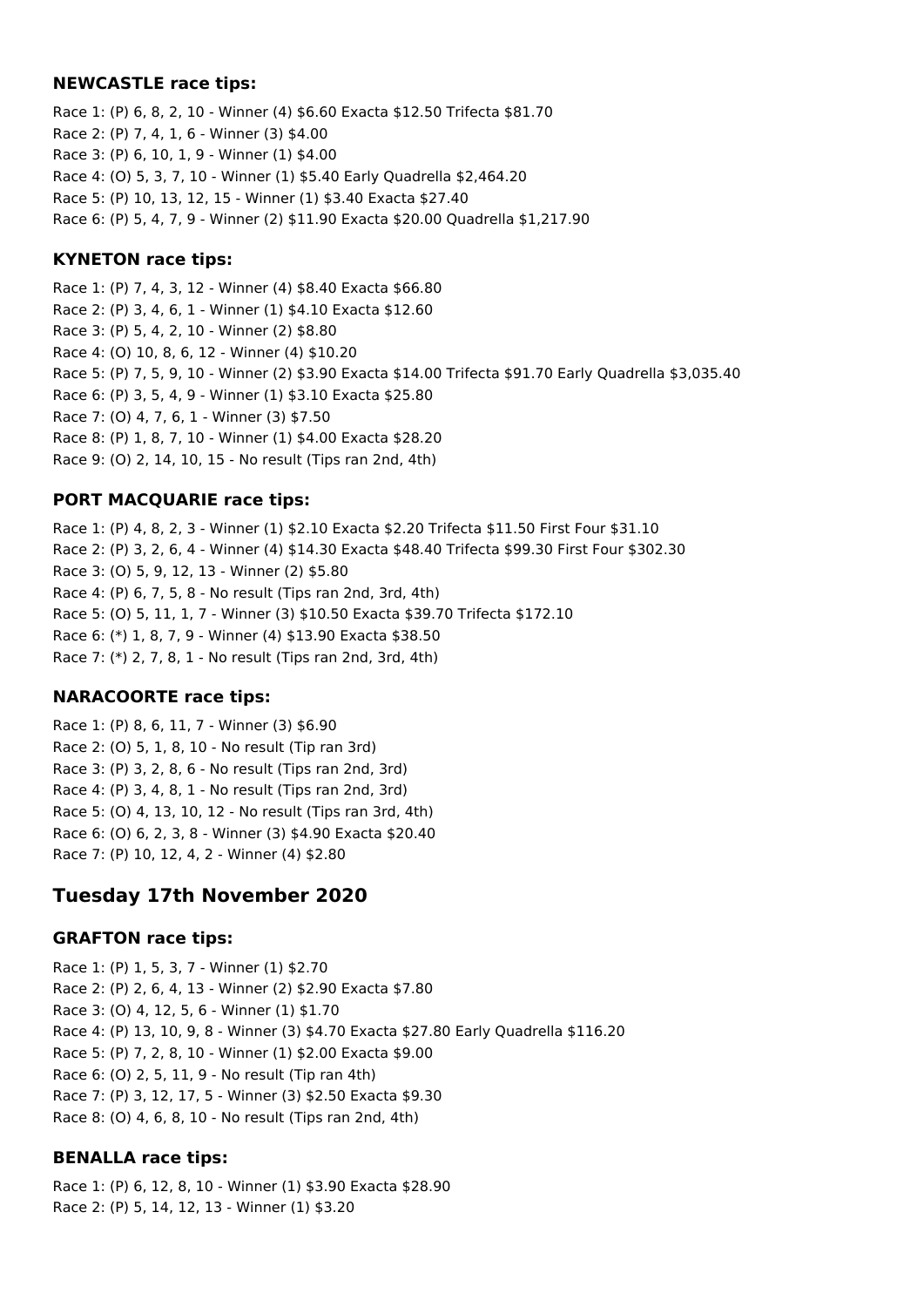### NEWCASTLE race tips:

Race 1: (P) 6, 8, 2, 10 - Winner (4) $6.60 Exacta $12.50 Trifecta $81.70
Race 2: (P) 7, 4, 1, 6 - Winner (3) $4.00
Race 3: (P) 6, 10, 1, 9 - Winner (1) $4.00
Race 4: (O) 5, 3, 7, 10 - Winner (1) $5.40 Early Quadrella $2,464.20
Race 5: (P) 10, 13, 12, 15 - Winner (1) $3.40 Exacta $27.40
Race 6: (P) 5, 4, 7, 9 - Winner (2) $11.90 Exacta $20.00 Quadrella $1,217.90

### KYNETON race tips:

Race 1: (P) 7, 4, 3, 12 - Winner (4) $8.40 Exacta $66.80
Race 2: (P) 3, 4, 6, 1 - Winner (1) $4.10 Exacta $12.60
Race 3: (P) 5, 4, 2, 10 - Winner (2) $8.80
Race 4: (O) 10, 8, 6, 12 - Winner (4) $10.20
Race 5: (P) 7, 5, 9, 10 - Winner (2) $3.90 Exacta $14.00 Trifecta $91.70 Early Quadrella $3,035.40
Race 6: (P) 3, 5, 4, 9 - Winner (1) $3.10 Exacta $25.80
Race 7: (O) 4, 7, 6, 1 - Winner (3) $7.50
Race 8: (P) 1, 8, 7, 10 - Winner (1) $4.00 Exacta $28.20
Race 9: (O) 2, 14, 10, 15 - No result (Tips ran 2nd, 4th)

### PORT MACQUARIE race tips:

Race 1: (P) 4, 8, 2, 3 - Winner (1) $2.10 Exacta $2.20 Trifecta $11.50 First Four $31.10
Race 2: (P) 3, 2, 6, 4 - Winner (4) $14.30 Exacta $48.40 Trifecta $99.30 First Four $302.30
Race 3: (O) 5, 9, 12, 13 - Winner (2) $5.80
Race 4: (P) 6, 7, 5, 8 - No result (Tips ran 2nd, 3rd, 4th)
Race 5: (O) 5, 11, 1, 7 - Winner (3) $10.50 Exacta $39.70 Trifecta $172.10
Race 6: (*) 1, 8, 7, 9 - Winner (4) $13.90 Exacta $38.50
Race 7: (*) 2, 7, 8, 1 - No result (Tips ran 2nd, 3rd, 4th)

### NARACOORTE race tips:

Race 1: (P) 8, 6, 11, 7 - Winner (3) $6.90
Race 2: (O) 5, 1, 8, 10 - No result (Tip ran 3rd)
Race 3: (P) 3, 2, 8, 6 - No result (Tips ran 2nd, 3rd)
Race 4: (P) 3, 4, 8, 1 - No result (Tips ran 2nd, 3rd)
Race 5: (O) 4, 13, 10, 12 - No result (Tips ran 3rd, 4th)
Race 6: (O) 6, 2, 3, 8 - Winner (3) $4.90 Exacta $20.40
Race 7: (P) 10, 12, 4, 2 - Winner (4) $2.80

## Tuesday 17th November 2020

### GRAFTON race tips:

Race 1: (P) 1, 5, 3, 7 - Winner (1) $2.70
Race 2: (P) 2, 6, 4, 13 - Winner (2) $2.90 Exacta $7.80
Race 3: (O) 4, 12, 5, 6 - Winner (1) $1.70
Race 4: (P) 13, 10, 9, 8 - Winner (3) $4.70 Exacta $27.80 Early Quadrella $116.20
Race 5: (P) 7, 2, 8, 10 - Winner (1) $2.00 Exacta $9.00
Race 6: (O) 2, 5, 11, 9 - No result (Tip ran 4th)
Race 7: (P) 3, 12, 17, 5 - Winner (3) $2.50 Exacta $9.30
Race 8: (O) 4, 6, 8, 10 - No result (Tips ran 2nd, 4th)

### BENALLA race tips:

Race 1: (P) 6, 12, 8, 10 - Winner (1) $3.90 Exacta $28.90
Race 2: (P) 5, 14, 12, 13 - Winner (1) $3.20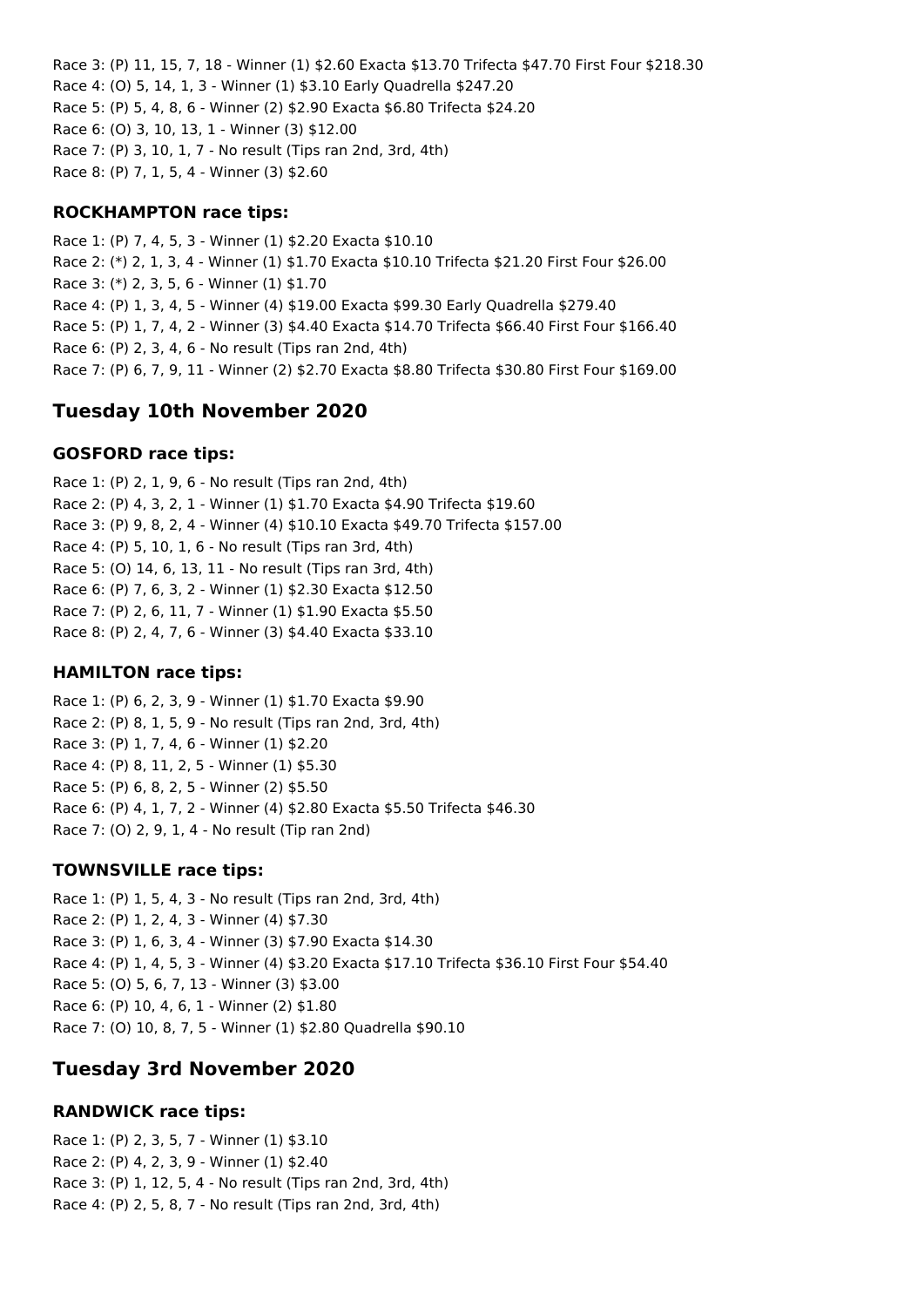Race 3: (P) 11, 15, 7, 18 - Winner (1) $2.60 Exacta $13.70 Trifecta $47.70 First Four $218.30
Race 4: (O) 5, 14, 1, 3 - Winner (1) $3.10 Early Quadrella $247.20
Race 5: (P) 5, 4, 8, 6 - Winner (2) $2.90 Exacta $6.80 Trifecta $24.20
Race 6: (O) 3, 10, 13, 1 - Winner (3) $12.00
Race 7: (P) 3, 10, 1, 7 - No result (Tips ran 2nd, 3rd, 4th)
Race 8: (P) 7, 1, 5, 4 - Winner (3) $2.60

### ROCKHAMPTON race tips:

Race 1: (P) 7, 4, 5, 3 - Winner (1) $2.20 Exacta $10.10
Race 2: (*) 2, 1, 3, 4 - Winner (1) $1.70 Exacta $10.10 Trifecta $21.20 First Four $26.00
Race 3: (*) 2, 3, 5, 6 - Winner (1) $1.70
Race 4: (P) 1, 3, 4, 5 - Winner (4) $19.00 Exacta $99.30 Early Quadrella $279.40
Race 5: (P) 1, 7, 4, 2 - Winner (3) $4.40 Exacta $14.70 Trifecta $66.40 First Four $166.40
Race 6: (P) 2, 3, 4, 6 - No result (Tips ran 2nd, 4th)
Race 7: (P) 6, 7, 9, 11 - Winner (2) $2.70 Exacta $8.80 Trifecta $30.80 First Four $169.00

## Tuesday 10th November 2020

### GOSFORD race tips:

Race 1: (P) 2, 1, 9, 6 - No result (Tips ran 2nd, 4th)
Race 2: (P) 4, 3, 2, 1 - Winner (1) $1.70 Exacta $4.90 Trifecta $19.60
Race 3: (P) 9, 8, 2, 4 - Winner (4) $10.10 Exacta $49.70 Trifecta $157.00
Race 4: (P) 5, 10, 1, 6 - No result (Tips ran 3rd, 4th)
Race 5: (O) 14, 6, 13, 11 - No result (Tips ran 3rd, 4th)
Race 6: (P) 7, 6, 3, 2 - Winner (1) $2.30 Exacta $12.50
Race 7: (P) 2, 6, 11, 7 - Winner (1) $1.90 Exacta $5.50
Race 8: (P) 2, 4, 7, 6 - Winner (3) $4.40 Exacta $33.10

### HAMILTON race tips:

Race 1: (P) 6, 2, 3, 9 - Winner (1) $1.70 Exacta $9.90
Race 2: (P) 8, 1, 5, 9 - No result (Tips ran 2nd, 3rd, 4th)
Race 3: (P) 1, 7, 4, 6 - Winner (1) $2.20
Race 4: (P) 8, 11, 2, 5 - Winner (1) $5.30
Race 5: (P) 6, 8, 2, 5 - Winner (2) $5.50
Race 6: (P) 4, 1, 7, 2 - Winner (4) $2.80 Exacta $5.50 Trifecta $46.30
Race 7: (O) 2, 9, 1, 4 - No result (Tip ran 2nd)

### TOWNSVILLE race tips:

Race 1: (P) 1, 5, 4, 3 - No result (Tips ran 2nd, 3rd, 4th)
Race 2: (P) 1, 2, 4, 3 - Winner (4) $7.30
Race 3: (P) 1, 6, 3, 4 - Winner (3) $7.90 Exacta $14.30
Race 4: (P) 1, 4, 5, 3 - Winner (4) $3.20 Exacta $17.10 Trifecta $36.10 First Four $54.40
Race 5: (O) 5, 6, 7, 13 - Winner (3) $3.00
Race 6: (P) 10, 4, 6, 1 - Winner (2) $1.80
Race 7: (O) 10, 8, 7, 5 - Winner (1) $2.80 Quadrella $90.10

## Tuesday 3rd November 2020

### RANDWICK race tips:

Race 1: (P) 2, 3, 5, 7 - Winner (1) $3.10
Race 2: (P) 4, 2, 3, 9 - Winner (1) $2.40
Race 3: (P) 1, 12, 5, 4 - No result (Tips ran 2nd, 3rd, 4th)
Race 4: (P) 2, 5, 8, 7 - No result (Tips ran 2nd, 3rd, 4th)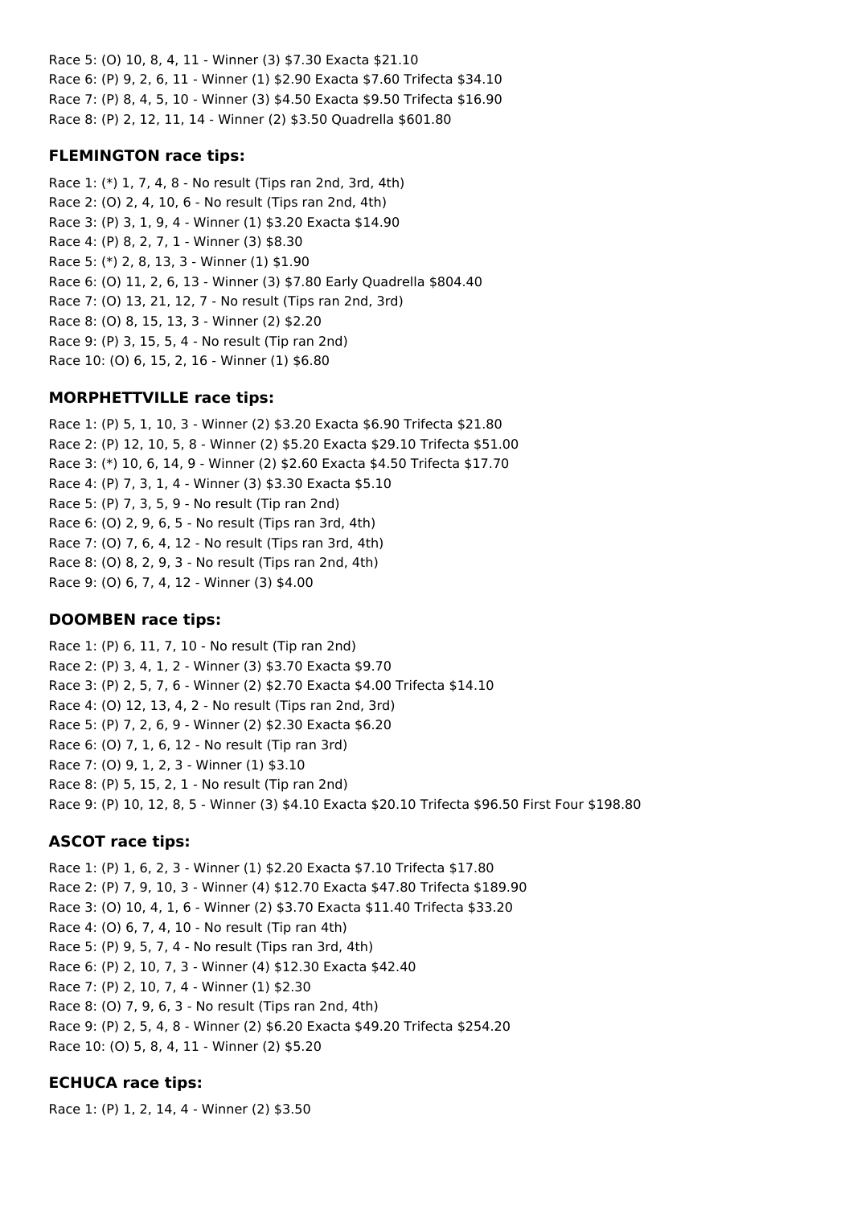Race 5: (O) 10, 8, 4, 11 - Winner (3) $7.30 Exacta $21.10
Race 6: (P) 9, 2, 6, 11 - Winner (1) $2.90 Exacta $7.60 Trifecta $34.10
Race 7: (P) 8, 4, 5, 10 - Winner (3) $4.50 Exacta $9.50 Trifecta $16.90
Race 8: (P) 2, 12, 11, 14 - Winner (2) $3.50 Quadrella $601.80

### FLEMINGTON race tips:

Race 1: (*) 1, 7, 4, 8 - No result (Tips ran 2nd, 3rd, 4th)
Race 2: (O) 2, 4, 10, 6 - No result (Tips ran 2nd, 4th)
Race 3: (P) 3, 1, 9, 4 - Winner (1) $3.20 Exacta $14.90
Race 4: (P) 8, 2, 7, 1 - Winner (3) $8.30
Race 5: (*) 2, 8, 13, 3 - Winner (1) $1.90
Race 6: (O) 11, 2, 6, 13 - Winner (3) $7.80 Early Quadrella $804.40
Race 7: (O) 13, 21, 12, 7 - No result (Tips ran 2nd, 3rd)
Race 8: (O) 8, 15, 13, 3 - Winner (2) $2.20
Race 9: (P) 3, 15, 5, 4 - No result (Tip ran 2nd)
Race 10: (O) 6, 15, 2, 16 - Winner (1) $6.80

### MORPHETTVILLE race tips:

Race 1: (P) 5, 1, 10, 3 - Winner (2) $3.20 Exacta $6.90 Trifecta $21.80
Race 2: (P) 12, 10, 5, 8 - Winner (2) $5.20 Exacta $29.10 Trifecta $51.00
Race 3: (*) 10, 6, 14, 9 - Winner (2) $2.60 Exacta $4.50 Trifecta $17.70
Race 4: (P) 7, 3, 1, 4 - Winner (3) $3.30 Exacta $5.10
Race 5: (P) 7, 3, 5, 9 - No result (Tip ran 2nd)
Race 6: (O) 2, 9, 6, 5 - No result (Tips ran 3rd, 4th)
Race 7: (O) 7, 6, 4, 12 - No result (Tips ran 3rd, 4th)
Race 8: (O) 8, 2, 9, 3 - No result (Tips ran 2nd, 4th)
Race 9: (O) 6, 7, 4, 12 - Winner (3) $4.00

### DOOMBEN race tips:

Race 1: (P) 6, 11, 7, 10 - No result (Tip ran 2nd)
Race 2: (P) 3, 4, 1, 2 - Winner (3) $3.70 Exacta $9.70
Race 3: (P) 2, 5, 7, 6 - Winner (2) $2.70 Exacta $4.00 Trifecta $14.10
Race 4: (O) 12, 13, 4, 2 - No result (Tips ran 2nd, 3rd)
Race 5: (P) 7, 2, 6, 9 - Winner (2) $2.30 Exacta $6.20
Race 6: (O) 7, 1, 6, 12 - No result (Tip ran 3rd)
Race 7: (O) 9, 1, 2, 3 - Winner (1) $3.10
Race 8: (P) 5, 15, 2, 1 - No result (Tip ran 2nd)
Race 9: (P) 10, 12, 8, 5 - Winner (3) $4.10 Exacta $20.10 Trifecta $96.50 First Four $198.80

### ASCOT race tips:

Race 1: (P) 1, 6, 2, 3 - Winner (1) $2.20 Exacta $7.10 Trifecta $17.80
Race 2: (P) 7, 9, 10, 3 - Winner (4) $12.70 Exacta $47.80 Trifecta $189.90
Race 3: (O) 10, 4, 1, 6 - Winner (2) $3.70 Exacta $11.40 Trifecta $33.20
Race 4: (O) 6, 7, 4, 10 - No result (Tip ran 4th)
Race 5: (P) 9, 5, 7, 4 - No result (Tips ran 3rd, 4th)
Race 6: (P) 2, 10, 7, 3 - Winner (4) $12.30 Exacta $42.40
Race 7: (P) 2, 10, 7, 4 - Winner (1) $2.30
Race 8: (O) 7, 9, 6, 3 - No result (Tips ran 2nd, 4th)
Race 9: (P) 2, 5, 4, 8 - Winner (2) $6.20 Exacta $49.20 Trifecta $254.20
Race 10: (O) 5, 8, 4, 11 - Winner (2) $5.20

### ECHUCA race tips:

Race 1: (P) 1, 2, 14, 4 - Winner (2) $3.50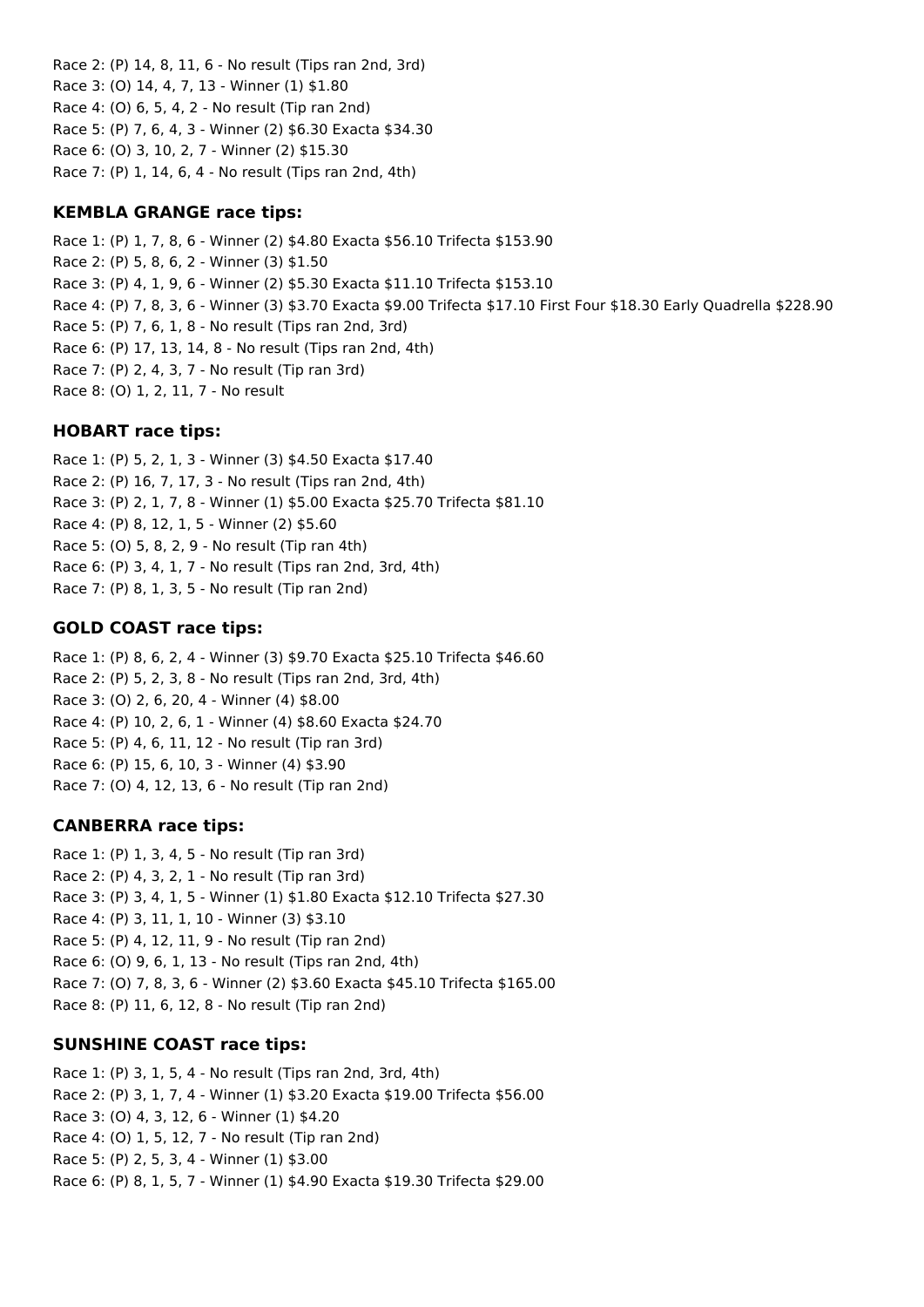Race 2: (P) 14, 8, 11, 6 - No result (Tips ran 2nd, 3rd)
Race 3: (O) 14, 4, 7, 13 - Winner (1) $1.80
Race 4: (O) 6, 5, 4, 2 - No result (Tip ran 2nd)
Race 5: (P) 7, 6, 4, 3 - Winner (2) $6.30 Exacta $34.30
Race 6: (O) 3, 10, 2, 7 - Winner (2) $15.30
Race 7: (P) 1, 14, 6, 4 - No result (Tips ran 2nd, 4th)

### KEMBLA GRANGE race tips:

Race 1: (P) 1, 7, 8, 6 - Winner (2) $4.80 Exacta $56.10 Trifecta $153.90
Race 2: (P) 5, 8, 6, 2 - Winner (3) $1.50
Race 3: (P) 4, 1, 9, 6 - Winner (2) $5.30 Exacta $11.10 Trifecta $153.10
Race 4: (P) 7, 8, 3, 6 - Winner (3) $3.70 Exacta $9.00 Trifecta $17.10 First Four $18.30 Early Quadrella $228.90
Race 5: (P) 7, 6, 1, 8 - No result (Tips ran 2nd, 3rd)
Race 6: (P) 17, 13, 14, 8 - No result (Tips ran 2nd, 4th)
Race 7: (P) 2, 4, 3, 7 - No result (Tip ran 3rd)
Race 8: (O) 1, 2, 11, 7 - No result

### HOBART race tips:

Race 1: (P) 5, 2, 1, 3 - Winner (3) $4.50 Exacta $17.40
Race 2: (P) 16, 7, 17, 3 - No result (Tips ran 2nd, 4th)
Race 3: (P) 2, 1, 7, 8 - Winner (1) $5.00 Exacta $25.70 Trifecta $81.10
Race 4: (P) 8, 12, 1, 5 - Winner (2) $5.60
Race 5: (O) 5, 8, 2, 9 - No result (Tip ran 4th)
Race 6: (P) 3, 4, 1, 7 - No result (Tips ran 2nd, 3rd, 4th)
Race 7: (P) 8, 1, 3, 5 - No result (Tip ran 2nd)

### GOLD COAST race tips:

Race 1: (P) 8, 6, 2, 4 - Winner (3) $9.70 Exacta $25.10 Trifecta $46.60
Race 2: (P) 5, 2, 3, 8 - No result (Tips ran 2nd, 3rd, 4th)
Race 3: (O) 2, 6, 20, 4 - Winner (4) $8.00
Race 4: (P) 10, 2, 6, 1 - Winner (4) $8.60 Exacta $24.70
Race 5: (P) 4, 6, 11, 12 - No result (Tip ran 3rd)
Race 6: (P) 15, 6, 10, 3 - Winner (4) $3.90
Race 7: (O) 4, 12, 13, 6 - No result (Tip ran 2nd)

### CANBERRA race tips:

Race 1: (P) 1, 3, 4, 5 - No result (Tip ran 3rd)
Race 2: (P) 4, 3, 2, 1 - No result (Tip ran 3rd)
Race 3: (P) 3, 4, 1, 5 - Winner (1) $1.80 Exacta $12.10 Trifecta $27.30
Race 4: (P) 3, 11, 1, 10 - Winner (3) $3.10
Race 5: (P) 4, 12, 11, 9 - No result (Tip ran 2nd)
Race 6: (O) 9, 6, 1, 13 - No result (Tips ran 2nd, 4th)
Race 7: (O) 7, 8, 3, 6 - Winner (2) $3.60 Exacta $45.10 Trifecta $165.00
Race 8: (P) 11, 6, 12, 8 - No result (Tip ran 2nd)

### SUNSHINE COAST race tips:

Race 1: (P) 3, 1, 5, 4 - No result (Tips ran 2nd, 3rd, 4th)
Race 2: (P) 3, 1, 7, 4 - Winner (1) $3.20 Exacta $19.00 Trifecta $56.00
Race 3: (O) 4, 3, 12, 6 - Winner (1) $4.20
Race 4: (O) 1, 5, 12, 7 - No result (Tip ran 2nd)
Race 5: (P) 2, 5, 3, 4 - Winner (1) $3.00
Race 6: (P) 8, 1, 5, 7 - Winner (1) $4.90 Exacta $19.30 Trifecta $29.00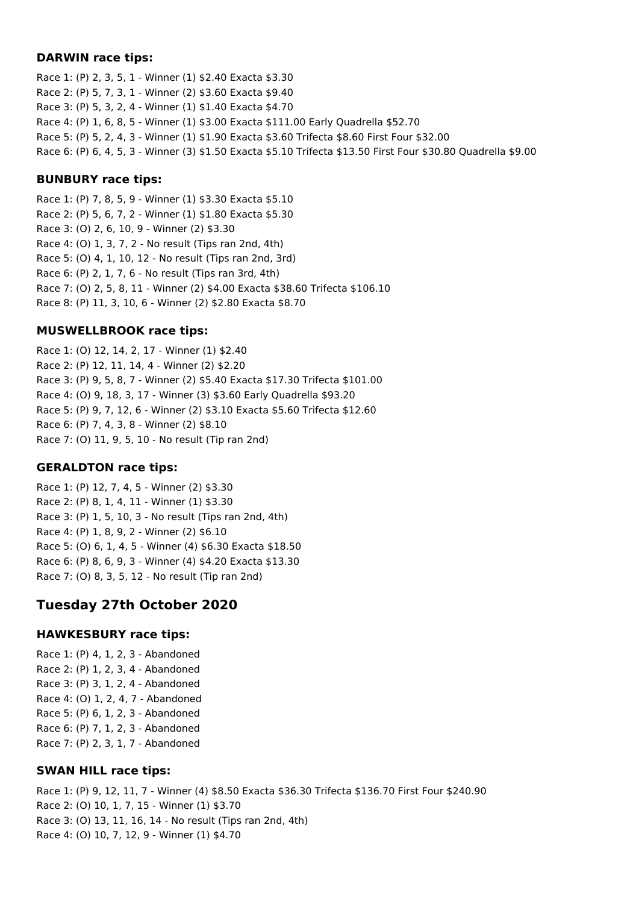### DARWIN race tips:

Race 1: (P) 2, 3, 5, 1 - Winner (1) $2.40 Exacta $3.30
Race 2: (P) 5, 7, 3, 1 - Winner (2) $3.60 Exacta $9.40
Race 3: (P) 5, 3, 2, 4 - Winner (1) $1.40 Exacta $4.70
Race 4: (P) 1, 6, 8, 5 - Winner (1) $3.00 Exacta $111.00 Early Quadrella $52.70
Race 5: (P) 5, 2, 4, 3 - Winner (1) $1.90 Exacta $3.60 Trifecta $8.60 First Four $32.00
Race 6: (P) 6, 4, 5, 3 - Winner (3) $1.50 Exacta $5.10 Trifecta $13.50 First Four $30.80 Quadrella $9.00

### BUNBURY race tips:

Race 1: (P) 7, 8, 5, 9 - Winner (1) $3.30 Exacta $5.10
Race 2: (P) 5, 6, 7, 2 - Winner (1) $1.80 Exacta $5.30
Race 3: (O) 2, 6, 10, 9 - Winner (2) $3.30
Race 4: (O) 1, 3, 7, 2 - No result (Tips ran 2nd, 4th)
Race 5: (O) 4, 1, 10, 12 - No result (Tips ran 2nd, 3rd)
Race 6: (P) 2, 1, 7, 6 - No result (Tips ran 3rd, 4th)
Race 7: (O) 2, 5, 8, 11 - Winner (2) $4.00 Exacta $38.60 Trifecta $106.10
Race 8: (P) 11, 3, 10, 6 - Winner (2) $2.80 Exacta $8.70

### MUSWELLBROOK race tips:

Race 1: (O) 12, 14, 2, 17 - Winner (1) $2.40
Race 2: (P) 12, 11, 14, 4 - Winner (2) $2.20
Race 3: (P) 9, 5, 8, 7 - Winner (2) $5.40 Exacta $17.30 Trifecta $101.00
Race 4: (O) 9, 18, 3, 17 - Winner (3) $3.60 Early Quadrella $93.20
Race 5: (P) 9, 7, 12, 6 - Winner (2) $3.10 Exacta $5.60 Trifecta $12.60
Race 6: (P) 7, 4, 3, 8 - Winner (2) $8.10
Race 7: (O) 11, 9, 5, 10 - No result (Tip ran 2nd)

### GERALDTON race tips:

Race 1: (P) 12, 7, 4, 5 - Winner (2) $3.30
Race 2: (P) 8, 1, 4, 11 - Winner (1) $3.30
Race 3: (P) 1, 5, 10, 3 - No result (Tips ran 2nd, 4th)
Race 4: (P) 1, 8, 9, 2 - Winner (2) $6.10
Race 5: (O) 6, 1, 4, 5 - Winner (4) $6.30 Exacta $18.50
Race 6: (P) 8, 6, 9, 3 - Winner (4) $4.20 Exacta $13.30
Race 7: (O) 8, 3, 5, 12 - No result (Tip ran 2nd)

## Tuesday 27th October 2020

### HAWKESBURY race tips:

Race 1: (P) 4, 1, 2, 3 - Abandoned
Race 2: (P) 1, 2, 3, 4 - Abandoned
Race 3: (P) 3, 1, 2, 4 - Abandoned
Race 4: (O) 1, 2, 4, 7 - Abandoned
Race 5: (P) 6, 1, 2, 3 - Abandoned
Race 6: (P) 7, 1, 2, 3 - Abandoned
Race 7: (P) 2, 3, 1, 7 - Abandoned

### SWAN HILL race tips:

Race 1: (P) 9, 12, 11, 7 - Winner (4) $8.50 Exacta $36.30 Trifecta $136.70 First Four $240.90
Race 2: (O) 10, 1, 7, 15 - Winner (1) $3.70
Race 3: (O) 13, 11, 16, 14 - No result (Tips ran 2nd, 4th)
Race 4: (O) 10, 7, 12, 9 - Winner (1) $4.70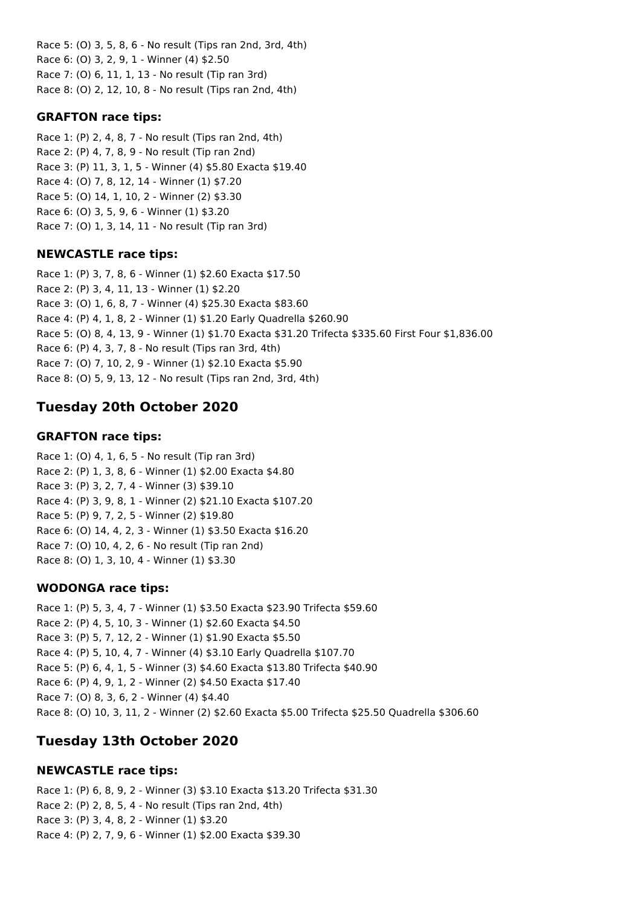Race 5: (O) 3, 5, 8, 6 - No result (Tips ran 2nd, 3rd, 4th)
Race 6: (O) 3, 2, 9, 1 - Winner (4) $2.50
Race 7: (O) 6, 11, 1, 13 - No result (Tip ran 3rd)
Race 8: (O) 2, 12, 10, 8 - No result (Tips ran 2nd, 4th)

### GRAFTON race tips:

Race 1: (P) 2, 4, 8, 7 - No result (Tips ran 2nd, 4th)
Race 2: (P) 4, 7, 8, 9 - No result (Tip ran 2nd)
Race 3: (P) 11, 3, 1, 5 - Winner (4) $5.80 Exacta $19.40
Race 4: (O) 7, 8, 12, 14 - Winner (1) $7.20
Race 5: (O) 14, 1, 10, 2 - Winner (2) $3.30
Race 6: (O) 3, 5, 9, 6 - Winner (1) $3.20
Race 7: (O) 1, 3, 14, 11 - No result (Tip ran 3rd)

### NEWCASTLE race tips:

Race 1: (P) 3, 7, 8, 6 - Winner (1) $2.60 Exacta $17.50
Race 2: (P) 3, 4, 11, 13 - Winner (1) $2.20
Race 3: (O) 1, 6, 8, 7 - Winner (4) $25.30 Exacta $83.60
Race 4: (P) 4, 1, 8, 2 - Winner (1) $1.20 Early Quadrella $260.90
Race 5: (O) 8, 4, 13, 9 - Winner (1) $1.70 Exacta $31.20 Trifecta $335.60 First Four $1,836.00
Race 6: (P) 4, 3, 7, 8 - No result (Tips ran 3rd, 4th)
Race 7: (O) 7, 10, 2, 9 - Winner (1) $2.10 Exacta $5.90
Race 8: (O) 5, 9, 13, 12 - No result (Tips ran 2nd, 3rd, 4th)

## Tuesday 20th October 2020

### GRAFTON race tips:

Race 1: (O) 4, 1, 6, 5 - No result (Tip ran 3rd)
Race 2: (P) 1, 3, 8, 6 - Winner (1) $2.00 Exacta $4.80
Race 3: (P) 3, 2, 7, 4 - Winner (3) $39.10
Race 4: (P) 3, 9, 8, 1 - Winner (2) $21.10 Exacta $107.20
Race 5: (P) 9, 7, 2, 5 - Winner (2) $19.80
Race 6: (O) 14, 4, 2, 3 - Winner (1) $3.50 Exacta $16.20
Race 7: (O) 10, 4, 2, 6 - No result (Tip ran 2nd)
Race 8: (O) 1, 3, 10, 4 - Winner (1) $3.30

### WODONGA race tips:

Race 1: (P) 5, 3, 4, 7 - Winner (1) $3.50 Exacta $23.90 Trifecta $59.60
Race 2: (P) 4, 5, 10, 3 - Winner (1) $2.60 Exacta $4.50
Race 3: (P) 5, 7, 12, 2 - Winner (1) $1.90 Exacta $5.50
Race 4: (P) 5, 10, 4, 7 - Winner (4) $3.10 Early Quadrella $107.70
Race 5: (P) 6, 4, 1, 5 - Winner (3) $4.60 Exacta $13.80 Trifecta $40.90
Race 6: (P) 4, 9, 1, 2 - Winner (2) $4.50 Exacta $17.40
Race 7: (O) 8, 3, 6, 2 - Winner (4) $4.40
Race 8: (O) 10, 3, 11, 2 - Winner (2) $2.60 Exacta $5.00 Trifecta $25.50 Quadrella $306.60

## Tuesday 13th October 2020

### NEWCASTLE race tips:

Race 1: (P) 6, 8, 9, 2 - Winner (3) $3.10 Exacta $13.20 Trifecta $31.30
Race 2: (P) 2, 8, 5, 4 - No result (Tips ran 2nd, 4th)
Race 3: (P) 3, 4, 8, 2 - Winner (1) $3.20
Race 4: (P) 2, 7, 9, 6 - Winner (1) $2.00 Exacta $39.30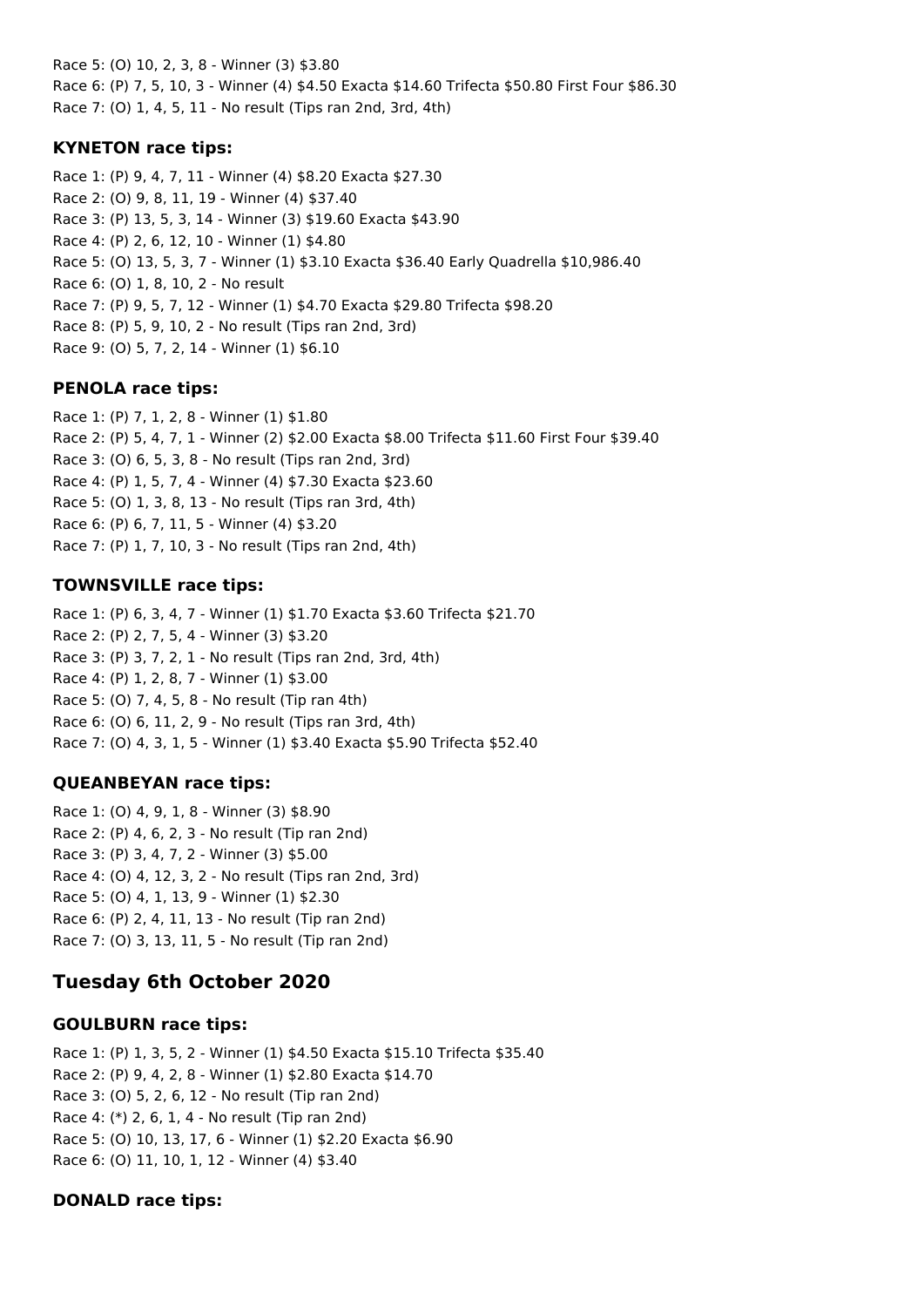Race 5: (O) 10, 2, 3, 8 - Winner (3) $3.80
Race 6: (P) 7, 5, 10, 3 - Winner (4) $4.50 Exacta $14.60 Trifecta $50.80 First Four $86.30
Race 7: (O) 1, 4, 5, 11 - No result (Tips ran 2nd, 3rd, 4th)

### KYNETON race tips:

Race 1: (P) 9, 4, 7, 11 - Winner (4) $8.20 Exacta $27.30
Race 2: (O) 9, 8, 11, 19 - Winner (4) $37.40
Race 3: (P) 13, 5, 3, 14 - Winner (3) $19.60 Exacta $43.90
Race 4: (P) 2, 6, 12, 10 - Winner (1) $4.80
Race 5: (O) 13, 5, 3, 7 - Winner (1) $3.10 Exacta $36.40 Early Quadrella $10,986.40
Race 6: (O) 1, 8, 10, 2 - No result
Race 7: (P) 9, 5, 7, 12 - Winner (1) $4.70 Exacta $29.80 Trifecta $98.20
Race 8: (P) 5, 9, 10, 2 - No result (Tips ran 2nd, 3rd)
Race 9: (O) 5, 7, 2, 14 - Winner (1) $6.10

### PENOLA race tips:

Race 1: (P) 7, 1, 2, 8 - Winner (1) $1.80
Race 2: (P) 5, 4, 7, 1 - Winner (2) $2.00 Exacta $8.00 Trifecta $11.60 First Four $39.40
Race 3: (O) 6, 5, 3, 8 - No result (Tips ran 2nd, 3rd)
Race 4: (P) 1, 5, 7, 4 - Winner (4) $7.30 Exacta $23.60
Race 5: (O) 1, 3, 8, 13 - No result (Tips ran 3rd, 4th)
Race 6: (P) 6, 7, 11, 5 - Winner (4) $3.20
Race 7: (P) 1, 7, 10, 3 - No result (Tips ran 2nd, 4th)

### TOWNSVILLE race tips:

Race 1: (P) 6, 3, 4, 7 - Winner (1) $1.70 Exacta $3.60 Trifecta $21.70
Race 2: (P) 2, 7, 5, 4 - Winner (3) $3.20
Race 3: (P) 3, 7, 2, 1 - No result (Tips ran 2nd, 3rd, 4th)
Race 4: (P) 1, 2, 8, 7 - Winner (1) $3.00
Race 5: (O) 7, 4, 5, 8 - No result (Tip ran 4th)
Race 6: (O) 6, 11, 2, 9 - No result (Tips ran 3rd, 4th)
Race 7: (O) 4, 3, 1, 5 - Winner (1) $3.40 Exacta $5.90 Trifecta $52.40

### QUEANBEYAN race tips:

Race 1: (O) 4, 9, 1, 8 - Winner (3) $8.90
Race 2: (P) 4, 6, 2, 3 - No result (Tip ran 2nd)
Race 3: (P) 3, 4, 7, 2 - Winner (3) $5.00
Race 4: (O) 4, 12, 3, 2 - No result (Tips ran 2nd, 3rd)
Race 5: (O) 4, 1, 13, 9 - Winner (1) $2.30
Race 6: (P) 2, 4, 11, 13 - No result (Tip ran 2nd)
Race 7: (O) 3, 13, 11, 5 - No result (Tip ran 2nd)

## Tuesday 6th October 2020

### GOULBURN race tips:

Race 1: (P) 1, 3, 5, 2 - Winner (1) $4.50 Exacta $15.10 Trifecta $35.40
Race 2: (P) 9, 4, 2, 8 - Winner (1) $2.80 Exacta $14.70
Race 3: (O) 5, 2, 6, 12 - No result (Tip ran 2nd)
Race 4: (*) 2, 6, 1, 4 - No result (Tip ran 2nd)
Race 5: (O) 10, 13, 17, 6 - Winner (1) $2.20 Exacta $6.90
Race 6: (O) 11, 10, 1, 12 - Winner (4) $3.40

### DONALD race tips: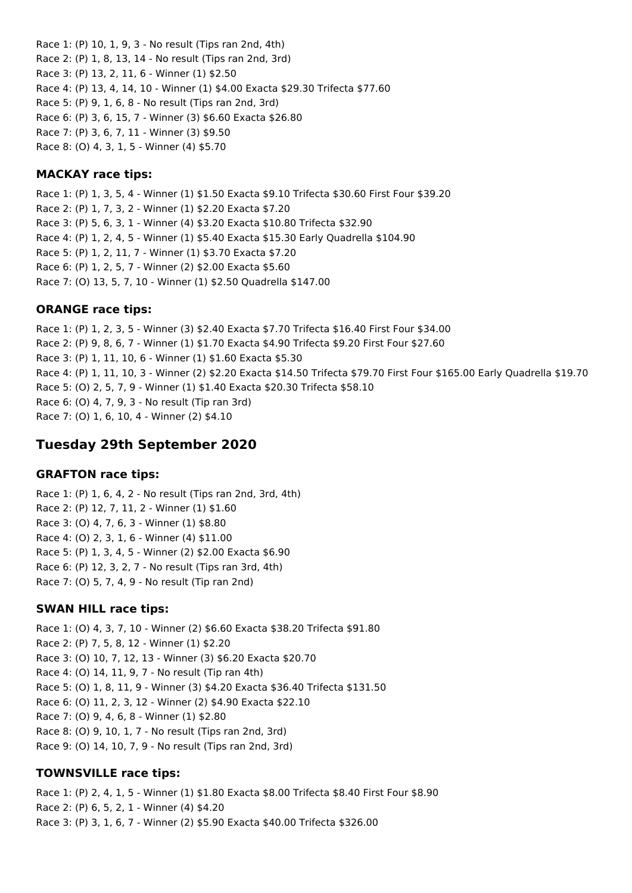Race 1: (P) 10, 1, 9, 3 - No result (Tips ran 2nd, 4th)
Race 2: (P) 1, 8, 13, 14 - No result (Tips ran 2nd, 3rd)
Race 3: (P) 13, 2, 11, 6 - Winner (1) $2.50
Race 4: (P) 13, 4, 14, 10 - Winner (1) $4.00 Exacta $29.30 Trifecta $77.60
Race 5: (P) 9, 1, 6, 8 - No result (Tips ran 2nd, 3rd)
Race 6: (P) 3, 6, 15, 7 - Winner (3) $6.60 Exacta $26.80
Race 7: (P) 3, 6, 7, 11 - Winner (3) $9.50
Race 8: (O) 4, 3, 1, 5 - Winner (4) $5.70

### MACKAY race tips:

Race 1: (P) 1, 3, 5, 4 - Winner (1) $1.50 Exacta $9.10 Trifecta $30.60 First Four $39.20
Race 2: (P) 1, 7, 3, 2 - Winner (1) $2.20 Exacta $7.20
Race 3: (P) 5, 6, 3, 1 - Winner (4) $3.20 Exacta $10.80 Trifecta $32.90
Race 4: (P) 1, 2, 4, 5 - Winner (1) $5.40 Exacta $15.30 Early Quadrella $104.90
Race 5: (P) 1, 2, 11, 7 - Winner (1) $3.70 Exacta $7.20
Race 6: (P) 1, 2, 5, 7 - Winner (2) $2.00 Exacta $5.60
Race 7: (O) 13, 5, 7, 10 - Winner (1) $2.50 Quadrella $147.00

### ORANGE race tips:

Race 1: (P) 1, 2, 3, 5 - Winner (3) $2.40 Exacta $7.70 Trifecta $16.40 First Four $34.00
Race 2: (P) 9, 8, 6, 7 - Winner (1) $1.70 Exacta $4.90 Trifecta $9.20 First Four $27.60
Race 3: (P) 1, 11, 10, 6 - Winner (1) $1.60 Exacta $5.30
Race 4: (P) 1, 11, 10, 3 - Winner (2) $2.20 Exacta $14.50 Trifecta $79.70 First Four $165.00 Early Quadrella $19.70
Race 5: (O) 2, 5, 7, 9 - Winner (1) $1.40 Exacta $20.30 Trifecta $58.10
Race 6: (O) 4, 7, 9, 3 - No result (Tip ran 3rd)
Race 7: (O) 1, 6, 10, 4 - Winner (2) $4.10

## Tuesday 29th September 2020

### GRAFTON race tips:

Race 1: (P) 1, 6, 4, 2 - No result (Tips ran 2nd, 3rd, 4th)
Race 2: (P) 12, 7, 11, 2 - Winner (1) $1.60
Race 3: (O) 4, 7, 6, 3 - Winner (1) $8.80
Race 4: (O) 2, 3, 1, 6 - Winner (4) $11.00
Race 5: (P) 1, 3, 4, 5 - Winner (2) $2.00 Exacta $6.90
Race 6: (P) 12, 3, 2, 7 - No result (Tips ran 3rd, 4th)
Race 7: (O) 5, 7, 4, 9 - No result (Tip ran 2nd)

### SWAN HILL race tips:

Race 1: (O) 4, 3, 7, 10 - Winner (2) $6.60 Exacta $38.20 Trifecta $91.80
Race 2: (P) 7, 5, 8, 12 - Winner (1) $2.20
Race 3: (O) 10, 7, 12, 13 - Winner (3) $6.20 Exacta $20.70
Race 4: (O) 14, 11, 9, 7 - No result (Tip ran 4th)
Race 5: (O) 1, 8, 11, 9 - Winner (3) $4.20 Exacta $36.40 Trifecta $131.50
Race 6: (O) 11, 2, 3, 12 - Winner (2) $4.90 Exacta $22.10
Race 7: (O) 9, 4, 6, 8 - Winner (1) $2.80
Race 8: (O) 9, 10, 1, 7 - No result (Tips ran 2nd, 3rd)
Race 9: (O) 14, 10, 7, 9 - No result (Tips ran 2nd, 3rd)

### TOWNSVILLE race tips:

Race 1: (P) 2, 4, 1, 5 - Winner (1) $1.80 Exacta $8.00 Trifecta $8.40 First Four $8.90
Race 2: (P) 6, 5, 2, 1 - Winner (4) $4.20
Race 3: (P) 3, 1, 6, 7 - Winner (2) $5.90 Exacta $40.00 Trifecta $326.00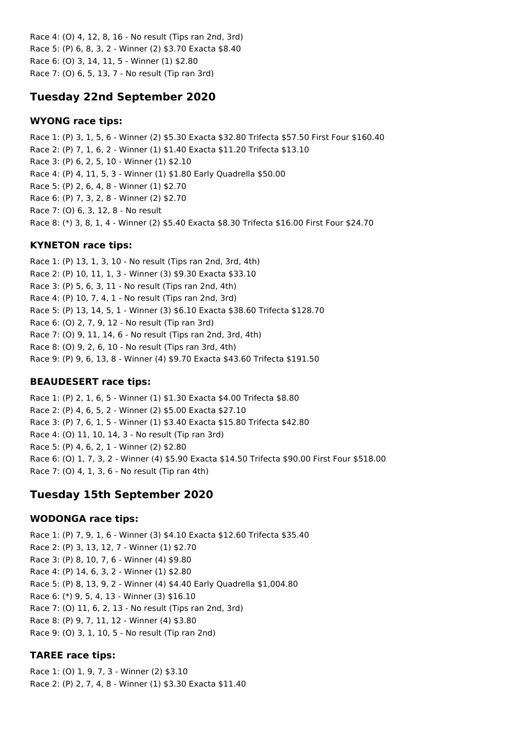Race 4: (O) 4, 12, 8, 16 - No result (Tips ran 2nd, 3rd)
Race 5: (P) 6, 8, 3, 2 - Winner (2) $3.70 Exacta $8.40
Race 6: (O) 3, 14, 11, 5 - Winner (1) $2.80
Race 7: (O) 6, 5, 13, 7 - No result (Tip ran 3rd)

## Tuesday 22nd September 2020

### WYONG race tips:

Race 1: (P) 3, 1, 5, 6 - Winner (2) $5.30 Exacta $32.80 Trifecta $57.50 First Four $160.40
Race 2: (P) 7, 1, 6, 2 - Winner (1) $1.40 Exacta $11.20 Trifecta $13.10
Race 3: (P) 6, 2, 5, 10 - Winner (1) $2.10
Race 4: (P) 4, 11, 5, 3 - Winner (1) $1.80 Early Quadrella $50.00
Race 5: (P) 2, 6, 4, 8 - Winner (1) $2.70
Race 6: (P) 7, 3, 2, 8 - Winner (2) $2.70
Race 7: (O) 6, 3, 12, 8 - No result
Race 8: (*) 3, 8, 1, 4 - Winner (2) $5.40 Exacta $8.30 Trifecta $16.00 First Four $24.70

### KYNETON race tips:

Race 1: (P) 13, 1, 3, 10 - No result (Tips ran 2nd, 3rd, 4th)
Race 2: (P) 10, 11, 1, 3 - Winner (3) $9.30 Exacta $33.10
Race 3: (P) 5, 6, 3, 11 - No result (Tips ran 2nd, 4th)
Race 4: (P) 10, 7, 4, 1 - No result (Tips ran 2nd, 3rd)
Race 5: (P) 13, 14, 5, 1 - Winner (3) $6.10 Exacta $38.60 Trifecta $128.70
Race 6: (O) 2, 7, 9, 12 - No result (Tip ran 3rd)
Race 7: (O) 9, 11, 14, 6 - No result (Tips ran 2nd, 3rd, 4th)
Race 8: (O) 9, 2, 6, 10 - No result (Tips ran 3rd, 4th)
Race 9: (P) 9, 6, 13, 8 - Winner (4) $9.70 Exacta $43.60 Trifecta $191.50

### BEAUDESERT race tips:

Race 1: (P) 2, 1, 6, 5 - Winner (1) $1.30 Exacta $4.00 Trifecta $8.80
Race 2: (P) 4, 6, 5, 2 - Winner (2) $5.00 Exacta $27.10
Race 3: (P) 7, 6, 1, 5 - Winner (1) $3.40 Exacta $15.80 Trifecta $42.80
Race 4: (O) 11, 10, 14, 3 - No result (Tip ran 3rd)
Race 5: (P) 4, 6, 2, 1 - Winner (2) $2.80
Race 6: (O) 1, 7, 3, 2 - Winner (4) $5.90 Exacta $14.50 Trifecta $90.00 First Four $518.00
Race 7: (O) 4, 1, 3, 6 - No result (Tip ran 4th)

## Tuesday 15th September 2020

### WODONGA race tips:

Race 1: (P) 7, 9, 1, 6 - Winner (3) $4.10 Exacta $12.60 Trifecta $35.40
Race 2: (P) 3, 13, 12, 7 - Winner (1) $2.70
Race 3: (P) 8, 10, 7, 6 - Winner (4) $9.80
Race 4: (P) 14, 6, 3, 2 - Winner (1) $2.80
Race 5: (P) 8, 13, 9, 2 - Winner (4) $4.40 Early Quadrella $1,004.80
Race 6: (*) 9, 5, 4, 13 - Winner (3) $16.10
Race 7: (O) 11, 6, 2, 13 - No result (Tips ran 2nd, 3rd)
Race 8: (P) 9, 7, 11, 12 - Winner (4) $3.80
Race 9: (O) 3, 1, 10, 5 - No result (Tip ran 2nd)

### TAREE race tips:

Race 1: (O) 1, 9, 7, 3 - Winner (2) $3.10
Race 2: (P) 2, 7, 4, 8 - Winner (1) $3.30 Exacta $11.40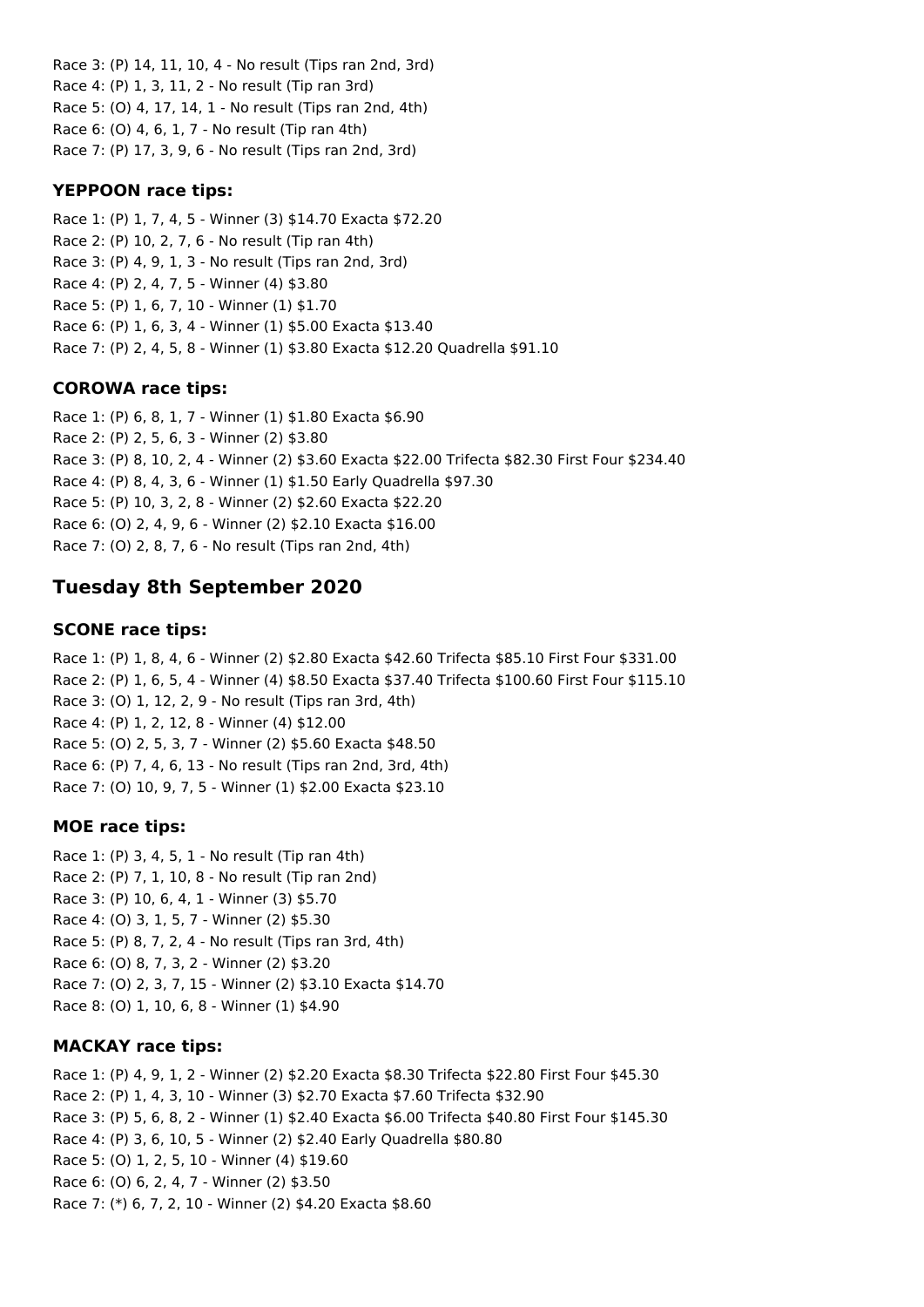Race 3: (P) 14, 11, 10, 4 - No result (Tips ran 2nd, 3rd)
Race 4: (P) 1, 3, 11, 2 - No result (Tip ran 3rd)
Race 5: (O) 4, 17, 14, 1 - No result (Tips ran 2nd, 4th)
Race 6: (O) 4, 6, 1, 7 - No result (Tip ran 4th)
Race 7: (P) 17, 3, 9, 6 - No result (Tips ran 2nd, 3rd)

### YEPPOON race tips:

Race 1: (P) 1, 7, 4, 5 - Winner (3) $14.70 Exacta $72.20
Race 2: (P) 10, 2, 7, 6 - No result (Tip ran 4th)
Race 3: (P) 4, 9, 1, 3 - No result (Tips ran 2nd, 3rd)
Race 4: (P) 2, 4, 7, 5 - Winner (4) $3.80
Race 5: (P) 1, 6, 7, 10 - Winner (1) $1.70
Race 6: (P) 1, 6, 3, 4 - Winner (1) $5.00 Exacta $13.40
Race 7: (P) 2, 4, 5, 8 - Winner (1) $3.80 Exacta $12.20 Quadrella $91.10

### COROWA race tips:

Race 1: (P) 6, 8, 1, 7 - Winner (1) $1.80 Exacta $6.90
Race 2: (P) 2, 5, 6, 3 - Winner (2) $3.80
Race 3: (P) 8, 10, 2, 4 - Winner (2) $3.60 Exacta $22.00 Trifecta $82.30 First Four $234.40
Race 4: (P) 8, 4, 3, 6 - Winner (1) $1.50 Early Quadrella $97.30
Race 5: (P) 10, 3, 2, 8 - Winner (2) $2.60 Exacta $22.20
Race 6: (O) 2, 4, 9, 6 - Winner (2) $2.10 Exacta $16.00
Race 7: (O) 2, 8, 7, 6 - No result (Tips ran 2nd, 4th)

## Tuesday 8th September 2020

### SCONE race tips:

Race 1: (P) 1, 8, 4, 6 - Winner (2) $2.80 Exacta $42.60 Trifecta $85.10 First Four $331.00
Race 2: (P) 1, 6, 5, 4 - Winner (4) $8.50 Exacta $37.40 Trifecta $100.60 First Four $115.10
Race 3: (O) 1, 12, 2, 9 - No result (Tips ran 3rd, 4th)
Race 4: (P) 1, 2, 12, 8 - Winner (4) $12.00
Race 5: (O) 2, 5, 3, 7 - Winner (2) $5.60 Exacta $48.50
Race 6: (P) 7, 4, 6, 13 - No result (Tips ran 2nd, 3rd, 4th)
Race 7: (O) 10, 9, 7, 5 - Winner (1) $2.00 Exacta $23.10

### MOE race tips:

Race 1: (P) 3, 4, 5, 1 - No result (Tip ran 4th)
Race 2: (P) 7, 1, 10, 8 - No result (Tip ran 2nd)
Race 3: (P) 10, 6, 4, 1 - Winner (3) $5.70
Race 4: (O) 3, 1, 5, 7 - Winner (2) $5.30
Race 5: (P) 8, 7, 2, 4 - No result (Tips ran 3rd, 4th)
Race 6: (O) 8, 7, 3, 2 - Winner (2) $3.20
Race 7: (O) 2, 3, 7, 15 - Winner (2) $3.10 Exacta $14.70
Race 8: (O) 1, 10, 6, 8 - Winner (1) $4.90

### MACKAY race tips:

Race 1: (P) 4, 9, 1, 2 - Winner (2) $2.20 Exacta $8.30 Trifecta $22.80 First Four $45.30
Race 2: (P) 1, 4, 3, 10 - Winner (3) $2.70 Exacta $7.60 Trifecta $32.90
Race 3: (P) 5, 6, 8, 2 - Winner (1) $2.40 Exacta $6.00 Trifecta $40.80 First Four $145.30
Race 4: (P) 3, 6, 10, 5 - Winner (2) $2.40 Early Quadrella $80.80
Race 5: (O) 1, 2, 5, 10 - Winner (4) $19.60
Race 6: (O) 6, 2, 4, 7 - Winner (2) $3.50
Race 7: (*) 6, 7, 2, 10 - Winner (2) $4.20 Exacta $8.60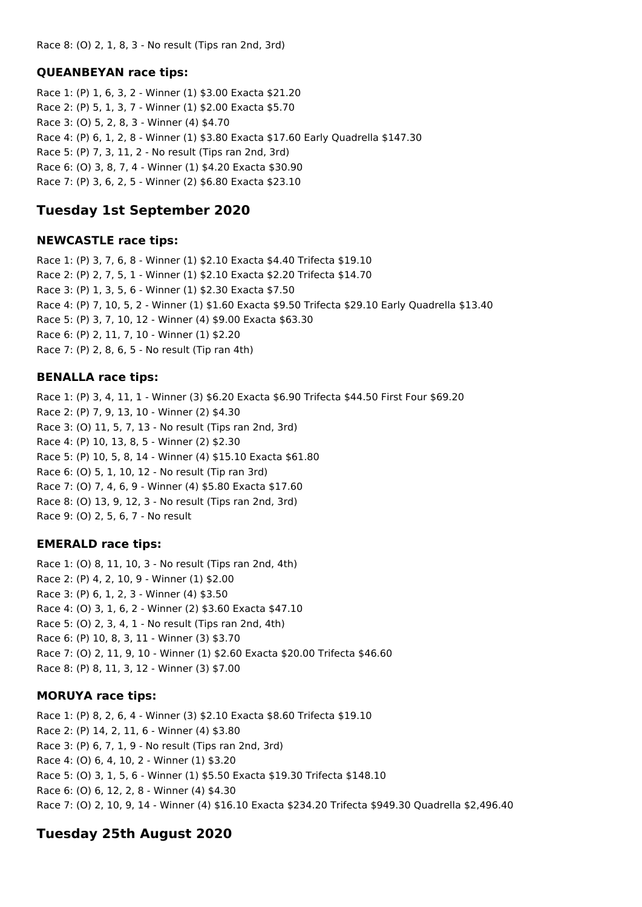Race 8: (O) 2, 1, 8, 3 - No result (Tips ran 2nd, 3rd)

### QUEANBEYAN race tips:

Race 1: (P) 1, 6, 3, 2 - Winner (1) $3.00 Exacta $21.20
Race 2: (P) 5, 1, 3, 7 - Winner (1) $2.00 Exacta $5.70
Race 3: (O) 5, 2, 8, 3 - Winner (4) $4.70
Race 4: (P) 6, 1, 2, 8 - Winner (1) $3.80 Exacta $17.60 Early Quadrella $147.30
Race 5: (P) 7, 3, 11, 2 - No result (Tips ran 2nd, 3rd)
Race 6: (O) 3, 8, 7, 4 - Winner (1) $4.20 Exacta $30.90
Race 7: (P) 3, 6, 2, 5 - Winner (2) $6.80 Exacta $23.10

## Tuesday 1st September 2020

### NEWCASTLE race tips:

Race 1: (P) 3, 7, 6, 8 - Winner (1) $2.10 Exacta $4.40 Trifecta $19.10
Race 2: (P) 2, 7, 5, 1 - Winner (1) $2.10 Exacta $2.20 Trifecta $14.70
Race 3: (P) 1, 3, 5, 6 - Winner (1) $2.30 Exacta $7.50
Race 4: (P) 7, 10, 5, 2 - Winner (1) $1.60 Exacta $9.50 Trifecta $29.10 Early Quadrella $13.40
Race 5: (P) 3, 7, 10, 12 - Winner (4) $9.00 Exacta $63.30
Race 6: (P) 2, 11, 7, 10 - Winner (1) $2.20
Race 7: (P) 2, 8, 6, 5 - No result (Tip ran 4th)

### BENALLA race tips:

Race 1: (P) 3, 4, 11, 1 - Winner (3) $6.20 Exacta $6.90 Trifecta $44.50 First Four $69.20
Race 2: (P) 7, 9, 13, 10 - Winner (2) $4.30
Race 3: (O) 11, 5, 7, 13 - No result (Tips ran 2nd, 3rd)
Race 4: (P) 10, 13, 8, 5 - Winner (2) $2.30
Race 5: (P) 10, 5, 8, 14 - Winner (4) $15.10 Exacta $61.80
Race 6: (O) 5, 1, 10, 12 - No result (Tip ran 3rd)
Race 7: (O) 7, 4, 6, 9 - Winner (4) $5.80 Exacta $17.60
Race 8: (O) 13, 9, 12, 3 - No result (Tips ran 2nd, 3rd)
Race 9: (O) 2, 5, 6, 7 - No result

### EMERALD race tips:

Race 1: (O) 8, 11, 10, 3 - No result (Tips ran 2nd, 4th)
Race 2: (P) 4, 2, 10, 9 - Winner (1) $2.00
Race 3: (P) 6, 1, 2, 3 - Winner (4) $3.50
Race 4: (O) 3, 1, 6, 2 - Winner (2) $3.60 Exacta $47.10
Race 5: (O) 2, 3, 4, 1 - No result (Tips ran 2nd, 4th)
Race 6: (P) 10, 8, 3, 11 - Winner (3) $3.70
Race 7: (O) 2, 11, 9, 10 - Winner (1) $2.60 Exacta $20.00 Trifecta $46.60
Race 8: (P) 8, 11, 3, 12 - Winner (3) $7.00

### MORUYA race tips:

Race 1: (P) 8, 2, 6, 4 - Winner (3) $2.10 Exacta $8.60 Trifecta $19.10
Race 2: (P) 14, 2, 11, 6 - Winner (4) $3.80
Race 3: (P) 6, 7, 1, 9 - No result (Tips ran 2nd, 3rd)
Race 4: (O) 6, 4, 10, 2 - Winner (1) $3.20
Race 5: (O) 3, 1, 5, 6 - Winner (1) $5.50 Exacta $19.30 Trifecta $148.10
Race 6: (O) 6, 12, 2, 8 - Winner (4) $4.30
Race 7: (O) 2, 10, 9, 14 - Winner (4) $16.10 Exacta $234.20 Trifecta $949.30 Quadrella $2,496.40

## Tuesday 25th August 2020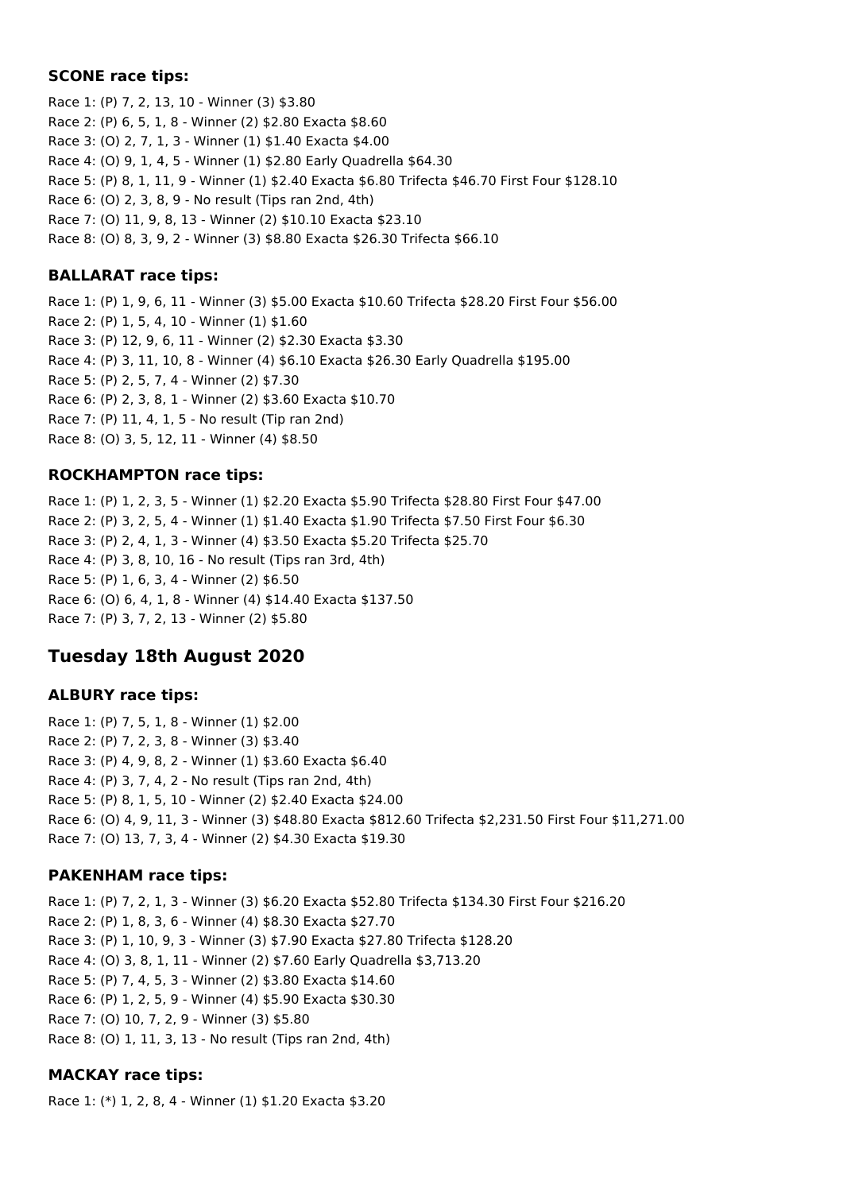### SCONE race tips:

Race 1: (P) 7, 2, 13, 10 - Winner (3) $3.80
Race 2: (P) 6, 5, 1, 8 - Winner (2) $2.80 Exacta $8.60
Race 3: (O) 2, 7, 1, 3 - Winner (1) $1.40 Exacta $4.00
Race 4: (O) 9, 1, 4, 5 - Winner (1) $2.80 Early Quadrella $64.30
Race 5: (P) 8, 1, 11, 9 - Winner (1) $2.40 Exacta $6.80 Trifecta $46.70 First Four $128.10
Race 6: (O) 2, 3, 8, 9 - No result (Tips ran 2nd, 4th)
Race 7: (O) 11, 9, 8, 13 - Winner (2) $10.10 Exacta $23.10
Race 8: (O) 8, 3, 9, 2 - Winner (3) $8.80 Exacta $26.30 Trifecta $66.10

### BALLARAT race tips:

Race 1: (P) 1, 9, 6, 11 - Winner (3) $5.00 Exacta $10.60 Trifecta $28.20 First Four $56.00
Race 2: (P) 1, 5, 4, 10 - Winner (1) $1.60
Race 3: (P) 12, 9, 6, 11 - Winner (2) $2.30 Exacta $3.30
Race 4: (P) 3, 11, 10, 8 - Winner (4) $6.10 Exacta $26.30 Early Quadrella $195.00
Race 5: (P) 2, 5, 7, 4 - Winner (2) $7.30
Race 6: (P) 2, 3, 8, 1 - Winner (2) $3.60 Exacta $10.70
Race 7: (P) 11, 4, 1, 5 - No result (Tip ran 2nd)
Race 8: (O) 3, 5, 12, 11 - Winner (4) $8.50

### ROCKHAMPTON race tips:

Race 1: (P) 1, 2, 3, 5 - Winner (1) $2.20 Exacta $5.90 Trifecta $28.80 First Four $47.00
Race 2: (P) 3, 2, 5, 4 - Winner (1) $1.40 Exacta $1.90 Trifecta $7.50 First Four $6.30
Race 3: (P) 2, 4, 1, 3 - Winner (4) $3.50 Exacta $5.20 Trifecta $25.70
Race 4: (P) 3, 8, 10, 16 - No result (Tips ran 3rd, 4th)
Race 5: (P) 1, 6, 3, 4 - Winner (2) $6.50
Race 6: (O) 6, 4, 1, 8 - Winner (4) $14.40 Exacta $137.50
Race 7: (P) 3, 7, 2, 13 - Winner (2) $5.80

## Tuesday 18th August 2020

### ALBURY race tips:

Race 1: (P) 7, 5, 1, 8 - Winner (1) $2.00
Race 2: (P) 7, 2, 3, 8 - Winner (3) $3.40
Race 3: (P) 4, 9, 8, 2 - Winner (1) $3.60 Exacta $6.40
Race 4: (P) 3, 7, 4, 2 - No result (Tips ran 2nd, 4th)
Race 5: (P) 8, 1, 5, 10 - Winner (2) $2.40 Exacta $24.00
Race 6: (O) 4, 9, 11, 3 - Winner (3) $48.80 Exacta $812.60 Trifecta $2,231.50 First Four $11,271.00
Race 7: (O) 13, 7, 3, 4 - Winner (2) $4.30 Exacta $19.30

### PAKENHAM race tips:

Race 1: (P) 7, 2, 1, 3 - Winner (3) $6.20 Exacta $52.80 Trifecta $134.30 First Four $216.20
Race 2: (P) 1, 8, 3, 6 - Winner (4) $8.30 Exacta $27.70
Race 3: (P) 1, 10, 9, 3 - Winner (3) $7.90 Exacta $27.80 Trifecta $128.20
Race 4: (O) 3, 8, 1, 11 - Winner (2) $7.60 Early Quadrella $3,713.20
Race 5: (P) 7, 4, 5, 3 - Winner (2) $3.80 Exacta $14.60
Race 6: (P) 1, 2, 5, 9 - Winner (4) $5.90 Exacta $30.30
Race 7: (O) 10, 7, 2, 9 - Winner (3) $5.80
Race 8: (O) 1, 11, 3, 13 - No result (Tips ran 2nd, 4th)

### MACKAY race tips:

Race 1: (*) 1, 2, 8, 4 - Winner (1) $1.20 Exacta $3.20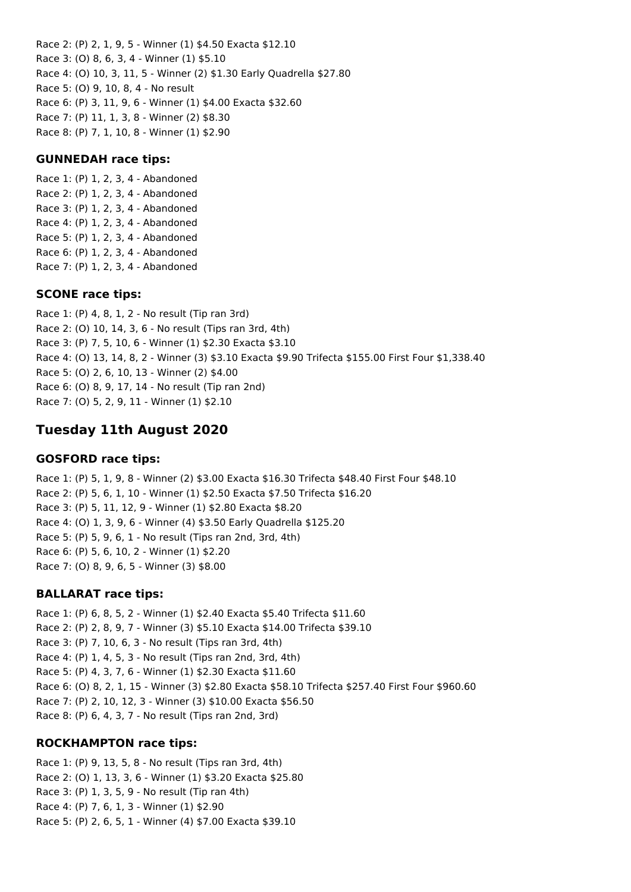Race 2: (P) 2, 1, 9, 5 - Winner (1) $4.50 Exacta $12.10
Race 3: (O) 8, 6, 3, 4 - Winner (1) $5.10
Race 4: (O) 10, 3, 11, 5 - Winner (2) $1.30 Early Quadrella $27.80
Race 5: (O) 9, 10, 8, 4 - No result
Race 6: (P) 3, 11, 9, 6 - Winner (1) $4.00 Exacta $32.60
Race 7: (P) 11, 1, 3, 8 - Winner (2) $8.30
Race 8: (P) 7, 1, 10, 8 - Winner (1) $2.90

### GUNNEDAH race tips:

Race 1: (P) 1, 2, 3, 4 - Abandoned
Race 2: (P) 1, 2, 3, 4 - Abandoned
Race 3: (P) 1, 2, 3, 4 - Abandoned
Race 4: (P) 1, 2, 3, 4 - Abandoned
Race 5: (P) 1, 2, 3, 4 - Abandoned
Race 6: (P) 1, 2, 3, 4 - Abandoned
Race 7: (P) 1, 2, 3, 4 - Abandoned

### SCONE race tips:

Race 1: (P) 4, 8, 1, 2 - No result (Tip ran 3rd)
Race 2: (O) 10, 14, 3, 6 - No result (Tips ran 3rd, 4th)
Race 3: (P) 7, 5, 10, 6 - Winner (1) $2.30 Exacta $3.10
Race 4: (O) 13, 14, 8, 2 - Winner (3) $3.10 Exacta $9.90 Trifecta $155.00 First Four $1,338.40
Race 5: (O) 2, 6, 10, 13 - Winner (2) $4.00
Race 6: (O) 8, 9, 17, 14 - No result (Tip ran 2nd)
Race 7: (O) 5, 2, 9, 11 - Winner (1) $2.10

## Tuesday 11th August 2020

### GOSFORD race tips:

Race 1: (P) 5, 1, 9, 8 - Winner (2) $3.00 Exacta $16.30 Trifecta $48.40 First Four $48.10
Race 2: (P) 5, 6, 1, 10 - Winner (1) $2.50 Exacta $7.50 Trifecta $16.20
Race 3: (P) 5, 11, 12, 9 - Winner (1) $2.80 Exacta $8.20
Race 4: (O) 1, 3, 9, 6 - Winner (4) $3.50 Early Quadrella $125.20
Race 5: (P) 5, 9, 6, 1 - No result (Tips ran 2nd, 3rd, 4th)
Race 6: (P) 5, 6, 10, 2 - Winner (1) $2.20
Race 7: (O) 8, 9, 6, 5 - Winner (3) $8.00

### BALLARAT race tips:

Race 1: (P) 6, 8, 5, 2 - Winner (1) $2.40 Exacta $5.40 Trifecta $11.60
Race 2: (P) 2, 8, 9, 7 - Winner (3) $5.10 Exacta $14.00 Trifecta $39.10
Race 3: (P) 7, 10, 6, 3 - No result (Tips ran 3rd, 4th)
Race 4: (P) 1, 4, 5, 3 - No result (Tips ran 2nd, 3rd, 4th)
Race 5: (P) 4, 3, 7, 6 - Winner (1) $2.30 Exacta $11.60
Race 6: (O) 8, 2, 1, 15 - Winner (3) $2.80 Exacta $58.10 Trifecta $257.40 First Four $960.60
Race 7: (P) 2, 10, 12, 3 - Winner (3) $10.00 Exacta $56.50
Race 8: (P) 6, 4, 3, 7 - No result (Tips ran 2nd, 3rd)

### ROCKHAMPTON race tips:

Race 1: (P) 9, 13, 5, 8 - No result (Tips ran 3rd, 4th)
Race 2: (O) 1, 13, 3, 6 - Winner (1) $3.20 Exacta $25.80
Race 3: (P) 1, 3, 5, 9 - No result (Tip ran 4th)
Race 4: (P) 7, 6, 1, 3 - Winner (1) $2.90
Race 5: (P) 2, 6, 5, 1 - Winner (4) $7.00 Exacta $39.10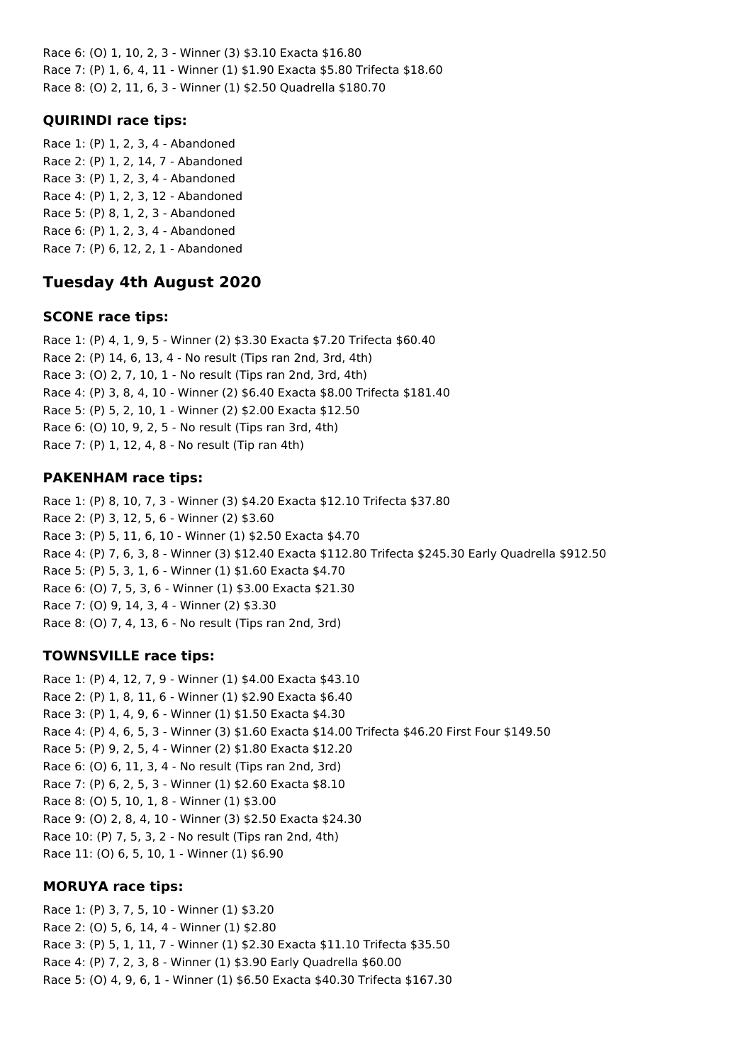Race 6: (O) 1, 10, 2, 3 - Winner (3) $3.10 Exacta $16.80
Race 7: (P) 1, 6, 4, 11 - Winner (1) $1.90 Exacta $5.80 Trifecta $18.60
Race 8: (O) 2, 11, 6, 3 - Winner (1) $2.50 Quadrella $180.70

### QUIRINDI race tips:

Race 1: (P) 1, 2, 3, 4 - Abandoned
Race 2: (P) 1, 2, 14, 7 - Abandoned
Race 3: (P) 1, 2, 3, 4 - Abandoned
Race 4: (P) 1, 2, 3, 12 - Abandoned
Race 5: (P) 8, 1, 2, 3 - Abandoned
Race 6: (P) 1, 2, 3, 4 - Abandoned
Race 7: (P) 6, 12, 2, 1 - Abandoned

## Tuesday 4th August 2020

### SCONE race tips:

Race 1: (P) 4, 1, 9, 5 - Winner (2) $3.30 Exacta $7.20 Trifecta $60.40
Race 2: (P) 14, 6, 13, 4 - No result (Tips ran 2nd, 3rd, 4th)
Race 3: (O) 2, 7, 10, 1 - No result (Tips ran 2nd, 3rd, 4th)
Race 4: (P) 3, 8, 4, 10 - Winner (2) $6.40 Exacta $8.00 Trifecta $181.40
Race 5: (P) 5, 2, 10, 1 - Winner (2) $2.00 Exacta $12.50
Race 6: (O) 10, 9, 2, 5 - No result (Tips ran 3rd, 4th)
Race 7: (P) 1, 12, 4, 8 - No result (Tip ran 4th)

### PAKENHAM race tips:

Race 1: (P) 8, 10, 7, 3 - Winner (3) $4.20 Exacta $12.10 Trifecta $37.80
Race 2: (P) 3, 12, 5, 6 - Winner (2) $3.60
Race 3: (P) 5, 11, 6, 10 - Winner (1) $2.50 Exacta $4.70
Race 4: (P) 7, 6, 3, 8 - Winner (3) $12.40 Exacta $112.80 Trifecta $245.30 Early Quadrella $912.50
Race 5: (P) 5, 3, 1, 6 - Winner (1) $1.60 Exacta $4.70
Race 6: (O) 7, 5, 3, 6 - Winner (1) $3.00 Exacta $21.30
Race 7: (O) 9, 14, 3, 4 - Winner (2) $3.30
Race 8: (O) 7, 4, 13, 6 - No result (Tips ran 2nd, 3rd)

### TOWNSVILLE race tips:

Race 1: (P) 4, 12, 7, 9 - Winner (1) $4.00 Exacta $43.10
Race 2: (P) 1, 8, 11, 6 - Winner (1) $2.90 Exacta $6.40
Race 3: (P) 1, 4, 9, 6 - Winner (1) $1.50 Exacta $4.30
Race 4: (P) 4, 6, 5, 3 - Winner (3) $1.60 Exacta $14.00 Trifecta $46.20 First Four $149.50
Race 5: (P) 9, 2, 5, 4 - Winner (2) $1.80 Exacta $12.20
Race 6: (O) 6, 11, 3, 4 - No result (Tips ran 2nd, 3rd)
Race 7: (P) 6, 2, 5, 3 - Winner (1) $2.60 Exacta $8.10
Race 8: (O) 5, 10, 1, 8 - Winner (1) $3.00
Race 9: (O) 2, 8, 4, 10 - Winner (3) $2.50 Exacta $24.30
Race 10: (P) 7, 5, 3, 2 - No result (Tips ran 2nd, 4th)
Race 11: (O) 6, 5, 10, 1 - Winner (1) $6.90

### MORUYA race tips:

Race 1: (P) 3, 7, 5, 10 - Winner (1) $3.20
Race 2: (O) 5, 6, 14, 4 - Winner (1) $2.80
Race 3: (P) 5, 1, 11, 7 - Winner (1) $2.30 Exacta $11.10 Trifecta $35.50
Race 4: (P) 7, 2, 3, 8 - Winner (1) $3.90 Early Quadrella $60.00
Race 5: (O) 4, 9, 6, 1 - Winner (1) $6.50 Exacta $40.30 Trifecta $167.30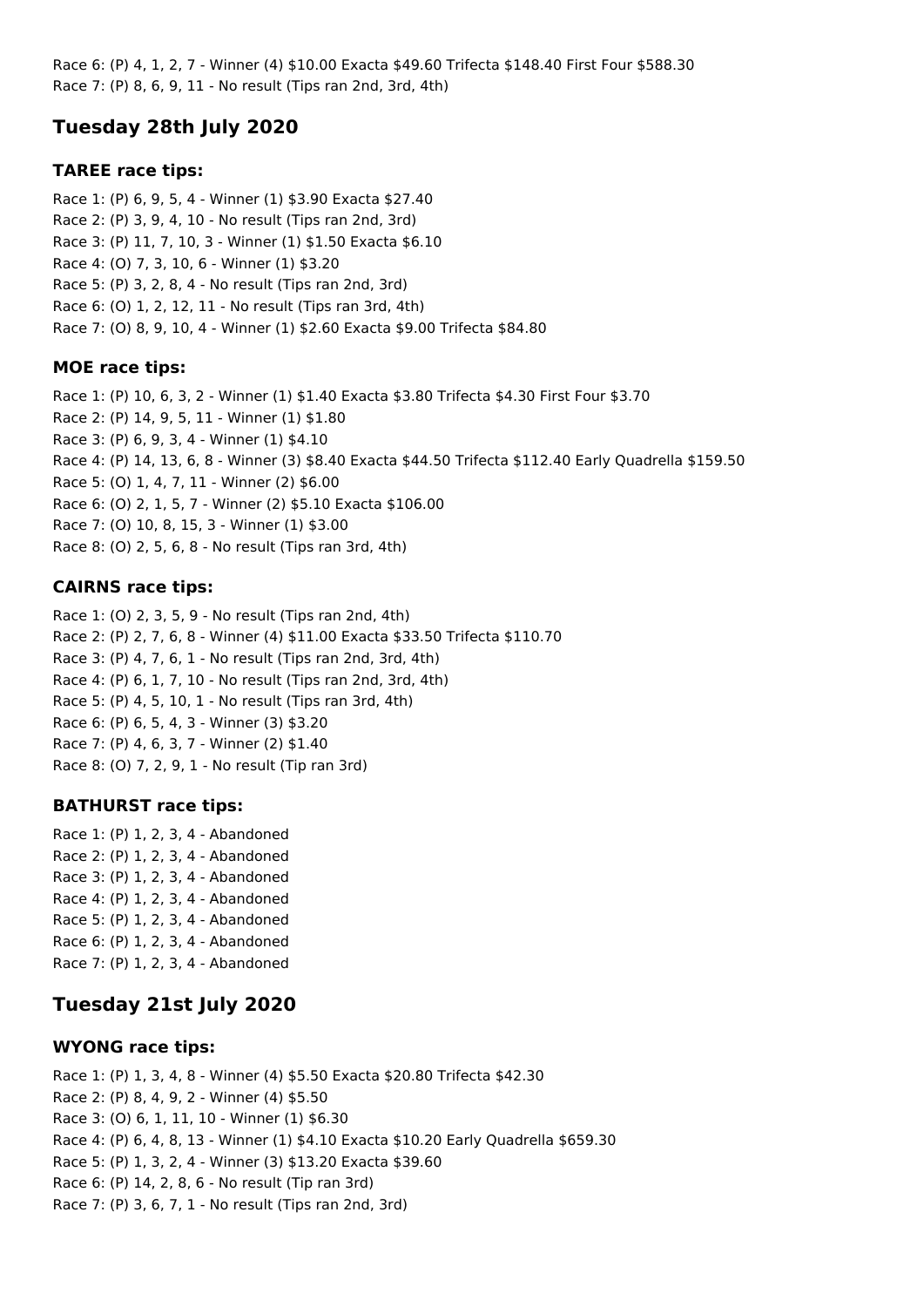Race 6: (P) 4, 1, 2, 7 - Winner (4) $10.00 Exacta $49.60 Trifecta $148.40 First Four $588.30
Race 7: (P) 8, 6, 9, 11 - No result (Tips ran 2nd, 3rd, 4th)

## Tuesday 28th July 2020

### TAREE race tips:

Race 1: (P) 6, 9, 5, 4 - Winner (1) $3.90 Exacta $27.40
Race 2: (P) 3, 9, 4, 10 - No result (Tips ran 2nd, 3rd)
Race 3: (P) 11, 7, 10, 3 - Winner (1) $1.50 Exacta $6.10
Race 4: (O) 7, 3, 10, 6 - Winner (1) $3.20
Race 5: (P) 3, 2, 8, 4 - No result (Tips ran 2nd, 3rd)
Race 6: (O) 1, 2, 12, 11 - No result (Tips ran 3rd, 4th)
Race 7: (O) 8, 9, 10, 4 - Winner (1) $2.60 Exacta $9.00 Trifecta $84.80

### MOE race tips:

Race 1: (P) 10, 6, 3, 2 - Winner (1) $1.40 Exacta $3.80 Trifecta $4.30 First Four $3.70
Race 2: (P) 14, 9, 5, 11 - Winner (1) $1.80
Race 3: (P) 6, 9, 3, 4 - Winner (1) $4.10
Race 4: (P) 14, 13, 6, 8 - Winner (3) $8.40 Exacta $44.50 Trifecta $112.40 Early Quadrella $159.50
Race 5: (O) 1, 4, 7, 11 - Winner (2) $6.00
Race 6: (O) 2, 1, 5, 7 - Winner (2) $5.10 Exacta $106.00
Race 7: (O) 10, 8, 15, 3 - Winner (1) $3.00
Race 8: (O) 2, 5, 6, 8 - No result (Tips ran 3rd, 4th)

### CAIRNS race tips:

Race 1: (O) 2, 3, 5, 9 - No result (Tips ran 2nd, 4th)
Race 2: (P) 2, 7, 6, 8 - Winner (4) $11.00 Exacta $33.50 Trifecta $110.70
Race 3: (P) 4, 7, 6, 1 - No result (Tips ran 2nd, 3rd, 4th)
Race 4: (P) 6, 1, 7, 10 - No result (Tips ran 2nd, 3rd, 4th)
Race 5: (P) 4, 5, 10, 1 - No result (Tips ran 3rd, 4th)
Race 6: (P) 6, 5, 4, 3 - Winner (3) $3.20
Race 7: (P) 4, 6, 3, 7 - Winner (2) $1.40
Race 8: (O) 7, 2, 9, 1 - No result (Tip ran 3rd)

### BATHURST race tips:

Race 1: (P) 1, 2, 3, 4 - Abandoned
Race 2: (P) 1, 2, 3, 4 - Abandoned
Race 3: (P) 1, 2, 3, 4 - Abandoned
Race 4: (P) 1, 2, 3, 4 - Abandoned
Race 5: (P) 1, 2, 3, 4 - Abandoned
Race 6: (P) 1, 2, 3, 4 - Abandoned
Race 7: (P) 1, 2, 3, 4 - Abandoned

## Tuesday 21st July 2020

### WYONG race tips:

Race 1: (P) 1, 3, 4, 8 - Winner (4) $5.50 Exacta $20.80 Trifecta $42.30
Race 2: (P) 8, 4, 9, 2 - Winner (4) $5.50
Race 3: (O) 6, 1, 11, 10 - Winner (1) $6.30
Race 4: (P) 6, 4, 8, 13 - Winner (1) $4.10 Exacta $10.20 Early Quadrella $659.30
Race 5: (P) 1, 3, 2, 4 - Winner (3) $13.20 Exacta $39.60
Race 6: (P) 14, 2, 8, 6 - No result (Tip ran 3rd)
Race 7: (P) 3, 6, 7, 1 - No result (Tips ran 2nd, 3rd)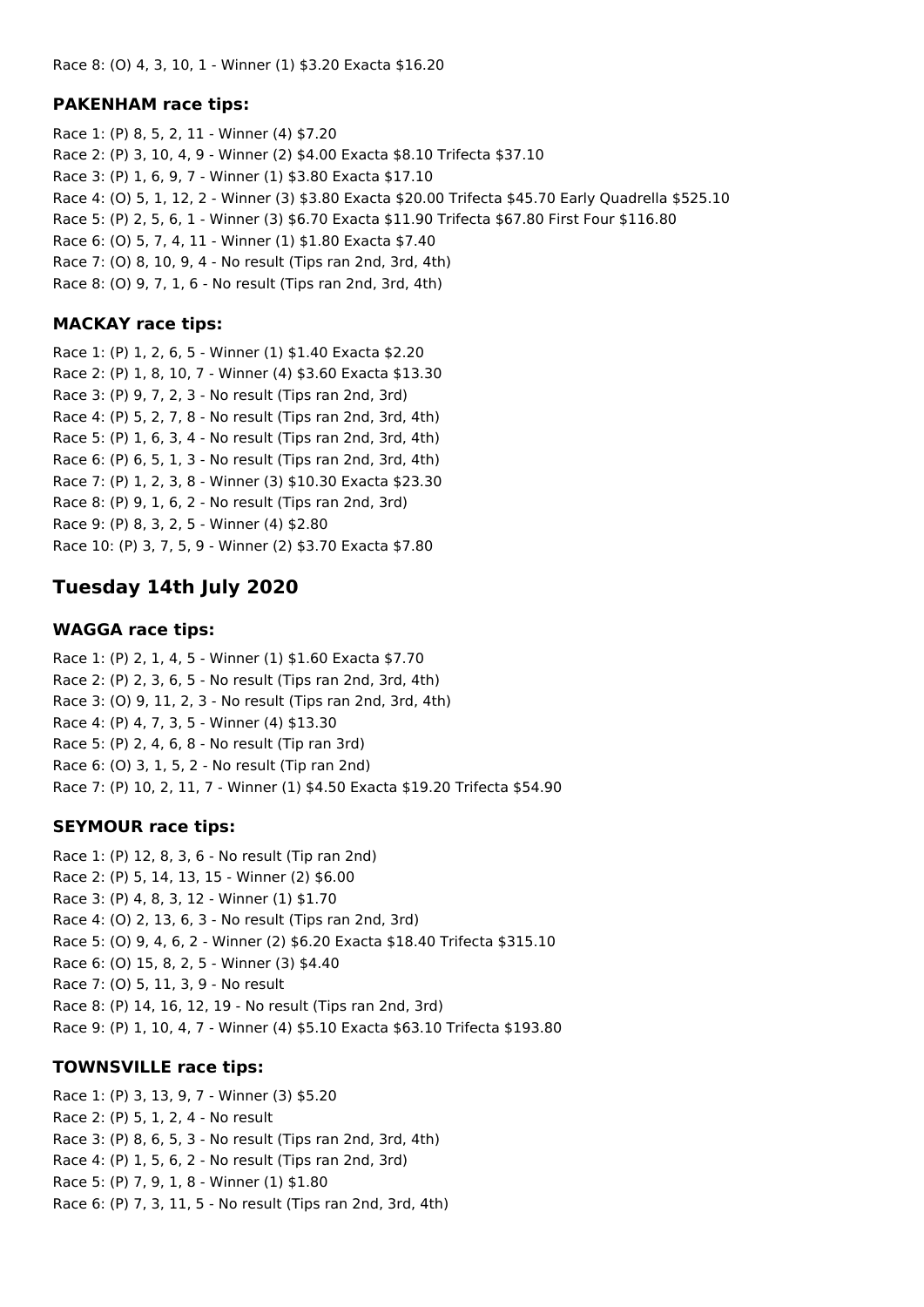Race 8: (O) 4, 3, 10, 1 - Winner (1) $3.20 Exacta $16.20

### PAKENHAM race tips:

Race 1: (P) 8, 5, 2, 11 - Winner (4) $7.20
Race 2: (P) 3, 10, 4, 9 - Winner (2) $4.00 Exacta $8.10 Trifecta $37.10
Race 3: (P) 1, 6, 9, 7 - Winner (1) $3.80 Exacta $17.10
Race 4: (O) 5, 1, 12, 2 - Winner (3) $3.80 Exacta $20.00 Trifecta $45.70 Early Quadrella $525.10
Race 5: (P) 2, 5, 6, 1 - Winner (3) $6.70 Exacta $11.90 Trifecta $67.80 First Four $116.80
Race 6: (O) 5, 7, 4, 11 - Winner (1) $1.80 Exacta $7.40
Race 7: (O) 8, 10, 9, 4 - No result (Tips ran 2nd, 3rd, 4th)
Race 8: (O) 9, 7, 1, 6 - No result (Tips ran 2nd, 3rd, 4th)

### MACKAY race tips:

Race 1: (P) 1, 2, 6, 5 - Winner (1) $1.40 Exacta $2.20
Race 2: (P) 1, 8, 10, 7 - Winner (4) $3.60 Exacta $13.30
Race 3: (P) 9, 7, 2, 3 - No result (Tips ran 2nd, 3rd)
Race 4: (P) 5, 2, 7, 8 - No result (Tips ran 2nd, 3rd, 4th)
Race 5: (P) 1, 6, 3, 4 - No result (Tips ran 2nd, 3rd, 4th)
Race 6: (P) 6, 5, 1, 3 - No result (Tips ran 2nd, 3rd, 4th)
Race 7: (P) 1, 2, 3, 8 - Winner (3) $10.30 Exacta $23.30
Race 8: (P) 9, 1, 6, 2 - No result (Tips ran 2nd, 3rd)
Race 9: (P) 8, 3, 2, 5 - Winner (4) $2.80
Race 10: (P) 3, 7, 5, 9 - Winner (2) $3.70 Exacta $7.80

## Tuesday 14th July 2020

### WAGGA race tips:

Race 1: (P) 2, 1, 4, 5 - Winner (1) $1.60 Exacta $7.70
Race 2: (P) 2, 3, 6, 5 - No result (Tips ran 2nd, 3rd, 4th)
Race 3: (O) 9, 11, 2, 3 - No result (Tips ran 2nd, 3rd, 4th)
Race 4: (P) 4, 7, 3, 5 - Winner (4) $13.30
Race 5: (P) 2, 4, 6, 8 - No result (Tip ran 3rd)
Race 6: (O) 3, 1, 5, 2 - No result (Tip ran 2nd)
Race 7: (P) 10, 2, 11, 7 - Winner (1) $4.50 Exacta $19.20 Trifecta $54.90

### SEYMOUR race tips:

Race 1: (P) 12, 8, 3, 6 - No result (Tip ran 2nd)
Race 2: (P) 5, 14, 13, 15 - Winner (2) $6.00
Race 3: (P) 4, 8, 3, 12 - Winner (1) $1.70
Race 4: (O) 2, 13, 6, 3 - No result (Tips ran 2nd, 3rd)
Race 5: (O) 9, 4, 6, 2 - Winner (2) $6.20 Exacta $18.40 Trifecta $315.10
Race 6: (O) 15, 8, 2, 5 - Winner (3) $4.40
Race 7: (O) 5, 11, 3, 9 - No result
Race 8: (P) 14, 16, 12, 19 - No result (Tips ran 2nd, 3rd)
Race 9: (P) 1, 10, 4, 7 - Winner (4) $5.10 Exacta $63.10 Trifecta $193.80

### TOWNSVILLE race tips:

Race 1: (P) 3, 13, 9, 7 - Winner (3) $5.20
Race 2: (P) 5, 1, 2, 4 - No result
Race 3: (P) 8, 6, 5, 3 - No result (Tips ran 2nd, 3rd, 4th)
Race 4: (P) 1, 5, 6, 2 - No result (Tips ran 2nd, 3rd)
Race 5: (P) 7, 9, 1, 8 - Winner (1) $1.80
Race 6: (P) 7, 3, 11, 5 - No result (Tips ran 2nd, 3rd, 4th)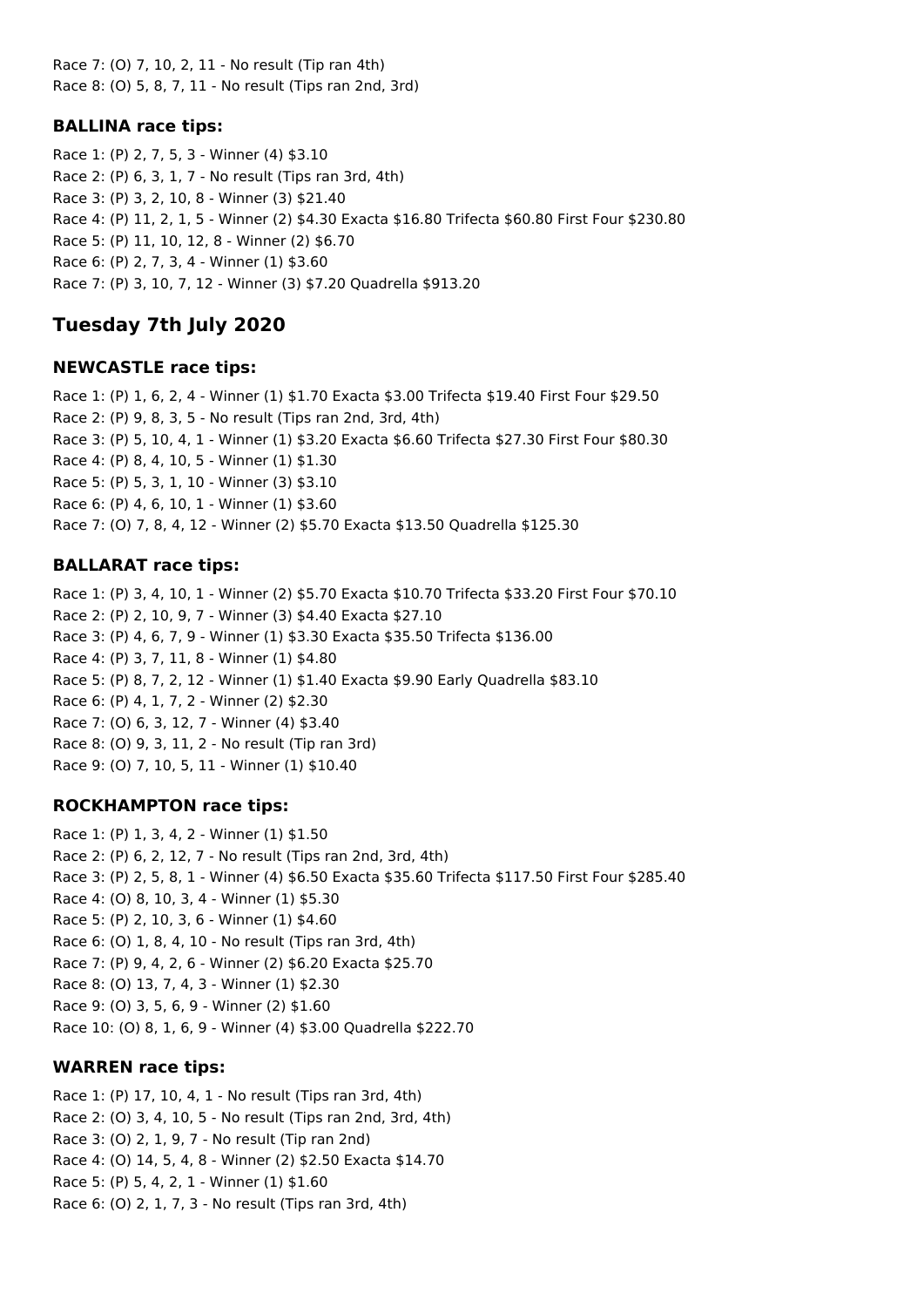Race 7: (O) 7, 10, 2, 11 - No result (Tip ran 4th)
Race 8: (O) 5, 8, 7, 11 - No result (Tips ran 2nd, 3rd)

### BALLINA race tips:

Race 1: (P) 2, 7, 5, 3 - Winner (4) $3.10
Race 2: (P) 6, 3, 1, 7 - No result (Tips ran 3rd, 4th)
Race 3: (P) 3, 2, 10, 8 - Winner (3) $21.40
Race 4: (P) 11, 2, 1, 5 - Winner (2) $4.30 Exacta $16.80 Trifecta $60.80 First Four $230.80
Race 5: (P) 11, 10, 12, 8 - Winner (2) $6.70
Race 6: (P) 2, 7, 3, 4 - Winner (1) $3.60
Race 7: (P) 3, 10, 7, 12 - Winner (3) $7.20 Quadrella $913.20

## Tuesday 7th July 2020

### NEWCASTLE race tips:

Race 1: (P) 1, 6, 2, 4 - Winner (1) $1.70 Exacta $3.00 Trifecta $19.40 First Four $29.50
Race 2: (P) 9, 8, 3, 5 - No result (Tips ran 2nd, 3rd, 4th)
Race 3: (P) 5, 10, 4, 1 - Winner (1) $3.20 Exacta $6.60 Trifecta $27.30 First Four $80.30
Race 4: (P) 8, 4, 10, 5 - Winner (1) $1.30
Race 5: (P) 5, 3, 1, 10 - Winner (3) $3.10
Race 6: (P) 4, 6, 10, 1 - Winner (1) $3.60
Race 7: (O) 7, 8, 4, 12 - Winner (2) $5.70 Exacta $13.50 Quadrella $125.30

### BALLARAT race tips:

Race 1: (P) 3, 4, 10, 1 - Winner (2) $5.70 Exacta $10.70 Trifecta $33.20 First Four $70.10
Race 2: (P) 2, 10, 9, 7 - Winner (3) $4.40 Exacta $27.10
Race 3: (P) 4, 6, 7, 9 - Winner (1) $3.30 Exacta $35.50 Trifecta $136.00
Race 4: (P) 3, 7, 11, 8 - Winner (1) $4.80
Race 5: (P) 8, 7, 2, 12 - Winner (1) $1.40 Exacta $9.90 Early Quadrella $83.10
Race 6: (P) 4, 1, 7, 2 - Winner (2) $2.30
Race 7: (O) 6, 3, 12, 7 - Winner (4) $3.40
Race 8: (O) 9, 3, 11, 2 - No result (Tip ran 3rd)
Race 9: (O) 7, 10, 5, 11 - Winner (1) $10.40

### ROCKHAMPTON race tips:

Race 1: (P) 1, 3, 4, 2 - Winner (1) $1.50
Race 2: (P) 6, 2, 12, 7 - No result (Tips ran 2nd, 3rd, 4th)
Race 3: (P) 2, 5, 8, 1 - Winner (4) $6.50 Exacta $35.60 Trifecta $117.50 First Four $285.40
Race 4: (O) 8, 10, 3, 4 - Winner (1) $5.30
Race 5: (P) 2, 10, 3, 6 - Winner (1) $4.60
Race 6: (O) 1, 8, 4, 10 - No result (Tips ran 3rd, 4th)
Race 7: (P) 9, 4, 2, 6 - Winner (2) $6.20 Exacta $25.70
Race 8: (O) 13, 7, 4, 3 - Winner (1) $2.30
Race 9: (O) 3, 5, 6, 9 - Winner (2) $1.60
Race 10: (O) 8, 1, 6, 9 - Winner (4) $3.00 Quadrella $222.70

### WARREN race tips:

Race 1: (P) 17, 10, 4, 1 - No result (Tips ran 3rd, 4th)
Race 2: (O) 3, 4, 10, 5 - No result (Tips ran 2nd, 3rd, 4th)
Race 3: (O) 2, 1, 9, 7 - No result (Tip ran 2nd)
Race 4: (O) 14, 5, 4, 8 - Winner (2) $2.50 Exacta $14.70
Race 5: (P) 5, 4, 2, 1 - Winner (1) $1.60
Race 6: (O) 2, 1, 7, 3 - No result (Tips ran 3rd, 4th)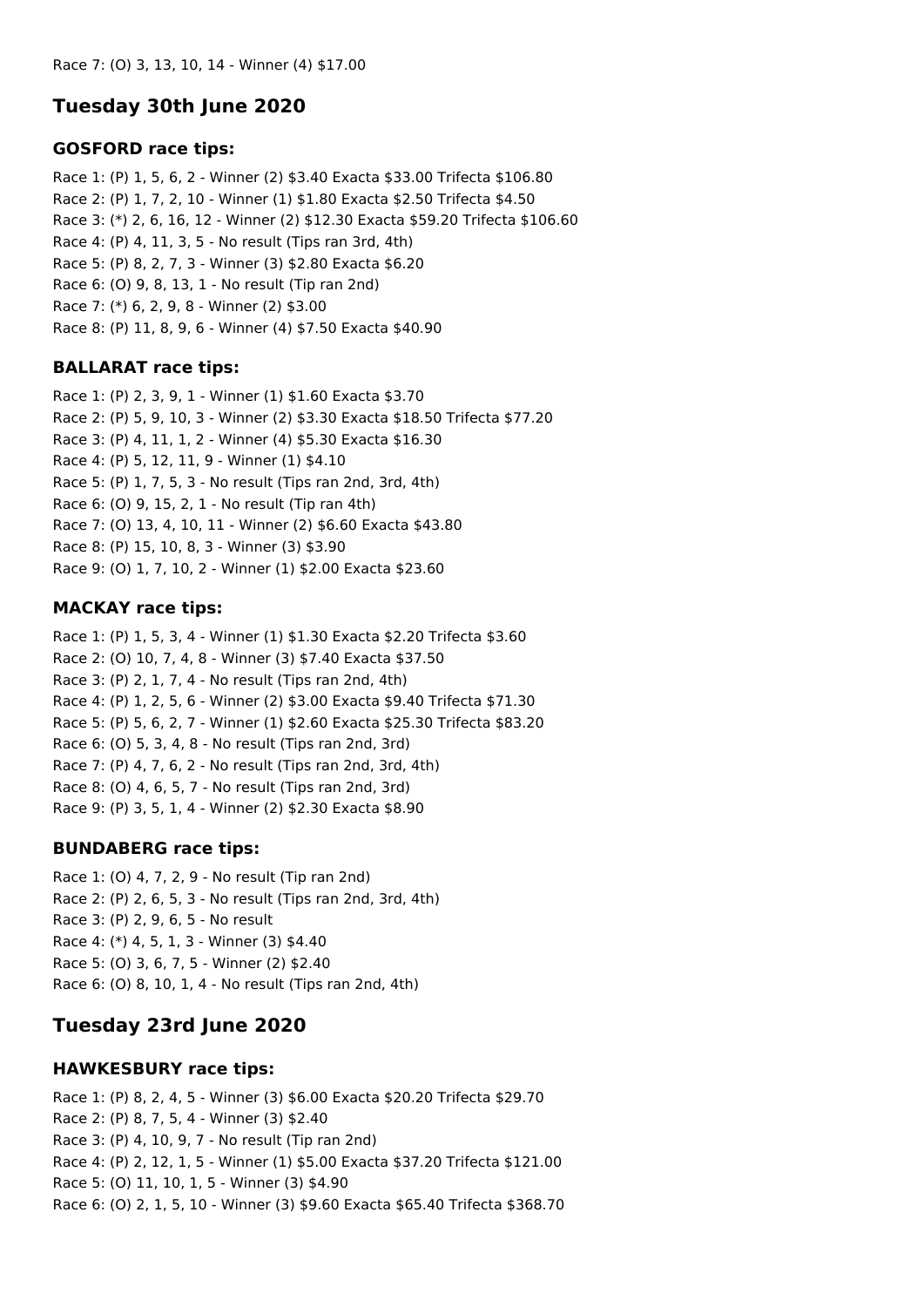Race 7: (O) 3, 13, 10, 14 - Winner (4) $17.00

## Tuesday 30th June 2020

### GOSFORD race tips:

Race 1: (P) 1, 5, 6, 2 - Winner (2) $3.40 Exacta $33.00 Trifecta $106.80
Race 2: (P) 1, 7, 2, 10 - Winner (1) $1.80 Exacta $2.50 Trifecta $4.50
Race 3: (*) 2, 6, 16, 12 - Winner (2) $12.30 Exacta $59.20 Trifecta $106.60
Race 4: (P) 4, 11, 3, 5 - No result (Tips ran 3rd, 4th)
Race 5: (P) 8, 2, 7, 3 - Winner (3) $2.80 Exacta $6.20
Race 6: (O) 9, 8, 13, 1 - No result (Tip ran 2nd)
Race 7: (*) 6, 2, 9, 8 - Winner (2) $3.00
Race 8: (P) 11, 8, 9, 6 - Winner (4) $7.50 Exacta $40.90

### BALLARAT race tips:

Race 1: (P) 2, 3, 9, 1 - Winner (1) $1.60 Exacta $3.70
Race 2: (P) 5, 9, 10, 3 - Winner (2) $3.30 Exacta $18.50 Trifecta $77.20
Race 3: (P) 4, 11, 1, 2 - Winner (4) $5.30 Exacta $16.30
Race 4: (P) 5, 12, 11, 9 - Winner (1) $4.10
Race 5: (P) 1, 7, 5, 3 - No result (Tips ran 2nd, 3rd, 4th)
Race 6: (O) 9, 15, 2, 1 - No result (Tip ran 4th)
Race 7: (O) 13, 4, 10, 11 - Winner (2) $6.60 Exacta $43.80
Race 8: (P) 15, 10, 8, 3 - Winner (3) $3.90
Race 9: (O) 1, 7, 10, 2 - Winner (1) $2.00 Exacta $23.60

### MACKAY race tips:

Race 1: (P) 1, 5, 3, 4 - Winner (1) $1.30 Exacta $2.20 Trifecta $3.60
Race 2: (O) 10, 7, 4, 8 - Winner (3) $7.40 Exacta $37.50
Race 3: (P) 2, 1, 7, 4 - No result (Tips ran 2nd, 4th)
Race 4: (P) 1, 2, 5, 6 - Winner (2) $3.00 Exacta $9.40 Trifecta $71.30
Race 5: (P) 5, 6, 2, 7 - Winner (1) $2.60 Exacta $25.30 Trifecta $83.20
Race 6: (O) 5, 3, 4, 8 - No result (Tips ran 2nd, 3rd)
Race 7: (P) 4, 7, 6, 2 - No result (Tips ran 2nd, 3rd, 4th)
Race 8: (O) 4, 6, 5, 7 - No result (Tips ran 2nd, 3rd)
Race 9: (P) 3, 5, 1, 4 - Winner (2) $2.30 Exacta $8.90

### BUNDABERG race tips:

Race 1: (O) 4, 7, 2, 9 - No result (Tip ran 2nd)
Race 2: (P) 2, 6, 5, 3 - No result (Tips ran 2nd, 3rd, 4th)
Race 3: (P) 2, 9, 6, 5 - No result
Race 4: (*) 4, 5, 1, 3 - Winner (3) $4.40
Race 5: (O) 3, 6, 7, 5 - Winner (2) $2.40
Race 6: (O) 8, 10, 1, 4 - No result (Tips ran 2nd, 4th)

## Tuesday 23rd June 2020

### HAWKESBURY race tips:

Race 1: (P) 8, 2, 4, 5 - Winner (3) $6.00 Exacta $20.20 Trifecta $29.70
Race 2: (P) 8, 7, 5, 4 - Winner (3) $2.40
Race 3: (P) 4, 10, 9, 7 - No result (Tip ran 2nd)
Race 4: (P) 2, 12, 1, 5 - Winner (1) $5.00 Exacta $37.20 Trifecta $121.00
Race 5: (O) 11, 10, 1, 5 - Winner (3) $4.90
Race 6: (O) 2, 1, 5, 10 - Winner (3) $9.60 Exacta $65.40 Trifecta $368.70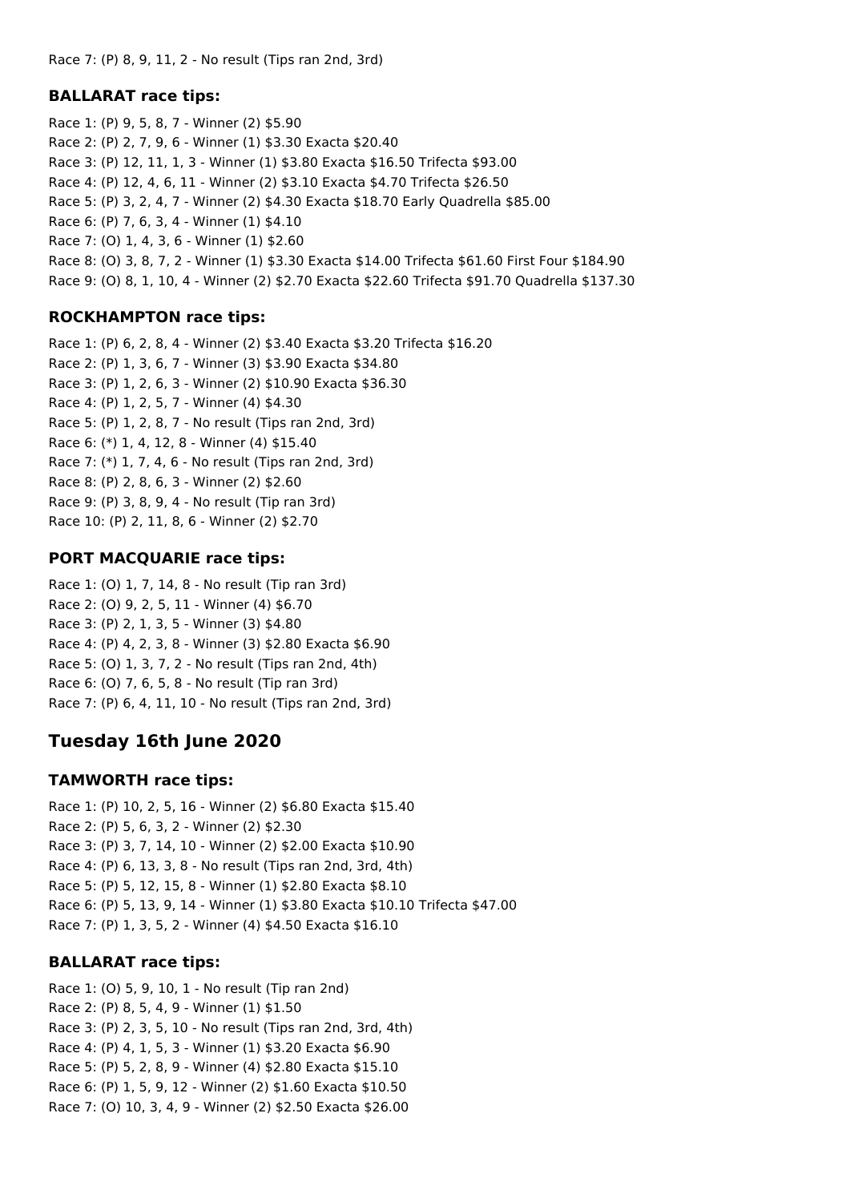Race 7: (P) 8, 9, 11, 2 - No result (Tips ran 2nd, 3rd)

### BALLARAT race tips:

Race 1: (P) 9, 5, 8, 7 - Winner (2) $5.90
Race 2: (P) 2, 7, 9, 6 - Winner (1) $3.30 Exacta $20.40
Race 3: (P) 12, 11, 1, 3 - Winner (1) $3.80 Exacta $16.50 Trifecta $93.00
Race 4: (P) 12, 4, 6, 11 - Winner (2) $3.10 Exacta $4.70 Trifecta $26.50
Race 5: (P) 3, 2, 4, 7 - Winner (2) $4.30 Exacta $18.70 Early Quadrella $85.00
Race 6: (P) 7, 6, 3, 4 - Winner (1) $4.10
Race 7: (O) 1, 4, 3, 6 - Winner (1) $2.60
Race 8: (O) 3, 8, 7, 2 - Winner (1) $3.30 Exacta $14.00 Trifecta $61.60 First Four $184.90
Race 9: (O) 8, 1, 10, 4 - Winner (2) $2.70 Exacta $22.60 Trifecta $91.70 Quadrella $137.30

### ROCKHAMPTON race tips:

Race 1: (P) 6, 2, 8, 4 - Winner (2) $3.40 Exacta $3.20 Trifecta $16.20
Race 2: (P) 1, 3, 6, 7 - Winner (3) $3.90 Exacta $34.80
Race 3: (P) 1, 2, 6, 3 - Winner (2) $10.90 Exacta $36.30
Race 4: (P) 1, 2, 5, 7 - Winner (4) $4.30
Race 5: (P) 1, 2, 8, 7 - No result (Tips ran 2nd, 3rd)
Race 6: (*) 1, 4, 12, 8 - Winner (4) $15.40
Race 7: (*) 1, 7, 4, 6 - No result (Tips ran 2nd, 3rd)
Race 8: (P) 2, 8, 6, 3 - Winner (2) $2.60
Race 9: (P) 3, 8, 9, 4 - No result (Tip ran 3rd)
Race 10: (P) 2, 11, 8, 6 - Winner (2) $2.70

### PORT MACQUARIE race tips:

Race 1: (O) 1, 7, 14, 8 - No result (Tip ran 3rd)
Race 2: (O) 9, 2, 5, 11 - Winner (4) $6.70
Race 3: (P) 2, 1, 3, 5 - Winner (3) $4.80
Race 4: (P) 4, 2, 3, 8 - Winner (3) $2.80 Exacta $6.90
Race 5: (O) 1, 3, 7, 2 - No result (Tips ran 2nd, 4th)
Race 6: (O) 7, 6, 5, 8 - No result (Tip ran 3rd)
Race 7: (P) 6, 4, 11, 10 - No result (Tips ran 2nd, 3rd)

## Tuesday 16th June 2020

### TAMWORTH race tips:

Race 1: (P) 10, 2, 5, 16 - Winner (2) $6.80 Exacta $15.40
Race 2: (P) 5, 6, 3, 2 - Winner (2) $2.30
Race 3: (P) 3, 7, 14, 10 - Winner (2) $2.00 Exacta $10.90
Race 4: (P) 6, 13, 3, 8 - No result (Tips ran 2nd, 3rd, 4th)
Race 5: (P) 5, 12, 15, 8 - Winner (1) $2.80 Exacta $8.10
Race 6: (P) 5, 13, 9, 14 - Winner (1) $3.80 Exacta $10.10 Trifecta $47.00
Race 7: (P) 1, 3, 5, 2 - Winner (4) $4.50 Exacta $16.10

### BALLARAT race tips:

Race 1: (O) 5, 9, 10, 1 - No result (Tip ran 2nd)
Race 2: (P) 8, 5, 4, 9 - Winner (1) $1.50
Race 3: (P) 2, 3, 5, 10 - No result (Tips ran 2nd, 3rd, 4th)
Race 4: (P) 4, 1, 5, 3 - Winner (1) $3.20 Exacta $6.90
Race 5: (P) 5, 2, 8, 9 - Winner (4) $2.80 Exacta $15.10
Race 6: (P) 1, 5, 9, 12 - Winner (2) $1.60 Exacta $10.50
Race 7: (O) 10, 3, 4, 9 - Winner (2) $2.50 Exacta $26.00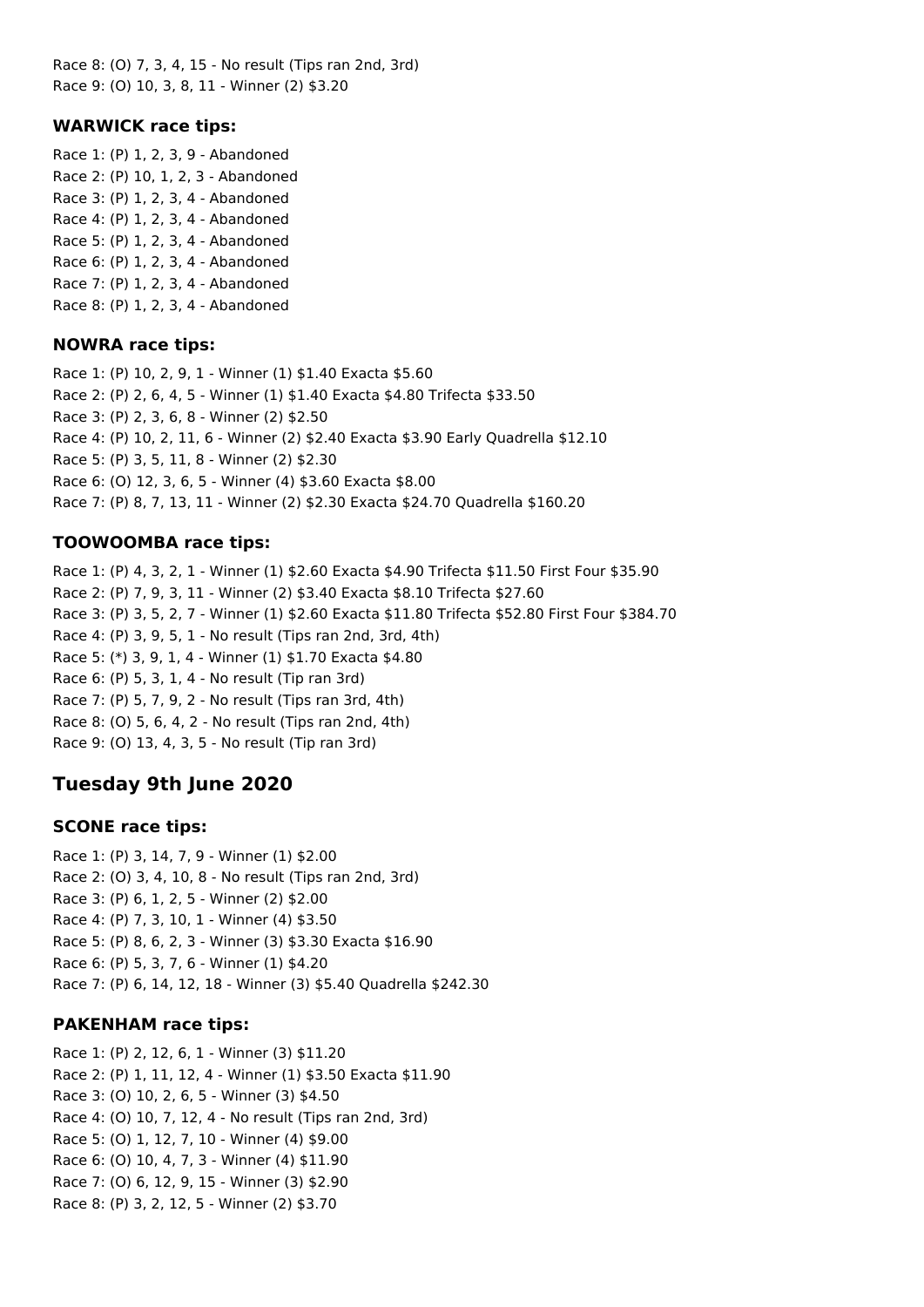Race 8: (O) 7, 3, 4, 15 - No result (Tips ran 2nd, 3rd)
Race 9: (O) 10, 3, 8, 11 - Winner (2) $3.20

### WARWICK race tips:

Race 1: (P) 1, 2, 3, 9 - Abandoned
Race 2: (P) 10, 1, 2, 3 - Abandoned
Race 3: (P) 1, 2, 3, 4 - Abandoned
Race 4: (P) 1, 2, 3, 4 - Abandoned
Race 5: (P) 1, 2, 3, 4 - Abandoned
Race 6: (P) 1, 2, 3, 4 - Abandoned
Race 7: (P) 1, 2, 3, 4 - Abandoned
Race 8: (P) 1, 2, 3, 4 - Abandoned

### NOWRA race tips:

Race 1: (P) 10, 2, 9, 1 - Winner (1) $1.40 Exacta $5.60
Race 2: (P) 2, 6, 4, 5 - Winner (1) $1.40 Exacta $4.80 Trifecta $33.50
Race 3: (P) 2, 3, 6, 8 - Winner (2) $2.50
Race 4: (P) 10, 2, 11, 6 - Winner (2) $2.40 Exacta $3.90 Early Quadrella $12.10
Race 5: (P) 3, 5, 11, 8 - Winner (2) $2.30
Race 6: (O) 12, 3, 6, 5 - Winner (4) $3.60 Exacta $8.00
Race 7: (P) 8, 7, 13, 11 - Winner (2) $2.30 Exacta $24.70 Quadrella $160.20

### TOOWOOMBA race tips:

Race 1: (P) 4, 3, 2, 1 - Winner (1) $2.60 Exacta $4.90 Trifecta $11.50 First Four $35.90
Race 2: (P) 7, 9, 3, 11 - Winner (2) $3.40 Exacta $8.10 Trifecta $27.60
Race 3: (P) 3, 5, 2, 7 - Winner (1) $2.60 Exacta $11.80 Trifecta $52.80 First Four $384.70
Race 4: (P) 3, 9, 5, 1 - No result (Tips ran 2nd, 3rd, 4th)
Race 5: (*) 3, 9, 1, 4 - Winner (1) $1.70 Exacta $4.80
Race 6: (P) 5, 3, 1, 4 - No result (Tip ran 3rd)
Race 7: (P) 5, 7, 9, 2 - No result (Tips ran 3rd, 4th)
Race 8: (O) 5, 6, 4, 2 - No result (Tips ran 2nd, 4th)
Race 9: (O) 13, 4, 3, 5 - No result (Tip ran 3rd)

## Tuesday 9th June 2020

### SCONE race tips:

Race 1: (P) 3, 14, 7, 9 - Winner (1) $2.00
Race 2: (O) 3, 4, 10, 8 - No result (Tips ran 2nd, 3rd)
Race 3: (P) 6, 1, 2, 5 - Winner (2) $2.00
Race 4: (P) 7, 3, 10, 1 - Winner (4) $3.50
Race 5: (P) 8, 6, 2, 3 - Winner (3) $3.30 Exacta $16.90
Race 6: (P) 5, 3, 7, 6 - Winner (1) $4.20
Race 7: (P) 6, 14, 12, 18 - Winner (3) $5.40 Quadrella $242.30

### PAKENHAM race tips:

Race 1: (P) 2, 12, 6, 1 - Winner (3) $11.20
Race 2: (P) 1, 11, 12, 4 - Winner (1) $3.50 Exacta $11.90
Race 3: (O) 10, 2, 6, 5 - Winner (3) $4.50
Race 4: (O) 10, 7, 12, 4 - No result (Tips ran 2nd, 3rd)
Race 5: (O) 1, 12, 7, 10 - Winner (4) $9.00
Race 6: (O) 10, 4, 7, 3 - Winner (4) $11.90
Race 7: (O) 6, 12, 9, 15 - Winner (3) $2.90
Race 8: (P) 3, 2, 12, 5 - Winner (2) $3.70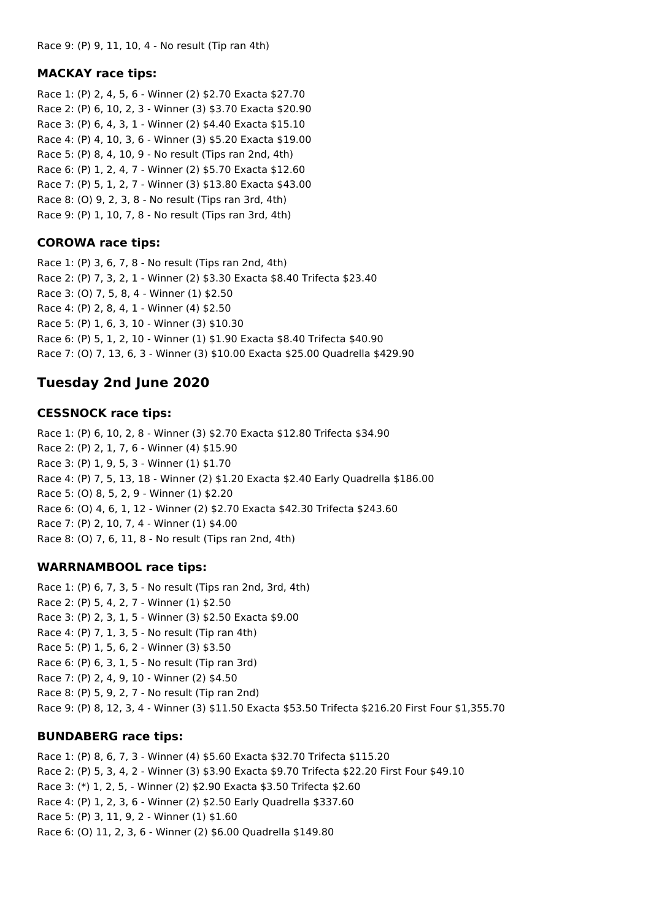Race 9: (P) 9, 11, 10, 4 - No result (Tip ran 4th)

### MACKAY race tips:

Race 1: (P) 2, 4, 5, 6 - Winner (2) $2.70 Exacta $27.70
Race 2: (P) 6, 10, 2, 3 - Winner (3) $3.70 Exacta $20.90
Race 3: (P) 6, 4, 3, 1 - Winner (2) $4.40 Exacta $15.10
Race 4: (P) 4, 10, 3, 6 - Winner (3) $5.20 Exacta $19.00
Race 5: (P) 8, 4, 10, 9 - No result (Tips ran 2nd, 4th)
Race 6: (P) 1, 2, 4, 7 - Winner (2) $5.70 Exacta $12.60
Race 7: (P) 5, 1, 2, 7 - Winner (3) $13.80 Exacta $43.00
Race 8: (O) 9, 2, 3, 8 - No result (Tips ran 3rd, 4th)
Race 9: (P) 1, 10, 7, 8 - No result (Tips ran 3rd, 4th)

### COROWA race tips:

Race 1: (P) 3, 6, 7, 8 - No result (Tips ran 2nd, 4th)
Race 2: (P) 7, 3, 2, 1 - Winner (2) $3.30 Exacta $8.40 Trifecta $23.40
Race 3: (O) 7, 5, 8, 4 - Winner (1) $2.50
Race 4: (P) 2, 8, 4, 1 - Winner (4) $2.50
Race 5: (P) 1, 6, 3, 10 - Winner (3) $10.30
Race 6: (P) 5, 1, 2, 10 - Winner (1) $1.90 Exacta $8.40 Trifecta $40.90
Race 7: (O) 7, 13, 6, 3 - Winner (3) $10.00 Exacta $25.00 Quadrella $429.90

## Tuesday 2nd June 2020

### CESSNOCK race tips:

Race 1: (P) 6, 10, 2, 8 - Winner (3) $2.70 Exacta $12.80 Trifecta $34.90
Race 2: (P) 2, 1, 7, 6 - Winner (4) $15.90
Race 3: (P) 1, 9, 5, 3 - Winner (1) $1.70
Race 4: (P) 7, 5, 13, 18 - Winner (2) $1.20 Exacta $2.40 Early Quadrella $186.00
Race 5: (O) 8, 5, 2, 9 - Winner (1) $2.20
Race 6: (O) 4, 6, 1, 12 - Winner (2) $2.70 Exacta $42.30 Trifecta $243.60
Race 7: (P) 2, 10, 7, 4 - Winner (1) $4.00
Race 8: (O) 7, 6, 11, 8 - No result (Tips ran 2nd, 4th)

### WARRNAMBOOL race tips:

Race 1: (P) 6, 7, 3, 5 - No result (Tips ran 2nd, 3rd, 4th)
Race 2: (P) 5, 4, 2, 7 - Winner (1) $2.50
Race 3: (P) 2, 3, 1, 5 - Winner (3) $2.50 Exacta $9.00
Race 4: (P) 7, 1, 3, 5 - No result (Tip ran 4th)
Race 5: (P) 1, 5, 6, 2 - Winner (3) $3.50
Race 6: (P) 6, 3, 1, 5 - No result (Tip ran 3rd)
Race 7: (P) 2, 4, 9, 10 - Winner (2) $4.50
Race 8: (P) 5, 9, 2, 7 - No result (Tip ran 2nd)
Race 9: (P) 8, 12, 3, 4 - Winner (3) $11.50 Exacta $53.50 Trifecta $216.20 First Four $1,355.70

### BUNDABERG race tips:

Race 1: (P) 8, 6, 7, 3 - Winner (4) $5.60 Exacta $32.70 Trifecta $115.20
Race 2: (P) 5, 3, 4, 2 - Winner (3) $3.90 Exacta $9.70 Trifecta $22.20 First Four $49.10
Race 3: (*) 1, 2, 5, - Winner (2) $2.90 Exacta $3.50 Trifecta $2.60
Race 4: (P) 1, 2, 3, 6 - Winner (2) $2.50 Early Quadrella $337.60
Race 5: (P) 3, 11, 9, 2 - Winner (1) $1.60
Race 6: (O) 11, 2, 3, 6 - Winner (2) $6.00 Quadrella $149.80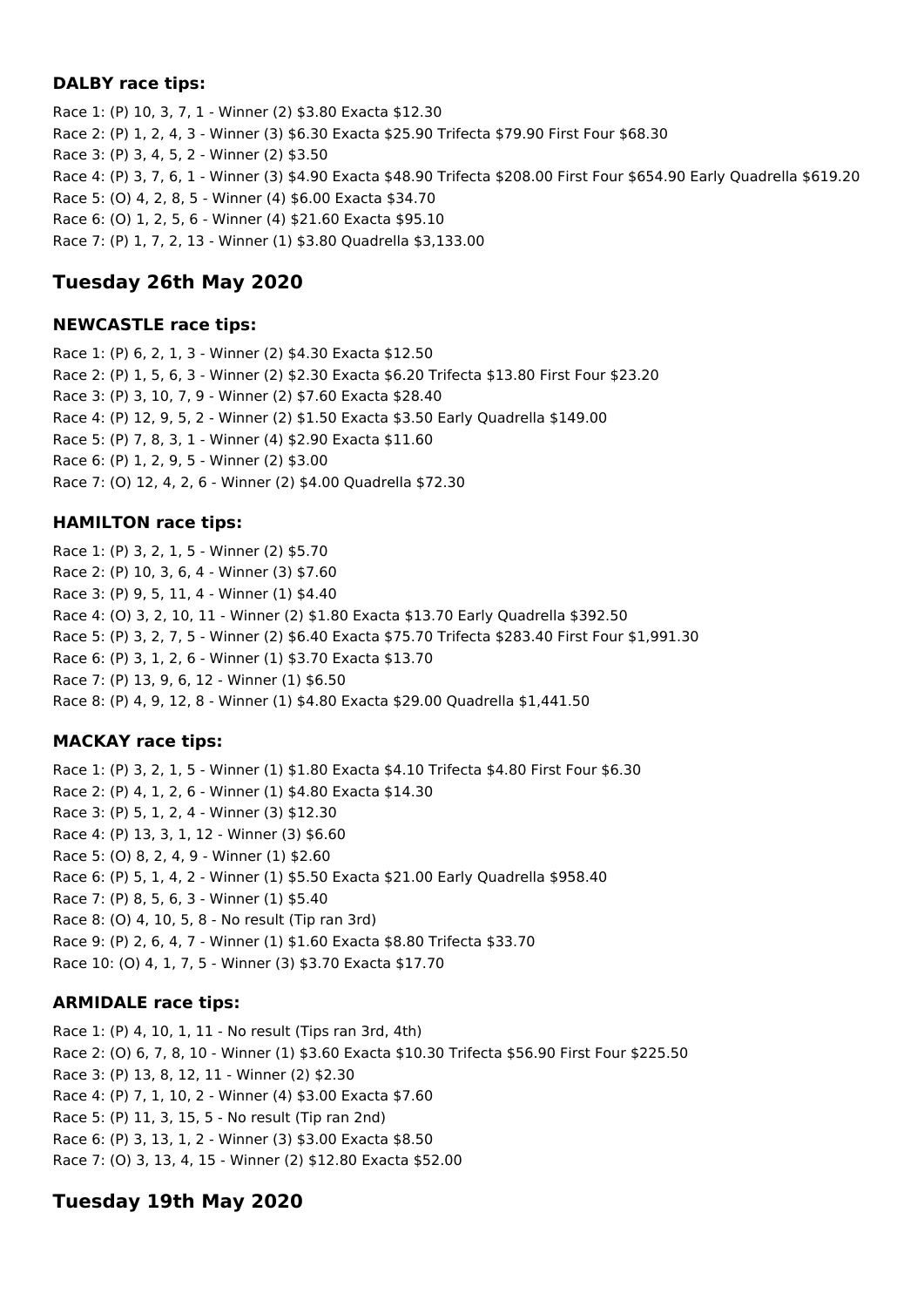### DALBY race tips:

Race 1: (P) 10, 3, 7, 1 - Winner (2) $3.80 Exacta $12.30
Race 2: (P) 1, 2, 4, 3 - Winner (3) $6.30 Exacta $25.90 Trifecta $79.90 First Four $68.30
Race 3: (P) 3, 4, 5, 2 - Winner (2) $3.50
Race 4: (P) 3, 7, 6, 1 - Winner (3) $4.90 Exacta $48.90 Trifecta $208.00 First Four $654.90 Early Quadrella $619.20
Race 5: (O) 4, 2, 8, 5 - Winner (4) $6.00 Exacta $34.70
Race 6: (O) 1, 2, 5, 6 - Winner (4) $21.60 Exacta $95.10
Race 7: (P) 1, 7, 2, 13 - Winner (1) $3.80 Quadrella $3,133.00

## Tuesday 26th May 2020

### NEWCASTLE race tips:

Race 1: (P) 6, 2, 1, 3 - Winner (2) $4.30 Exacta $12.50
Race 2: (P) 1, 5, 6, 3 - Winner (2) $2.30 Exacta $6.20 Trifecta $13.80 First Four $23.20
Race 3: (P) 3, 10, 7, 9 - Winner (2) $7.60 Exacta $28.40
Race 4: (P) 12, 9, 5, 2 - Winner (2) $1.50 Exacta $3.50 Early Quadrella $149.00
Race 5: (P) 7, 8, 3, 1 - Winner (4) $2.90 Exacta $11.60
Race 6: (P) 1, 2, 9, 5 - Winner (2) $3.00
Race 7: (O) 12, 4, 2, 6 - Winner (2) $4.00 Quadrella $72.30

### HAMILTON race tips:

Race 1: (P) 3, 2, 1, 5 - Winner (2) $5.70
Race 2: (P) 10, 3, 6, 4 - Winner (3) $7.60
Race 3: (P) 9, 5, 11, 4 - Winner (1) $4.40
Race 4: (O) 3, 2, 10, 11 - Winner (2) $1.80 Exacta $13.70 Early Quadrella $392.50
Race 5: (P) 3, 2, 7, 5 - Winner (2) $6.40 Exacta $75.70 Trifecta $283.40 First Four $1,991.30
Race 6: (P) 3, 1, 2, 6 - Winner (1) $3.70 Exacta $13.70
Race 7: (P) 13, 9, 6, 12 - Winner (1) $6.50
Race 8: (P) 4, 9, 12, 8 - Winner (1) $4.80 Exacta $29.00 Quadrella $1,441.50

### MACKAY race tips:

Race 1: (P) 3, 2, 1, 5 - Winner (1) $1.80 Exacta $4.10 Trifecta $4.80 First Four $6.30
Race 2: (P) 4, 1, 2, 6 - Winner (1) $4.80 Exacta $14.30
Race 3: (P) 5, 1, 2, 4 - Winner (3) $12.30
Race 4: (P) 13, 3, 1, 12 - Winner (3) $6.60
Race 5: (O) 8, 2, 4, 9 - Winner (1) $2.60
Race 6: (P) 5, 1, 4, 2 - Winner (1) $5.50 Exacta $21.00 Early Quadrella $958.40
Race 7: (P) 8, 5, 6, 3 - Winner (1) $5.40
Race 8: (O) 4, 10, 5, 8 - No result (Tip ran 3rd)
Race 9: (P) 2, 6, 4, 7 - Winner (1) $1.60 Exacta $8.80 Trifecta $33.70
Race 10: (O) 4, 1, 7, 5 - Winner (3) $3.70 Exacta $17.70

### ARMIDALE race tips:

Race 1: (P) 4, 10, 1, 11 - No result (Tips ran 3rd, 4th)
Race 2: (O) 6, 7, 8, 10 - Winner (1) $3.60 Exacta $10.30 Trifecta $56.90 First Four $225.50
Race 3: (P) 13, 8, 12, 11 - Winner (2) $2.30
Race 4: (P) 7, 1, 10, 2 - Winner (4) $3.00 Exacta $7.60
Race 5: (P) 11, 3, 15, 5 - No result (Tip ran 2nd)
Race 6: (P) 3, 13, 1, 2 - Winner (3) $3.00 Exacta $8.50
Race 7: (O) 3, 13, 4, 15 - Winner (2) $12.80 Exacta $52.00

## Tuesday 19th May 2020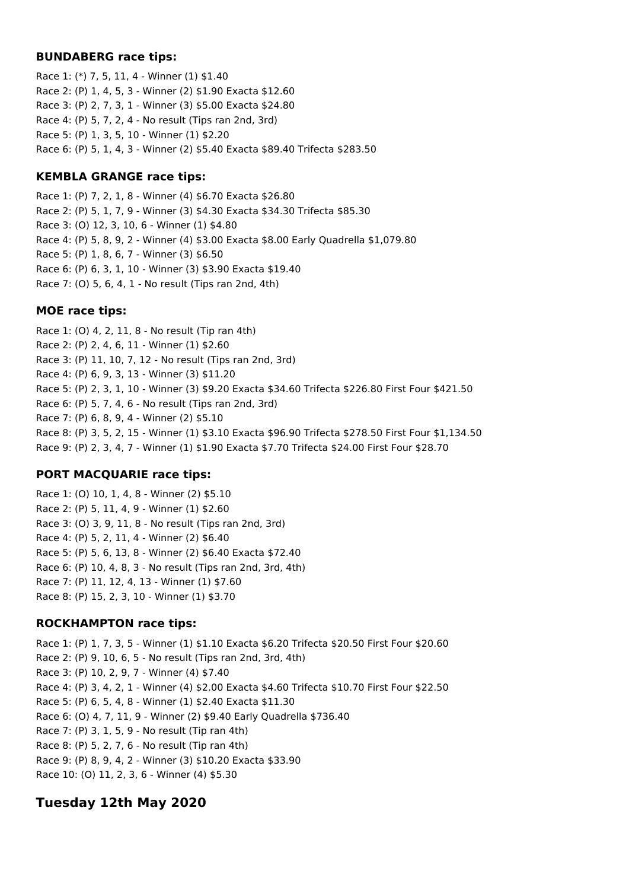### BUNDABERG race tips:

Race 1: (*) 7, 5, 11, 4 - Winner (1) $1.40
Race 2: (P) 1, 4, 5, 3 - Winner (2) $1.90 Exacta $12.60
Race 3: (P) 2, 7, 3, 1 - Winner (3) $5.00 Exacta $24.80
Race 4: (P) 5, 7, 2, 4 - No result (Tips ran 2nd, 3rd)
Race 5: (P) 1, 3, 5, 10 - Winner (1) $2.20
Race 6: (P) 5, 1, 4, 3 - Winner (2) $5.40 Exacta $89.40 Trifecta $283.50

### KEMBLA GRANGE race tips:

Race 1: (P) 7, 2, 1, 8 - Winner (4) $6.70 Exacta $26.80
Race 2: (P) 5, 1, 7, 9 - Winner (3) $4.30 Exacta $34.30 Trifecta $85.30
Race 3: (O) 12, 3, 10, 6 - Winner (1) $4.80
Race 4: (P) 5, 8, 9, 2 - Winner (4) $3.00 Exacta $8.00 Early Quadrella $1,079.80
Race 5: (P) 1, 8, 6, 7 - Winner (3) $6.50
Race 6: (P) 6, 3, 1, 10 - Winner (3) $3.90 Exacta $19.40
Race 7: (O) 5, 6, 4, 1 - No result (Tips ran 2nd, 4th)

### MOE race tips:

Race 1: (O) 4, 2, 11, 8 - No result (Tip ran 4th)
Race 2: (P) 2, 4, 6, 11 - Winner (1) $2.60
Race 3: (P) 11, 10, 7, 12 - No result (Tips ran 2nd, 3rd)
Race 4: (P) 6, 9, 3, 13 - Winner (3) $11.20
Race 5: (P) 2, 3, 1, 10 - Winner (3) $9.20 Exacta $34.60 Trifecta $226.80 First Four $421.50
Race 6: (P) 5, 7, 4, 6 - No result (Tips ran 2nd, 3rd)
Race 7: (P) 6, 8, 9, 4 - Winner (2) $5.10
Race 8: (P) 3, 5, 2, 15 - Winner (1) $3.10 Exacta $96.90 Trifecta $278.50 First Four $1,134.50
Race 9: (P) 2, 3, 4, 7 - Winner (1) $1.90 Exacta $7.70 Trifecta $24.00 First Four $28.70

### PORT MACQUARIE race tips:

Race 1: (O) 10, 1, 4, 8 - Winner (2) $5.10
Race 2: (P) 5, 11, 4, 9 - Winner (1) $2.60
Race 3: (O) 3, 9, 11, 8 - No result (Tips ran 2nd, 3rd)
Race 4: (P) 5, 2, 11, 4 - Winner (2) $6.40
Race 5: (P) 5, 6, 13, 8 - Winner (2) $6.40 Exacta $72.40
Race 6: (P) 10, 4, 8, 3 - No result (Tips ran 2nd, 3rd, 4th)
Race 7: (P) 11, 12, 4, 13 - Winner (1) $7.60
Race 8: (P) 15, 2, 3, 10 - Winner (1) $3.70

### ROCKHAMPTON race tips:

Race 1: (P) 1, 7, 3, 5 - Winner (1) $1.10 Exacta $6.20 Trifecta $20.50 First Four $20.60
Race 2: (P) 9, 10, 6, 5 - No result (Tips ran 2nd, 3rd, 4th)
Race 3: (P) 10, 2, 9, 7 - Winner (4) $7.40
Race 4: (P) 3, 4, 2, 1 - Winner (4) $2.00 Exacta $4.60 Trifecta $10.70 First Four $22.50
Race 5: (P) 6, 5, 4, 8 - Winner (1) $2.40 Exacta $11.30
Race 6: (O) 4, 7, 11, 9 - Winner (2) $9.40 Early Quadrella $736.40
Race 7: (P) 3, 1, 5, 9 - No result (Tip ran 4th)
Race 8: (P) 5, 2, 7, 6 - No result (Tip ran 4th)
Race 9: (P) 8, 9, 4, 2 - Winner (3) $10.20 Exacta $33.90
Race 10: (O) 11, 2, 3, 6 - Winner (4) $5.30

## Tuesday 12th May 2020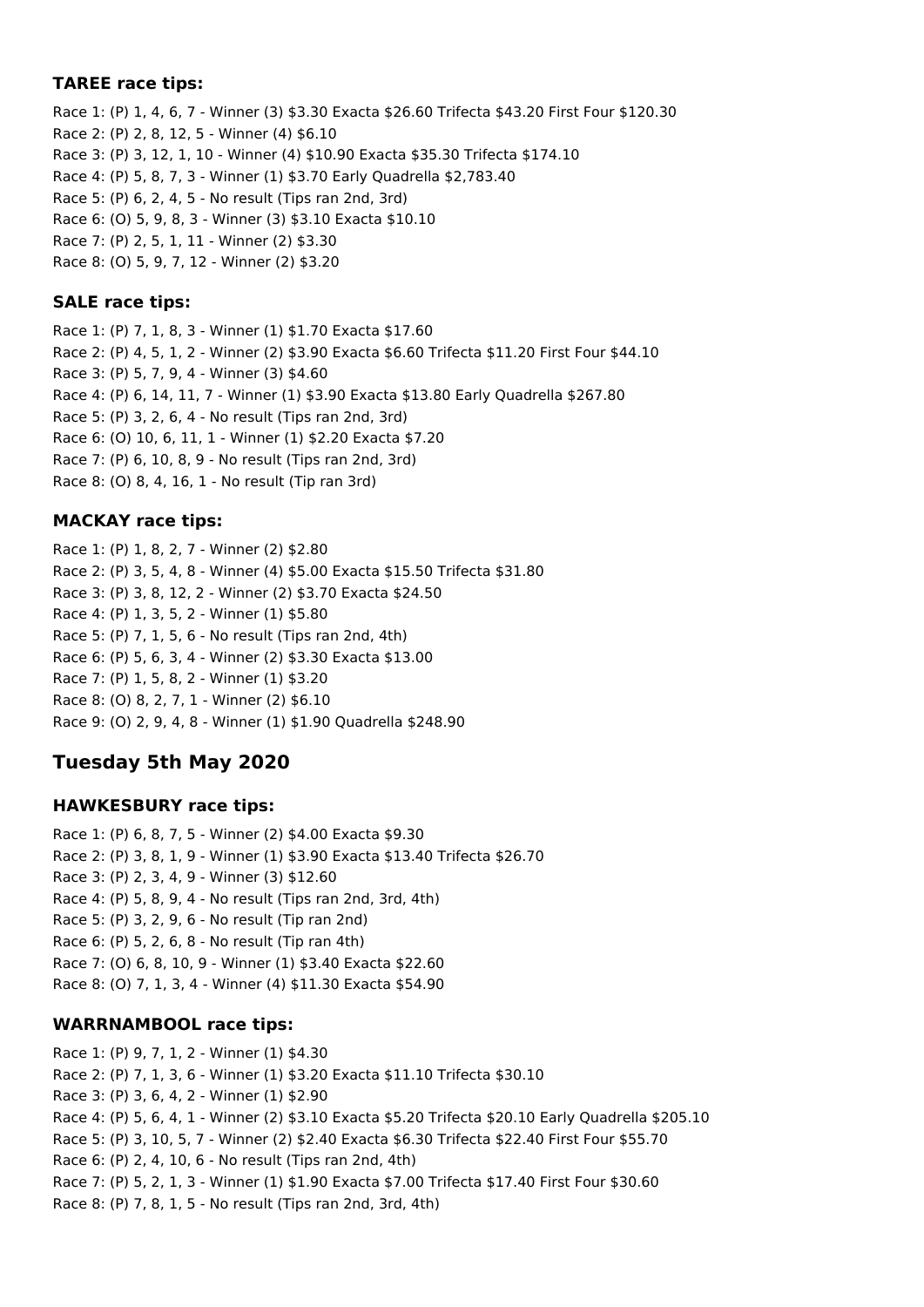### TAREE race tips:

Race 1: (P) 1, 4, 6, 7 - Winner (3) $3.30 Exacta $26.60 Trifecta $43.20 First Four $120.30
Race 2: (P) 2, 8, 12, 5 - Winner (4) $6.10
Race 3: (P) 3, 12, 1, 10 - Winner (4) $10.90 Exacta $35.30 Trifecta $174.10
Race 4: (P) 5, 8, 7, 3 - Winner (1) $3.70 Early Quadrella $2,783.40
Race 5: (P) 6, 2, 4, 5 - No result (Tips ran 2nd, 3rd)
Race 6: (O) 5, 9, 8, 3 - Winner (3) $3.10 Exacta $10.10
Race 7: (P) 2, 5, 1, 11 - Winner (2) $3.30
Race 8: (O) 5, 9, 7, 12 - Winner (2) $3.20

### SALE race tips:

Race 1: (P) 7, 1, 8, 3 - Winner (1) $1.70 Exacta $17.60
Race 2: (P) 4, 5, 1, 2 - Winner (2) $3.90 Exacta $6.60 Trifecta $11.20 First Four $44.10
Race 3: (P) 5, 7, 9, 4 - Winner (3) $4.60
Race 4: (P) 6, 14, 11, 7 - Winner (1) $3.90 Exacta $13.80 Early Quadrella $267.80
Race 5: (P) 3, 2, 6, 4 - No result (Tips ran 2nd, 3rd)
Race 6: (O) 10, 6, 11, 1 - Winner (1) $2.20 Exacta $7.20
Race 7: (P) 6, 10, 8, 9 - No result (Tips ran 2nd, 3rd)
Race 8: (O) 8, 4, 16, 1 - No result (Tip ran 3rd)

### MACKAY race tips:

Race 1: (P) 1, 8, 2, 7 - Winner (2) $2.80
Race 2: (P) 3, 5, 4, 8 - Winner (4) $5.00 Exacta $15.50 Trifecta $31.80
Race 3: (P) 3, 8, 12, 2 - Winner (2) $3.70 Exacta $24.50
Race 4: (P) 1, 3, 5, 2 - Winner (1) $5.80
Race 5: (P) 7, 1, 5, 6 - No result (Tips ran 2nd, 4th)
Race 6: (P) 5, 6, 3, 4 - Winner (2) $3.30 Exacta $13.00
Race 7: (P) 1, 5, 8, 2 - Winner (1) $3.20
Race 8: (O) 8, 2, 7, 1 - Winner (2) $6.10
Race 9: (O) 2, 9, 4, 8 - Winner (1) $1.90 Quadrella $248.90

## Tuesday 5th May 2020

### HAWKESBURY race tips:

Race 1: (P) 6, 8, 7, 5 - Winner (2) $4.00 Exacta $9.30
Race 2: (P) 3, 8, 1, 9 - Winner (1) $3.90 Exacta $13.40 Trifecta $26.70
Race 3: (P) 2, 3, 4, 9 - Winner (3) $12.60
Race 4: (P) 5, 8, 9, 4 - No result (Tips ran 2nd, 3rd, 4th)
Race 5: (P) 3, 2, 9, 6 - No result (Tip ran 2nd)
Race 6: (P) 5, 2, 6, 8 - No result (Tip ran 4th)
Race 7: (O) 6, 8, 10, 9 - Winner (1) $3.40 Exacta $22.60
Race 8: (O) 7, 1, 3, 4 - Winner (4) $11.30 Exacta $54.90

### WARRNAMBOOL race tips:

Race 1: (P) 9, 7, 1, 2 - Winner (1) $4.30
Race 2: (P) 7, 1, 3, 6 - Winner (1) $3.20 Exacta $11.10 Trifecta $30.10
Race 3: (P) 3, 6, 4, 2 - Winner (1) $2.90
Race 4: (P) 5, 6, 4, 1 - Winner (2) $3.10 Exacta $5.20 Trifecta $20.10 Early Quadrella $205.10
Race 5: (P) 3, 10, 5, 7 - Winner (2) $2.40 Exacta $6.30 Trifecta $22.40 First Four $55.70
Race 6: (P) 2, 4, 10, 6 - No result (Tips ran 2nd, 4th)
Race 7: (P) 5, 2, 1, 3 - Winner (1) $1.90 Exacta $7.00 Trifecta $17.40 First Four $30.60
Race 8: (P) 7, 8, 1, 5 - No result (Tips ran 2nd, 3rd, 4th)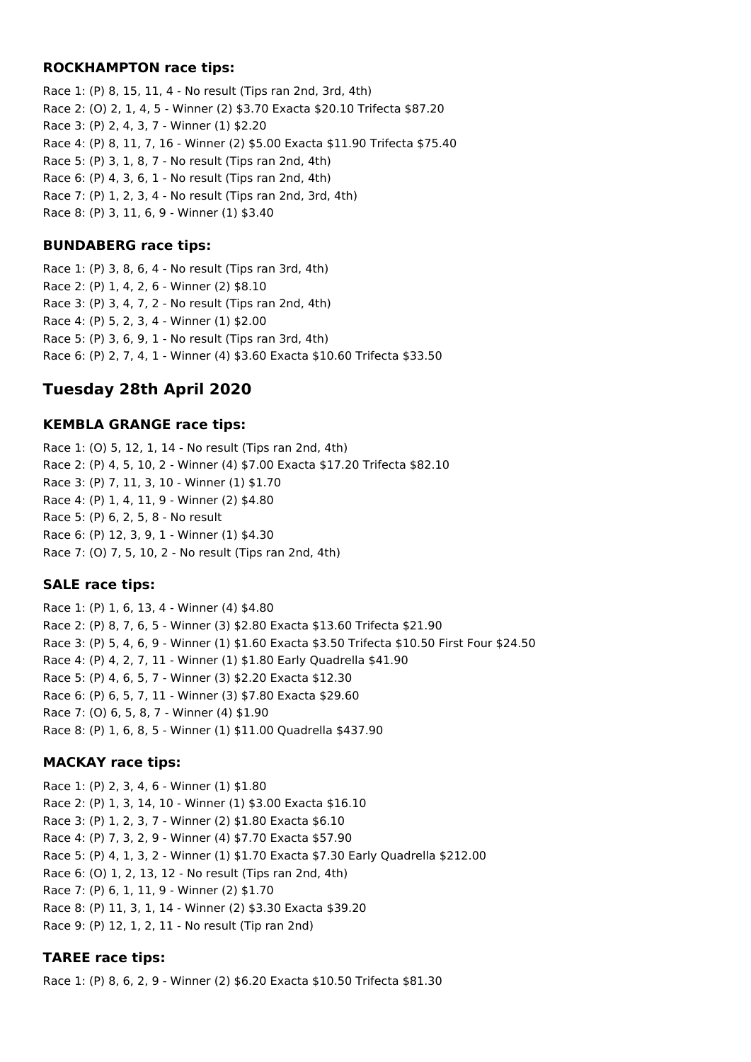### ROCKHAMPTON race tips:

Race 1: (P) 8, 15, 11, 4 - No result (Tips ran 2nd, 3rd, 4th)
Race 2: (O) 2, 1, 4, 5 - Winner (2) $3.70 Exacta $20.10 Trifecta $87.20
Race 3: (P) 2, 4, 3, 7 - Winner (1) $2.20
Race 4: (P) 8, 11, 7, 16 - Winner (2) $5.00 Exacta $11.90 Trifecta $75.40
Race 5: (P) 3, 1, 8, 7 - No result (Tips ran 2nd, 4th)
Race 6: (P) 4, 3, 6, 1 - No result (Tips ran 2nd, 4th)
Race 7: (P) 1, 2, 3, 4 - No result (Tips ran 2nd, 3rd, 4th)
Race 8: (P) 3, 11, 6, 9 - Winner (1) $3.40

### BUNDABERG race tips:

Race 1: (P) 3, 8, 6, 4 - No result (Tips ran 3rd, 4th)
Race 2: (P) 1, 4, 2, 6 - Winner (2) $8.10
Race 3: (P) 3, 4, 7, 2 - No result (Tips ran 2nd, 4th)
Race 4: (P) 5, 2, 3, 4 - Winner (1) $2.00
Race 5: (P) 3, 6, 9, 1 - No result (Tips ran 3rd, 4th)
Race 6: (P) 2, 7, 4, 1 - Winner (4) $3.60 Exacta $10.60 Trifecta $33.50

## Tuesday 28th April 2020

### KEMBLA GRANGE race tips:

Race 1: (O) 5, 12, 1, 14 - No result (Tips ran 2nd, 4th)
Race 2: (P) 4, 5, 10, 2 - Winner (4) $7.00 Exacta $17.20 Trifecta $82.10
Race 3: (P) 7, 11, 3, 10 - Winner (1) $1.70
Race 4: (P) 1, 4, 11, 9 - Winner (2) $4.80
Race 5: (P) 6, 2, 5, 8 - No result
Race 6: (P) 12, 3, 9, 1 - Winner (1) $4.30
Race 7: (O) 7, 5, 10, 2 - No result (Tips ran 2nd, 4th)

### SALE race tips:

Race 1: (P) 1, 6, 13, 4 - Winner (4) $4.80
Race 2: (P) 8, 7, 6, 5 - Winner (3) $2.80 Exacta $13.60 Trifecta $21.90
Race 3: (P) 5, 4, 6, 9 - Winner (1) $1.60 Exacta $3.50 Trifecta $10.50 First Four $24.50
Race 4: (P) 4, 2, 7, 11 - Winner (1) $1.80 Early Quadrella $41.90
Race 5: (P) 4, 6, 5, 7 - Winner (3) $2.20 Exacta $12.30
Race 6: (P) 6, 5, 7, 11 - Winner (3) $7.80 Exacta $29.60
Race 7: (O) 6, 5, 8, 7 - Winner (4) $1.90
Race 8: (P) 1, 6, 8, 5 - Winner (1) $11.00 Quadrella $437.90

### MACKAY race tips:

Race 1: (P) 2, 3, 4, 6 - Winner (1) $1.80
Race 2: (P) 1, 3, 14, 10 - Winner (1) $3.00 Exacta $16.10
Race 3: (P) 1, 2, 3, 7 - Winner (2) $1.80 Exacta $6.10
Race 4: (P) 7, 3, 2, 9 - Winner (4) $7.70 Exacta $57.90
Race 5: (P) 4, 1, 3, 2 - Winner (1) $1.70 Exacta $7.30 Early Quadrella $212.00
Race 6: (O) 1, 2, 13, 12 - No result (Tips ran 2nd, 4th)
Race 7: (P) 6, 1, 11, 9 - Winner (2) $1.70
Race 8: (P) 11, 3, 1, 14 - Winner (2) $3.30 Exacta $39.20
Race 9: (P) 12, 1, 2, 11 - No result (Tip ran 2nd)

### TAREE race tips:

Race 1: (P) 8, 6, 2, 9 - Winner (2) $6.20 Exacta $10.50 Trifecta $81.30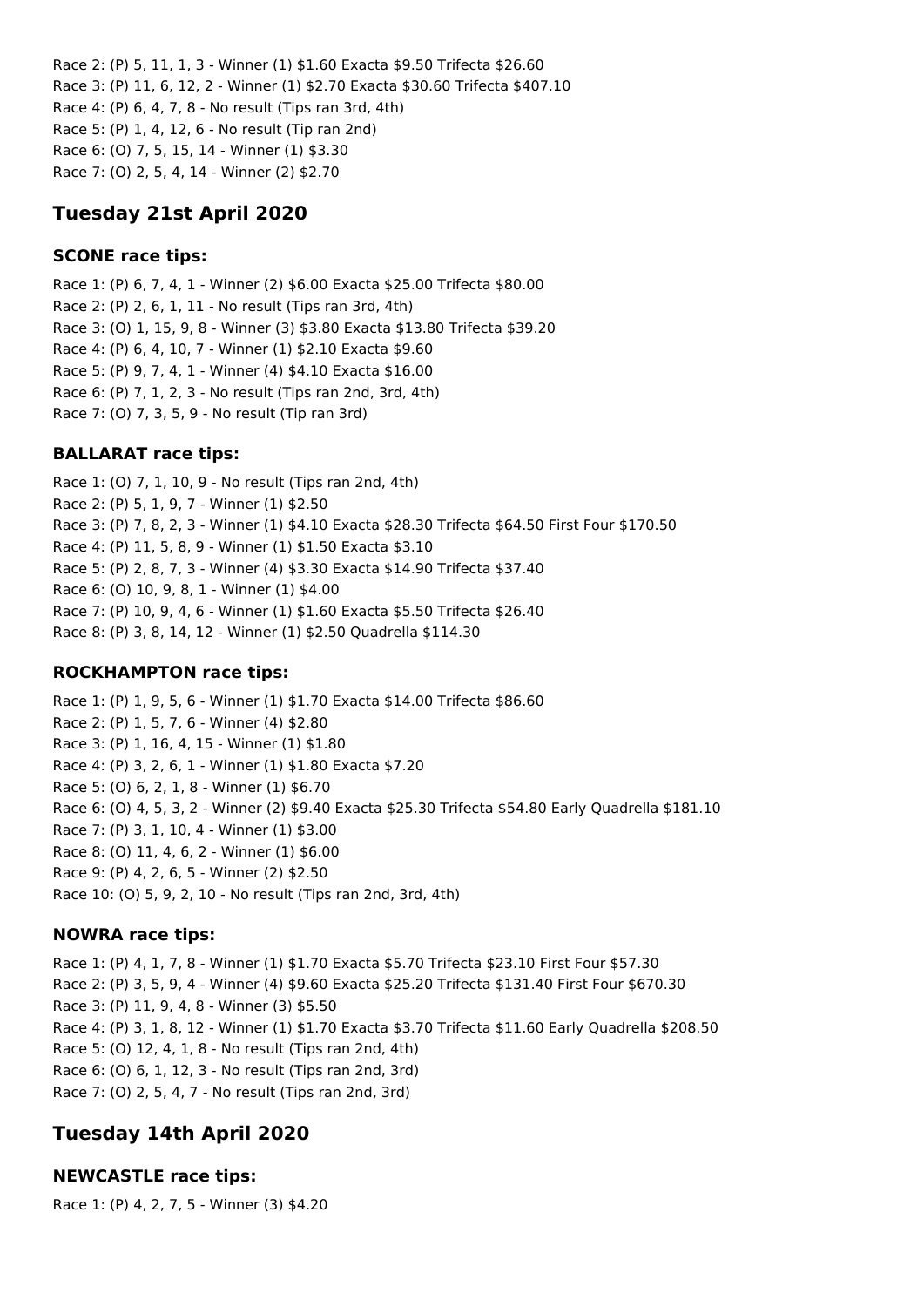Race 2: (P) 5, 11, 1, 3 - Winner (1) $1.60 Exacta $9.50 Trifecta $26.60
Race 3: (P) 11, 6, 12, 2 - Winner (1) $2.70 Exacta $30.60 Trifecta $407.10
Race 4: (P) 6, 4, 7, 8 - No result (Tips ran 3rd, 4th)
Race 5: (P) 1, 4, 12, 6 - No result (Tip ran 2nd)
Race 6: (O) 7, 5, 15, 14 - Winner (1) $3.30
Race 7: (O) 2, 5, 4, 14 - Winner (2) $2.70

## Tuesday 21st April 2020

### SCONE race tips:

Race 1: (P) 6, 7, 4, 1 - Winner (2) $6.00 Exacta $25.00 Trifecta $80.00
Race 2: (P) 2, 6, 1, 11 - No result (Tips ran 3rd, 4th)
Race 3: (O) 1, 15, 9, 8 - Winner (3) $3.80 Exacta $13.80 Trifecta $39.20
Race 4: (P) 6, 4, 10, 7 - Winner (1) $2.10 Exacta $9.60
Race 5: (P) 9, 7, 4, 1 - Winner (4) $4.10 Exacta $16.00
Race 6: (P) 7, 1, 2, 3 - No result (Tips ran 2nd, 3rd, 4th)
Race 7: (O) 7, 3, 5, 9 - No result (Tip ran 3rd)

### BALLARAT race tips:

Race 1: (O) 7, 1, 10, 9 - No result (Tips ran 2nd, 4th)
Race 2: (P) 5, 1, 9, 7 - Winner (1) $2.50
Race 3: (P) 7, 8, 2, 3 - Winner (1) $4.10 Exacta $28.30 Trifecta $64.50 First Four $170.50
Race 4: (P) 11, 5, 8, 9 - Winner (1) $1.50 Exacta $3.10
Race 5: (P) 2, 8, 7, 3 - Winner (4) $3.30 Exacta $14.90 Trifecta $37.40
Race 6: (O) 10, 9, 8, 1 - Winner (1) $4.00
Race 7: (P) 10, 9, 4, 6 - Winner (1) $1.60 Exacta $5.50 Trifecta $26.40
Race 8: (P) 3, 8, 14, 12 - Winner (1) $2.50 Quadrella $114.30

### ROCKHAMPTON race tips:

Race 1: (P) 1, 9, 5, 6 - Winner (1) $1.70 Exacta $14.00 Trifecta $86.60
Race 2: (P) 1, 5, 7, 6 - Winner (4) $2.80
Race 3: (P) 1, 16, 4, 15 - Winner (1) $1.80
Race 4: (P) 3, 2, 6, 1 - Winner (1) $1.80 Exacta $7.20
Race 5: (O) 6, 2, 1, 8 - Winner (1) $6.70
Race 6: (O) 4, 5, 3, 2 - Winner (2) $9.40 Exacta $25.30 Trifecta $54.80 Early Quadrella $181.10
Race 7: (P) 3, 1, 10, 4 - Winner (1) $3.00
Race 8: (O) 11, 4, 6, 2 - Winner (1) $6.00
Race 9: (P) 4, 2, 6, 5 - Winner (2) $2.50
Race 10: (O) 5, 9, 2, 10 - No result (Tips ran 2nd, 3rd, 4th)

### NOWRA race tips:

Race 1: (P) 4, 1, 7, 8 - Winner (1) $1.70 Exacta $5.70 Trifecta $23.10 First Four $57.30
Race 2: (P) 3, 5, 9, 4 - Winner (4) $9.60 Exacta $25.20 Trifecta $131.40 First Four $670.30
Race 3: (P) 11, 9, 4, 8 - Winner (3) $5.50
Race 4: (P) 3, 1, 8, 12 - Winner (1) $1.70 Exacta $3.70 Trifecta $11.60 Early Quadrella $208.50
Race 5: (O) 12, 4, 1, 8 - No result (Tips ran 2nd, 4th)
Race 6: (O) 6, 1, 12, 3 - No result (Tips ran 2nd, 3rd)
Race 7: (O) 2, 5, 4, 7 - No result (Tips ran 2nd, 3rd)

## Tuesday 14th April 2020

### NEWCASTLE race tips:

Race 1: (P) 4, 2, 7, 5 - Winner (3) $4.20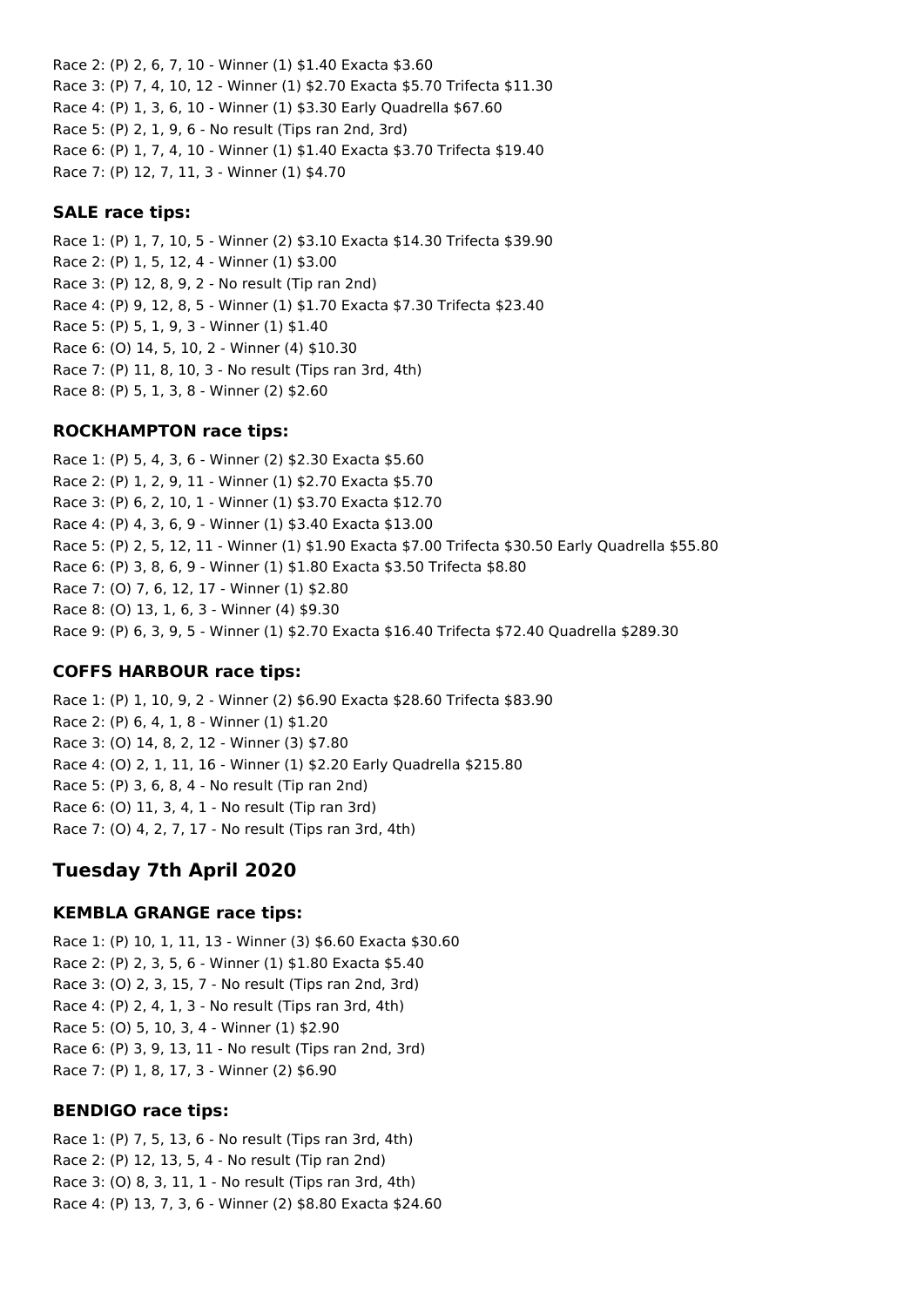Race 2: (P) 2, 6, 7, 10 - Winner (1) $1.40 Exacta $3.60
Race 3: (P) 7, 4, 10, 12 - Winner (1) $2.70 Exacta $5.70 Trifecta $11.30
Race 4: (P) 1, 3, 6, 10 - Winner (1) $3.30 Early Quadrella $67.60
Race 5: (P) 2, 1, 9, 6 - No result (Tips ran 2nd, 3rd)
Race 6: (P) 1, 7, 4, 10 - Winner (1) $1.40 Exacta $3.70 Trifecta $19.40
Race 7: (P) 12, 7, 11, 3 - Winner (1) $4.70

### SALE race tips:

Race 1: (P) 1, 7, 10, 5 - Winner (2) $3.10 Exacta $14.30 Trifecta $39.90
Race 2: (P) 1, 5, 12, 4 - Winner (1) $3.00
Race 3: (P) 12, 8, 9, 2 - No result (Tip ran 2nd)
Race 4: (P) 9, 12, 8, 5 - Winner (1) $1.70 Exacta $7.30 Trifecta $23.40
Race 5: (P) 5, 1, 9, 3 - Winner (1) $1.40
Race 6: (O) 14, 5, 10, 2 - Winner (4) $10.30
Race 7: (P) 11, 8, 10, 3 - No result (Tips ran 3rd, 4th)
Race 8: (P) 5, 1, 3, 8 - Winner (2) $2.60

### ROCKHAMPTON race tips:

Race 1: (P) 5, 4, 3, 6 - Winner (2) $2.30 Exacta $5.60
Race 2: (P) 1, 2, 9, 11 - Winner (1) $2.70 Exacta $5.70
Race 3: (P) 6, 2, 10, 1 - Winner (1) $3.70 Exacta $12.70
Race 4: (P) 4, 3, 6, 9 - Winner (1) $3.40 Exacta $13.00
Race 5: (P) 2, 5, 12, 11 - Winner (1) $1.90 Exacta $7.00 Trifecta $30.50 Early Quadrella $55.80
Race 6: (P) 3, 8, 6, 9 - Winner (1) $1.80 Exacta $3.50 Trifecta $8.80
Race 7: (O) 7, 6, 12, 17 - Winner (1) $2.80
Race 8: (O) 13, 1, 6, 3 - Winner (4) $9.30
Race 9: (P) 6, 3, 9, 5 - Winner (1) $2.70 Exacta $16.40 Trifecta $72.40 Quadrella $289.30

### COFFS HARBOUR race tips:

Race 1: (P) 1, 10, 9, 2 - Winner (2) $6.90 Exacta $28.60 Trifecta $83.90
Race 2: (P) 6, 4, 1, 8 - Winner (1) $1.20
Race 3: (O) 14, 8, 2, 12 - Winner (3) $7.80
Race 4: (O) 2, 1, 11, 16 - Winner (1) $2.20 Early Quadrella $215.80
Race 5: (P) 3, 6, 8, 4 - No result (Tip ran 2nd)
Race 6: (O) 11, 3, 4, 1 - No result (Tip ran 3rd)
Race 7: (O) 4, 2, 7, 17 - No result (Tips ran 3rd, 4th)

## Tuesday 7th April 2020

### KEMBLA GRANGE race tips:

Race 1: (P) 10, 1, 11, 13 - Winner (3) $6.60 Exacta $30.60
Race 2: (P) 2, 3, 5, 6 - Winner (1) $1.80 Exacta $5.40
Race 3: (O) 2, 3, 15, 7 - No result (Tips ran 2nd, 3rd)
Race 4: (P) 2, 4, 1, 3 - No result (Tips ran 3rd, 4th)
Race 5: (O) 5, 10, 3, 4 - Winner (1) $2.90
Race 6: (P) 3, 9, 13, 11 - No result (Tips ran 2nd, 3rd)
Race 7: (P) 1, 8, 17, 3 - Winner (2) $6.90

### BENDIGO race tips:

Race 1: (P) 7, 5, 13, 6 - No result (Tips ran 3rd, 4th)
Race 2: (P) 12, 13, 5, 4 - No result (Tip ran 2nd)
Race 3: (O) 8, 3, 11, 1 - No result (Tips ran 3rd, 4th)
Race 4: (P) 13, 7, 3, 6 - Winner (2) $8.80 Exacta $24.60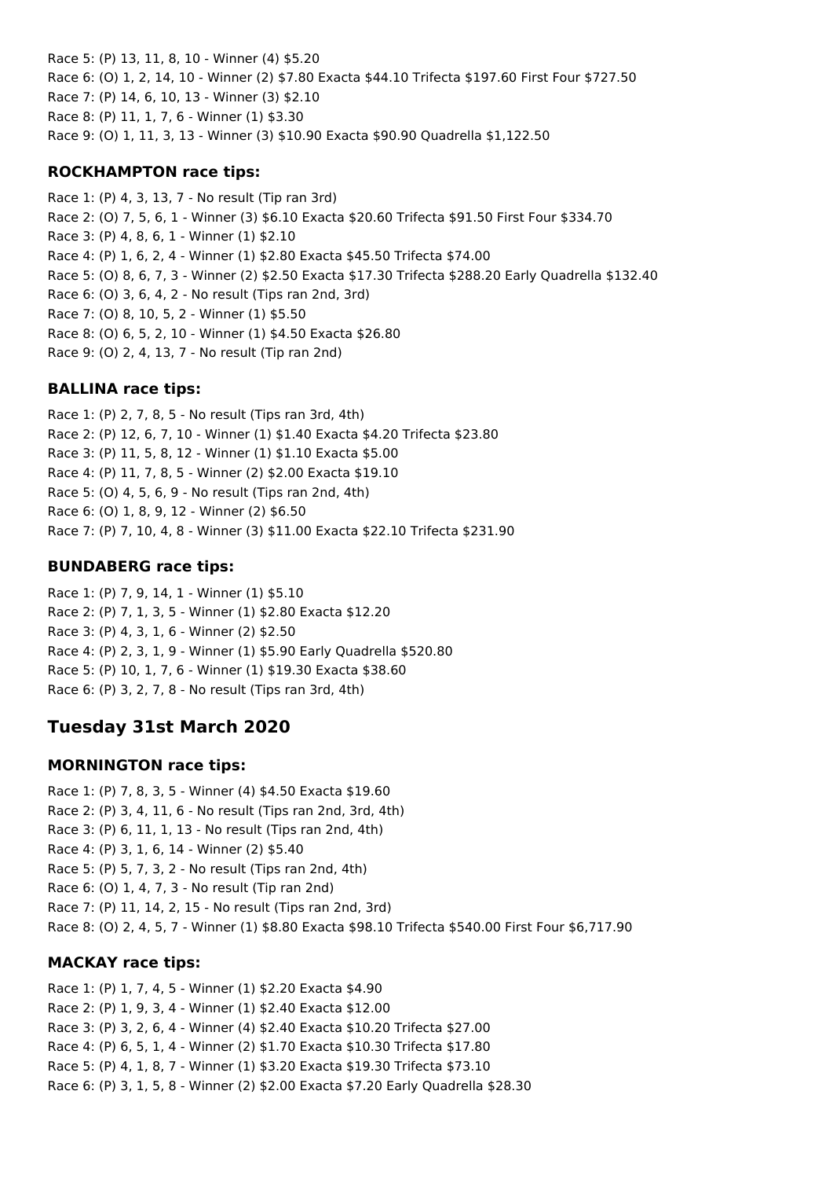Race 5: (P) 13, 11, 8, 10 - Winner (4) $5.20
Race 6: (O) 1, 2, 14, 10 - Winner (2) $7.80 Exacta $44.10 Trifecta $197.60 First Four $727.50
Race 7: (P) 14, 6, 10, 13 - Winner (3) $2.10
Race 8: (P) 11, 1, 7, 6 - Winner (1) $3.30
Race 9: (O) 1, 11, 3, 13 - Winner (3) $10.90 Exacta $90.90 Quadrella $1,122.50

### ROCKHAMPTON race tips:

Race 1: (P) 4, 3, 13, 7 - No result (Tip ran 3rd)
Race 2: (O) 7, 5, 6, 1 - Winner (3) $6.10 Exacta $20.60 Trifecta $91.50 First Four $334.70
Race 3: (P) 4, 8, 6, 1 - Winner (1) $2.10
Race 4: (P) 1, 6, 2, 4 - Winner (1) $2.80 Exacta $45.50 Trifecta $74.00
Race 5: (O) 8, 6, 7, 3 - Winner (2) $2.50 Exacta $17.30 Trifecta $288.20 Early Quadrella $132.40
Race 6: (O) 3, 6, 4, 2 - No result (Tips ran 2nd, 3rd)
Race 7: (O) 8, 10, 5, 2 - Winner (1) $5.50
Race 8: (O) 6, 5, 2, 10 - Winner (1) $4.50 Exacta $26.80
Race 9: (O) 2, 4, 13, 7 - No result (Tip ran 2nd)

### BALLINA race tips:

Race 1: (P) 2, 7, 8, 5 - No result (Tips ran 3rd, 4th)
Race 2: (P) 12, 6, 7, 10 - Winner (1) $1.40 Exacta $4.20 Trifecta $23.80
Race 3: (P) 11, 5, 8, 12 - Winner (1) $1.10 Exacta $5.00
Race 4: (P) 11, 7, 8, 5 - Winner (2) $2.00 Exacta $19.10
Race 5: (O) 4, 5, 6, 9 - No result (Tips ran 2nd, 4th)
Race 6: (O) 1, 8, 9, 12 - Winner (2) $6.50
Race 7: (P) 7, 10, 4, 8 - Winner (3) $11.00 Exacta $22.10 Trifecta $231.90

### BUNDABERG race tips:

Race 1: (P) 7, 9, 14, 1 - Winner (1) $5.10
Race 2: (P) 7, 1, 3, 5 - Winner (1) $2.80 Exacta $12.20
Race 3: (P) 4, 3, 1, 6 - Winner (2) $2.50
Race 4: (P) 2, 3, 1, 9 - Winner (1) $5.90 Early Quadrella $520.80
Race 5: (P) 10, 1, 7, 6 - Winner (1) $19.30 Exacta $38.60
Race 6: (P) 3, 2, 7, 8 - No result (Tips ran 3rd, 4th)

## Tuesday 31st March 2020

### MORNINGTON race tips:

Race 1: (P) 7, 8, 3, 5 - Winner (4) $4.50 Exacta $19.60
Race 2: (P) 3, 4, 11, 6 - No result (Tips ran 2nd, 3rd, 4th)
Race 3: (P) 6, 11, 1, 13 - No result (Tips ran 2nd, 4th)
Race 4: (P) 3, 1, 6, 14 - Winner (2) $5.40
Race 5: (P) 5, 7, 3, 2 - No result (Tips ran 2nd, 4th)
Race 6: (O) 1, 4, 7, 3 - No result (Tip ran 2nd)
Race 7: (P) 11, 14, 2, 15 - No result (Tips ran 2nd, 3rd)
Race 8: (O) 2, 4, 5, 7 - Winner (1) $8.80 Exacta $98.10 Trifecta $540.00 First Four $6,717.90

### MACKAY race tips:

Race 1: (P) 1, 7, 4, 5 - Winner (1) $2.20 Exacta $4.90
Race 2: (P) 1, 9, 3, 4 - Winner (1) $2.40 Exacta $12.00
Race 3: (P) 3, 2, 6, 4 - Winner (4) $2.40 Exacta $10.20 Trifecta $27.00
Race 4: (P) 6, 5, 1, 4 - Winner (2) $1.70 Exacta $10.30 Trifecta $17.80
Race 5: (P) 4, 1, 8, 7 - Winner (1) $3.20 Exacta $19.30 Trifecta $73.10
Race 6: (P) 3, 1, 5, 8 - Winner (2) $2.00 Exacta $7.20 Early Quadrella $28.30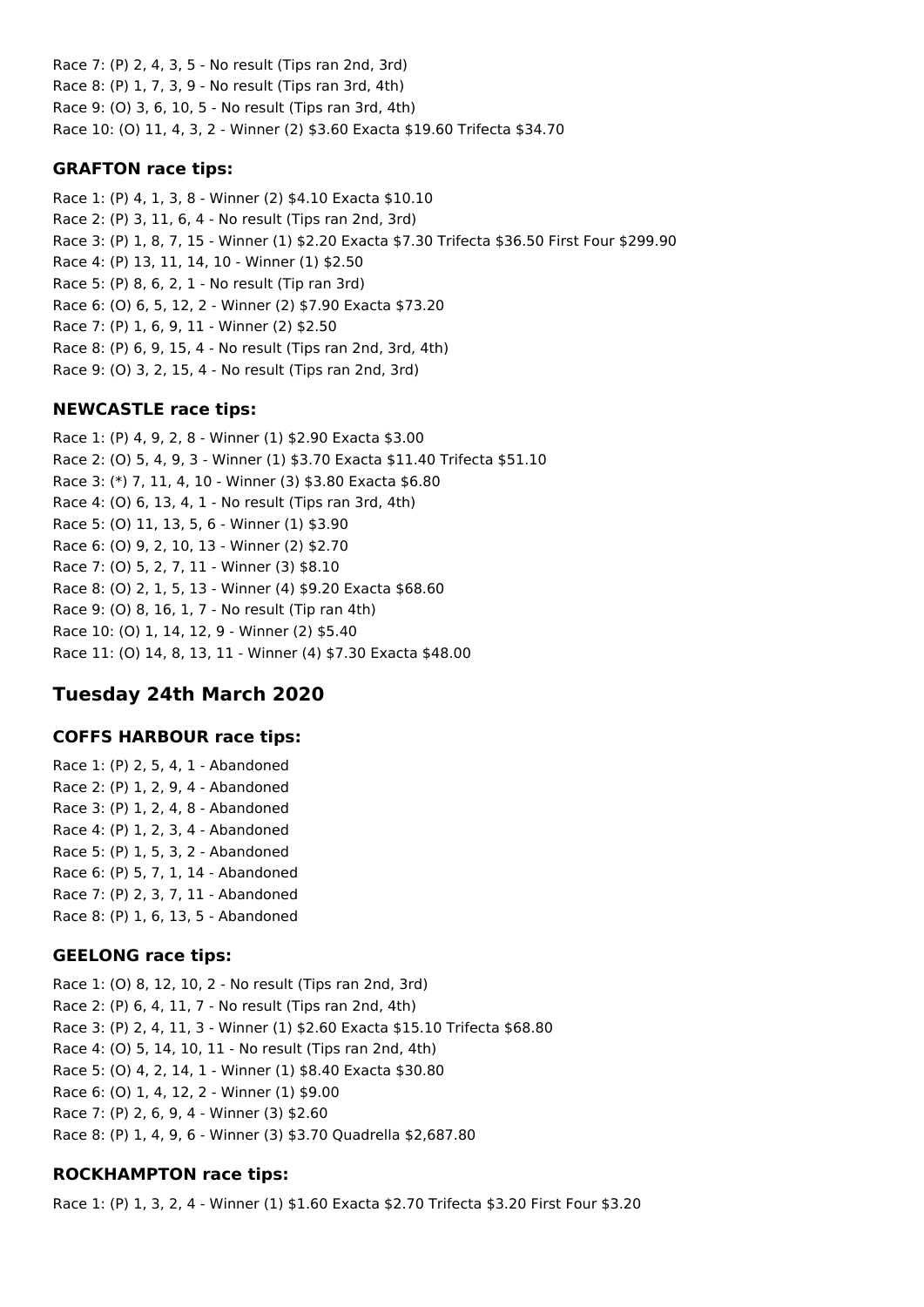Race 7: (P) 2, 4, 3, 5 - No result (Tips ran 2nd, 3rd)
Race 8: (P) 1, 7, 3, 9 - No result (Tips ran 3rd, 4th)
Race 9: (O) 3, 6, 10, 5 - No result (Tips ran 3rd, 4th)
Race 10: (O) 11, 4, 3, 2 - Winner (2) $3.60 Exacta $19.60 Trifecta $34.70

### GRAFTON race tips:

Race 1: (P) 4, 1, 3, 8 - Winner (2) $4.10 Exacta $10.10
Race 2: (P) 3, 11, 6, 4 - No result (Tips ran 2nd, 3rd)
Race 3: (P) 1, 8, 7, 15 - Winner (1) $2.20 Exacta $7.30 Trifecta $36.50 First Four $299.90
Race 4: (P) 13, 11, 14, 10 - Winner (1) $2.50
Race 5: (P) 8, 6, 2, 1 - No result (Tip ran 3rd)
Race 6: (O) 6, 5, 12, 2 - Winner (2) $7.90 Exacta $73.20
Race 7: (P) 1, 6, 9, 11 - Winner (2) $2.50
Race 8: (P) 6, 9, 15, 4 - No result (Tips ran 2nd, 3rd, 4th)
Race 9: (O) 3, 2, 15, 4 - No result (Tips ran 2nd, 3rd)

### NEWCASTLE race tips:

Race 1: (P) 4, 9, 2, 8 - Winner (1) $2.90 Exacta $3.00
Race 2: (O) 5, 4, 9, 3 - Winner (1) $3.70 Exacta $11.40 Trifecta $51.10
Race 3: (*) 7, 11, 4, 10 - Winner (3) $3.80 Exacta $6.80
Race 4: (O) 6, 13, 4, 1 - No result (Tips ran 3rd, 4th)
Race 5: (O) 11, 13, 5, 6 - Winner (1) $3.90
Race 6: (O) 9, 2, 10, 13 - Winner (2) $2.70
Race 7: (O) 5, 2, 7, 11 - Winner (3) $8.10
Race 8: (O) 2, 1, 5, 13 - Winner (4) $9.20 Exacta $68.60
Race 9: (O) 8, 16, 1, 7 - No result (Tip ran 4th)
Race 10: (O) 1, 14, 12, 9 - Winner (2) $5.40
Race 11: (O) 14, 8, 13, 11 - Winner (4) $7.30 Exacta $48.00

## Tuesday 24th March 2020

### COFFS HARBOUR race tips:

Race 1: (P) 2, 5, 4, 1 - Abandoned
Race 2: (P) 1, 2, 9, 4 - Abandoned
Race 3: (P) 1, 2, 4, 8 - Abandoned
Race 4: (P) 1, 2, 3, 4 - Abandoned
Race 5: (P) 1, 5, 3, 2 - Abandoned
Race 6: (P) 5, 7, 1, 14 - Abandoned
Race 7: (P) 2, 3, 7, 11 - Abandoned
Race 8: (P) 1, 6, 13, 5 - Abandoned

### GEELONG race tips:

Race 1: (O) 8, 12, 10, 2 - No result (Tips ran 2nd, 3rd)
Race 2: (P) 6, 4, 11, 7 - No result (Tips ran 2nd, 4th)
Race 3: (P) 2, 4, 11, 3 - Winner (1) $2.60 Exacta $15.10 Trifecta $68.80
Race 4: (O) 5, 14, 10, 11 - No result (Tips ran 2nd, 4th)
Race 5: (O) 4, 2, 14, 1 - Winner (1) $8.40 Exacta $30.80
Race 6: (O) 1, 4, 12, 2 - Winner (1) $9.00
Race 7: (P) 2, 6, 9, 4 - Winner (3) $2.60
Race 8: (P) 1, 4, 9, 6 - Winner (3) $3.70 Quadrella $2,687.80

### ROCKHAMPTON race tips:

Race 1: (P) 1, 3, 2, 4 - Winner (1) $1.60 Exacta $2.70 Trifecta $3.20 First Four $3.20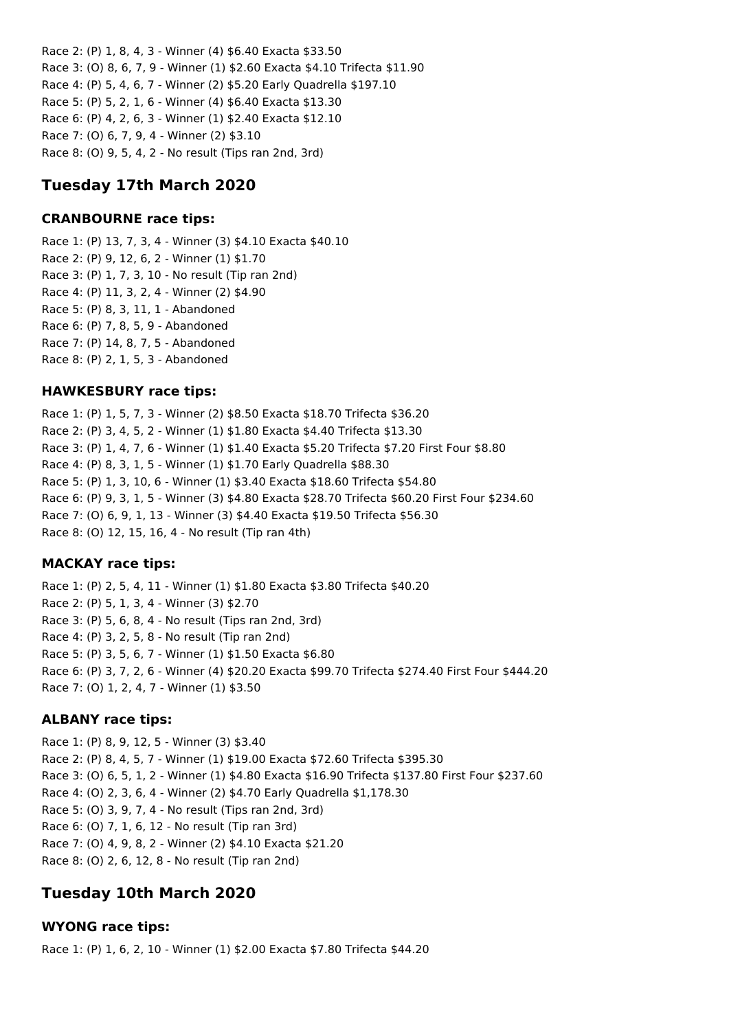Race 2: (P) 1, 8, 4, 3 - Winner (4) $6.40 Exacta $33.50
Race 3: (O) 8, 6, 7, 9 - Winner (1) $2.60 Exacta $4.10 Trifecta $11.90
Race 4: (P) 5, 4, 6, 7 - Winner (2) $5.20 Early Quadrella $197.10
Race 5: (P) 5, 2, 1, 6 - Winner (4) $6.40 Exacta $13.30
Race 6: (P) 4, 2, 6, 3 - Winner (1) $2.40 Exacta $12.10
Race 7: (O) 6, 7, 9, 4 - Winner (2) $3.10
Race 8: (O) 9, 5, 4, 2 - No result (Tips ran 2nd, 3rd)

## Tuesday 17th March 2020

### CRANBOURNE race tips:

Race 1: (P) 13, 7, 3, 4 - Winner (3) $4.10 Exacta $40.10
Race 2: (P) 9, 12, 6, 2 - Winner (1) $1.70
Race 3: (P) 1, 7, 3, 10 - No result (Tip ran 2nd)
Race 4: (P) 11, 3, 2, 4 - Winner (2) $4.90
Race 5: (P) 8, 3, 11, 1 - Abandoned
Race 6: (P) 7, 8, 5, 9 - Abandoned
Race 7: (P) 14, 8, 7, 5 - Abandoned
Race 8: (P) 2, 1, 5, 3 - Abandoned

### HAWKESBURY race tips:

Race 1: (P) 1, 5, 7, 3 - Winner (2) $8.50 Exacta $18.70 Trifecta $36.20
Race 2: (P) 3, 4, 5, 2 - Winner (1) $1.80 Exacta $4.40 Trifecta $13.30
Race 3: (P) 1, 4, 7, 6 - Winner (1) $1.40 Exacta $5.20 Trifecta $7.20 First Four $8.80
Race 4: (P) 8, 3, 1, 5 - Winner (1) $1.70 Early Quadrella $88.30
Race 5: (P) 1, 3, 10, 6 - Winner (1) $3.40 Exacta $18.60 Trifecta $54.80
Race 6: (P) 9, 3, 1, 5 - Winner (3) $4.80 Exacta $28.70 Trifecta $60.20 First Four $234.60
Race 7: (O) 6, 9, 1, 13 - Winner (3) $4.40 Exacta $19.50 Trifecta $56.30
Race 8: (O) 12, 15, 16, 4 - No result (Tip ran 4th)

### MACKAY race tips:

Race 1: (P) 2, 5, 4, 11 - Winner (1) $1.80 Exacta $3.80 Trifecta $40.20
Race 2: (P) 5, 1, 3, 4 - Winner (3) $2.70
Race 3: (P) 5, 6, 8, 4 - No result (Tips ran 2nd, 3rd)
Race 4: (P) 3, 2, 5, 8 - No result (Tip ran 2nd)
Race 5: (P) 3, 5, 6, 7 - Winner (1) $1.50 Exacta $6.80
Race 6: (P) 3, 7, 2, 6 - Winner (4) $20.20 Exacta $99.70 Trifecta $274.40 First Four $444.20
Race 7: (O) 1, 2, 4, 7 - Winner (1) $3.50

### ALBANY race tips:

Race 1: (P) 8, 9, 12, 5 - Winner (3) $3.40
Race 2: (P) 8, 4, 5, 7 - Winner (1) $19.00 Exacta $72.60 Trifecta $395.30
Race 3: (O) 6, 5, 1, 2 - Winner (1) $4.80 Exacta $16.90 Trifecta $137.80 First Four $237.60
Race 4: (O) 2, 3, 6, 4 - Winner (2) $4.70 Early Quadrella $1,178.30
Race 5: (O) 3, 9, 7, 4 - No result (Tips ran 2nd, 3rd)
Race 6: (O) 7, 1, 6, 12 - No result (Tip ran 3rd)
Race 7: (O) 4, 9, 8, 2 - Winner (2) $4.10 Exacta $21.20
Race 8: (O) 2, 6, 12, 8 - No result (Tip ran 2nd)

## Tuesday 10th March 2020

### WYONG race tips:

Race 1: (P) 1, 6, 2, 10 - Winner (1) $2.00 Exacta $7.80 Trifecta $44.20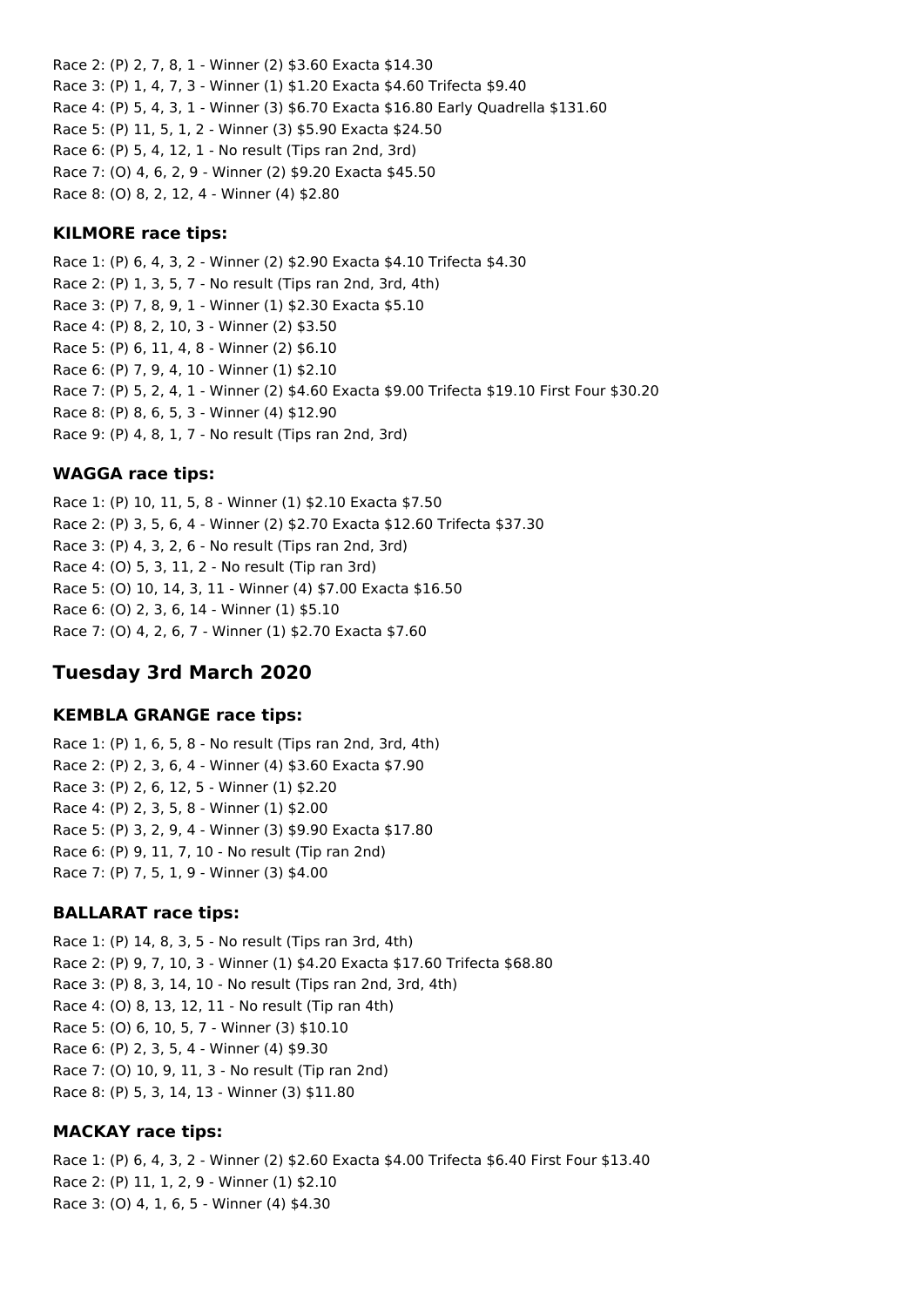Race 2: (P) 2, 7, 8, 1 - Winner (2) $3.60 Exacta $14.30
Race 3: (P) 1, 4, 7, 3 - Winner (1) $1.20 Exacta $4.60 Trifecta $9.40
Race 4: (P) 5, 4, 3, 1 - Winner (3) $6.70 Exacta $16.80 Early Quadrella $131.60
Race 5: (P) 11, 5, 1, 2 - Winner (3) $5.90 Exacta $24.50
Race 6: (P) 5, 4, 12, 1 - No result (Tips ran 2nd, 3rd)
Race 7: (O) 4, 6, 2, 9 - Winner (2) $9.20 Exacta $45.50
Race 8: (O) 8, 2, 12, 4 - Winner (4) $2.80

### KILMORE race tips:

Race 1: (P) 6, 4, 3, 2 - Winner (2) $2.90 Exacta $4.10 Trifecta $4.30
Race 2: (P) 1, 3, 5, 7 - No result (Tips ran 2nd, 3rd, 4th)
Race 3: (P) 7, 8, 9, 1 - Winner (1) $2.30 Exacta $5.10
Race 4: (P) 8, 2, 10, 3 - Winner (2) $3.50
Race 5: (P) 6, 11, 4, 8 - Winner (2) $6.10
Race 6: (P) 7, 9, 4, 10 - Winner (1) $2.10
Race 7: (P) 5, 2, 4, 1 - Winner (2) $4.60 Exacta $9.00 Trifecta $19.10 First Four $30.20
Race 8: (P) 8, 6, 5, 3 - Winner (4) $12.90
Race 9: (P) 4, 8, 1, 7 - No result (Tips ran 2nd, 3rd)

### WAGGA race tips:

Race 1: (P) 10, 11, 5, 8 - Winner (1) $2.10 Exacta $7.50
Race 2: (P) 3, 5, 6, 4 - Winner (2) $2.70 Exacta $12.60 Trifecta $37.30
Race 3: (P) 4, 3, 2, 6 - No result (Tips ran 2nd, 3rd)
Race 4: (O) 5, 3, 11, 2 - No result (Tip ran 3rd)
Race 5: (O) 10, 14, 3, 11 - Winner (4) $7.00 Exacta $16.50
Race 6: (O) 2, 3, 6, 14 - Winner (1) $5.10
Race 7: (O) 4, 2, 6, 7 - Winner (1) $2.70 Exacta $7.60

## Tuesday 3rd March 2020

### KEMBLA GRANGE race tips:

Race 1: (P) 1, 6, 5, 8 - No result (Tips ran 2nd, 3rd, 4th)
Race 2: (P) 2, 3, 6, 4 - Winner (4) $3.60 Exacta $7.90
Race 3: (P) 2, 6, 12, 5 - Winner (1) $2.20
Race 4: (P) 2, 3, 5, 8 - Winner (1) $2.00
Race 5: (P) 3, 2, 9, 4 - Winner (3) $9.90 Exacta $17.80
Race 6: (P) 9, 11, 7, 10 - No result (Tip ran 2nd)
Race 7: (P) 7, 5, 1, 9 - Winner (3) $4.00

### BALLARAT race tips:

Race 1: (P) 14, 8, 3, 5 - No result (Tips ran 3rd, 4th)
Race 2: (P) 9, 7, 10, 3 - Winner (1) $4.20 Exacta $17.60 Trifecta $68.80
Race 3: (P) 8, 3, 14, 10 - No result (Tips ran 2nd, 3rd, 4th)
Race 4: (O) 8, 13, 12, 11 - No result (Tip ran 4th)
Race 5: (O) 6, 10, 5, 7 - Winner (3) $10.10
Race 6: (P) 2, 3, 5, 4 - Winner (4) $9.30
Race 7: (O) 10, 9, 11, 3 - No result (Tip ran 2nd)
Race 8: (P) 5, 3, 14, 13 - Winner (3) $11.80

### MACKAY race tips:

Race 1: (P) 6, 4, 3, 2 - Winner (2) $2.60 Exacta $4.00 Trifecta $6.40 First Four $13.40
Race 2: (P) 11, 1, 2, 9 - Winner (1) $2.10
Race 3: (O) 4, 1, 6, 5 - Winner (4) $4.30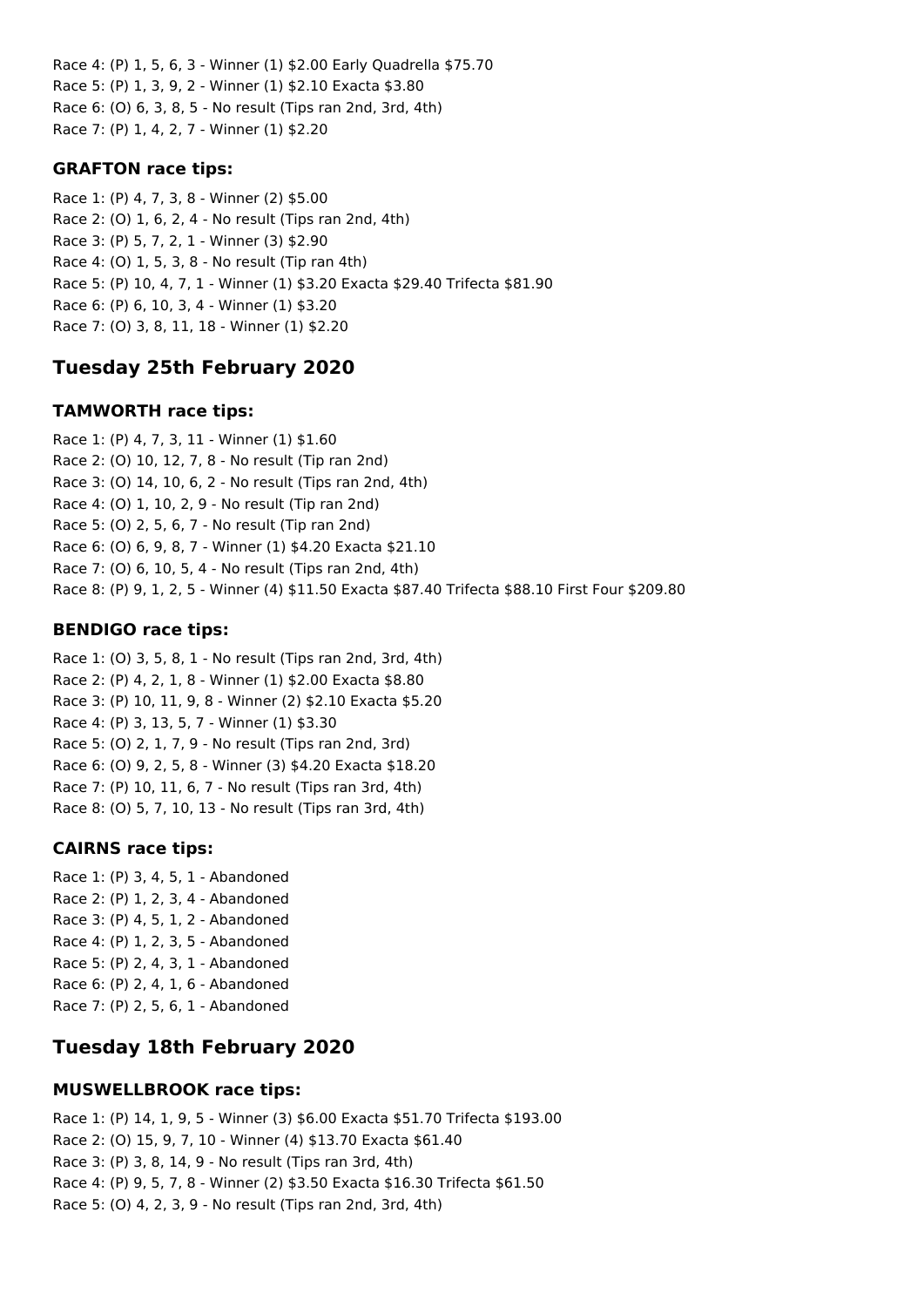Race 4: (P) 1, 5, 6, 3 - Winner (1) $2.00 Early Quadrella $75.70
Race 5: (P) 1, 3, 9, 2 - Winner (1) $2.10 Exacta $3.80
Race 6: (O) 6, 3, 8, 5 - No result (Tips ran 2nd, 3rd, 4th)
Race 7: (P) 1, 4, 2, 7 - Winner (1) $2.20

### GRAFTON race tips:

Race 1: (P) 4, 7, 3, 8 - Winner (2) $5.00
Race 2: (O) 1, 6, 2, 4 - No result (Tips ran 2nd, 4th)
Race 3: (P) 5, 7, 2, 1 - Winner (3) $2.90
Race 4: (O) 1, 5, 3, 8 - No result (Tip ran 4th)
Race 5: (P) 10, 4, 7, 1 - Winner (1) $3.20 Exacta $29.40 Trifecta $81.90
Race 6: (P) 6, 10, 3, 4 - Winner (1) $3.20
Race 7: (O) 3, 8, 11, 18 - Winner (1) $2.20

## Tuesday 25th February 2020

### TAMWORTH race tips:

Race 1: (P) 4, 7, 3, 11 - Winner (1) $1.60
Race 2: (O) 10, 12, 7, 8 - No result (Tip ran 2nd)
Race 3: (O) 14, 10, 6, 2 - No result (Tips ran 2nd, 4th)
Race 4: (O) 1, 10, 2, 9 - No result (Tip ran 2nd)
Race 5: (O) 2, 5, 6, 7 - No result (Tip ran 2nd)
Race 6: (O) 6, 9, 8, 7 - Winner (1) $4.20 Exacta $21.10
Race 7: (O) 6, 10, 5, 4 - No result (Tips ran 2nd, 4th)
Race 8: (P) 9, 1, 2, 5 - Winner (4) $11.50 Exacta $87.40 Trifecta $88.10 First Four $209.80

### BENDIGO race tips:

Race 1: (O) 3, 5, 8, 1 - No result (Tips ran 2nd, 3rd, 4th)
Race 2: (P) 4, 2, 1, 8 - Winner (1) $2.00 Exacta $8.80
Race 3: (P) 10, 11, 9, 8 - Winner (2) $2.10 Exacta $5.20
Race 4: (P) 3, 13, 5, 7 - Winner (1) $3.30
Race 5: (O) 2, 1, 7, 9 - No result (Tips ran 2nd, 3rd)
Race 6: (O) 9, 2, 5, 8 - Winner (3) $4.20 Exacta $18.20
Race 7: (P) 10, 11, 6, 7 - No result (Tips ran 3rd, 4th)
Race 8: (O) 5, 7, 10, 13 - No result (Tips ran 3rd, 4th)

### CAIRNS race tips:

Race 1: (P) 3, 4, 5, 1 - Abandoned
Race 2: (P) 1, 2, 3, 4 - Abandoned
Race 3: (P) 4, 5, 1, 2 - Abandoned
Race 4: (P) 1, 2, 3, 5 - Abandoned
Race 5: (P) 2, 4, 3, 1 - Abandoned
Race 6: (P) 2, 4, 1, 6 - Abandoned
Race 7: (P) 2, 5, 6, 1 - Abandoned

## Tuesday 18th February 2020

### MUSWELLBROOK race tips:

Race 1: (P) 14, 1, 9, 5 - Winner (3) $6.00 Exacta $51.70 Trifecta $193.00
Race 2: (O) 15, 9, 7, 10 - Winner (4) $13.70 Exacta $61.40
Race 3: (P) 3, 8, 14, 9 - No result (Tips ran 3rd, 4th)
Race 4: (P) 9, 5, 7, 8 - Winner (2) $3.50 Exacta $16.30 Trifecta $61.50
Race 5: (O) 4, 2, 3, 9 - No result (Tips ran 2nd, 3rd, 4th)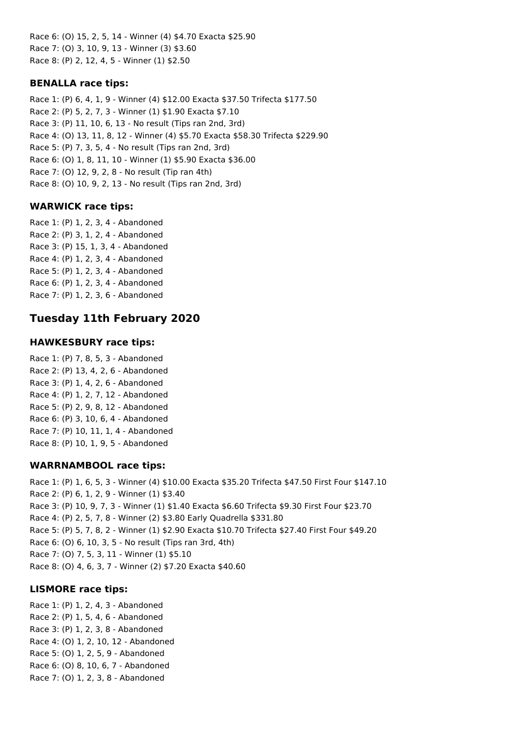Race 6: (O) 15, 2, 5, 14 - Winner (4) $4.70 Exacta $25.90
Race 7: (O) 3, 10, 9, 13 - Winner (3) $3.60
Race 8: (P) 2, 12, 4, 5 - Winner (1) $2.50

### BENALLA race tips:

Race 1: (P) 6, 4, 1, 9 - Winner (4) $12.00 Exacta $37.50 Trifecta $177.50
Race 2: (P) 5, 2, 7, 3 - Winner (1) $1.90 Exacta $7.10
Race 3: (P) 11, 10, 6, 13 - No result (Tips ran 2nd, 3rd)
Race 4: (O) 13, 11, 8, 12 - Winner (4) $5.70 Exacta $58.30 Trifecta $229.90
Race 5: (P) 7, 3, 5, 4 - No result (Tips ran 2nd, 3rd)
Race 6: (O) 1, 8, 11, 10 - Winner (1) $5.90 Exacta $36.00
Race 7: (O) 12, 9, 2, 8 - No result (Tip ran 4th)
Race 8: (O) 10, 9, 2, 13 - No result (Tips ran 2nd, 3rd)

### WARWICK race tips:

Race 1: (P) 1, 2, 3, 4 - Abandoned
Race 2: (P) 3, 1, 2, 4 - Abandoned
Race 3: (P) 15, 1, 3, 4 - Abandoned
Race 4: (P) 1, 2, 3, 4 - Abandoned
Race 5: (P) 1, 2, 3, 4 - Abandoned
Race 6: (P) 1, 2, 3, 4 - Abandoned
Race 7: (P) 1, 2, 3, 6 - Abandoned

## Tuesday 11th February 2020

### HAWKESBURY race tips:

Race 1: (P) 7, 8, 5, 3 - Abandoned
Race 2: (P) 13, 4, 2, 6 - Abandoned
Race 3: (P) 1, 4, 2, 6 - Abandoned
Race 4: (P) 1, 2, 7, 12 - Abandoned
Race 5: (P) 2, 9, 8, 12 - Abandoned
Race 6: (P) 3, 10, 6, 4 - Abandoned
Race 7: (P) 10, 11, 1, 4 - Abandoned
Race 8: (P) 10, 1, 9, 5 - Abandoned

### WARRNAMBOOL race tips:

Race 1: (P) 1, 6, 5, 3 - Winner (4) $10.00 Exacta $35.20 Trifecta $47.50 First Four $147.10
Race 2: (P) 6, 1, 2, 9 - Winner (1) $3.40
Race 3: (P) 10, 9, 7, 3 - Winner (1) $1.40 Exacta $6.60 Trifecta $9.30 First Four $23.70
Race 4: (P) 2, 5, 7, 8 - Winner (2) $3.80 Early Quadrella $331.80
Race 5: (P) 5, 7, 8, 2 - Winner (1) $2.90 Exacta $10.70 Trifecta $27.40 First Four $49.20
Race 6: (O) 6, 10, 3, 5 - No result (Tips ran 3rd, 4th)
Race 7: (O) 7, 5, 3, 11 - Winner (1) $5.10
Race 8: (O) 4, 6, 3, 7 - Winner (2) $7.20 Exacta $40.60

### LISMORE race tips:

Race 1: (P) 1, 2, 4, 3 - Abandoned
Race 2: (P) 1, 5, 4, 6 - Abandoned
Race 3: (P) 1, 2, 3, 8 - Abandoned
Race 4: (O) 1, 2, 10, 12 - Abandoned
Race 5: (O) 1, 2, 5, 9 - Abandoned
Race 6: (O) 8, 10, 6, 7 - Abandoned
Race 7: (O) 1, 2, 3, 8 - Abandoned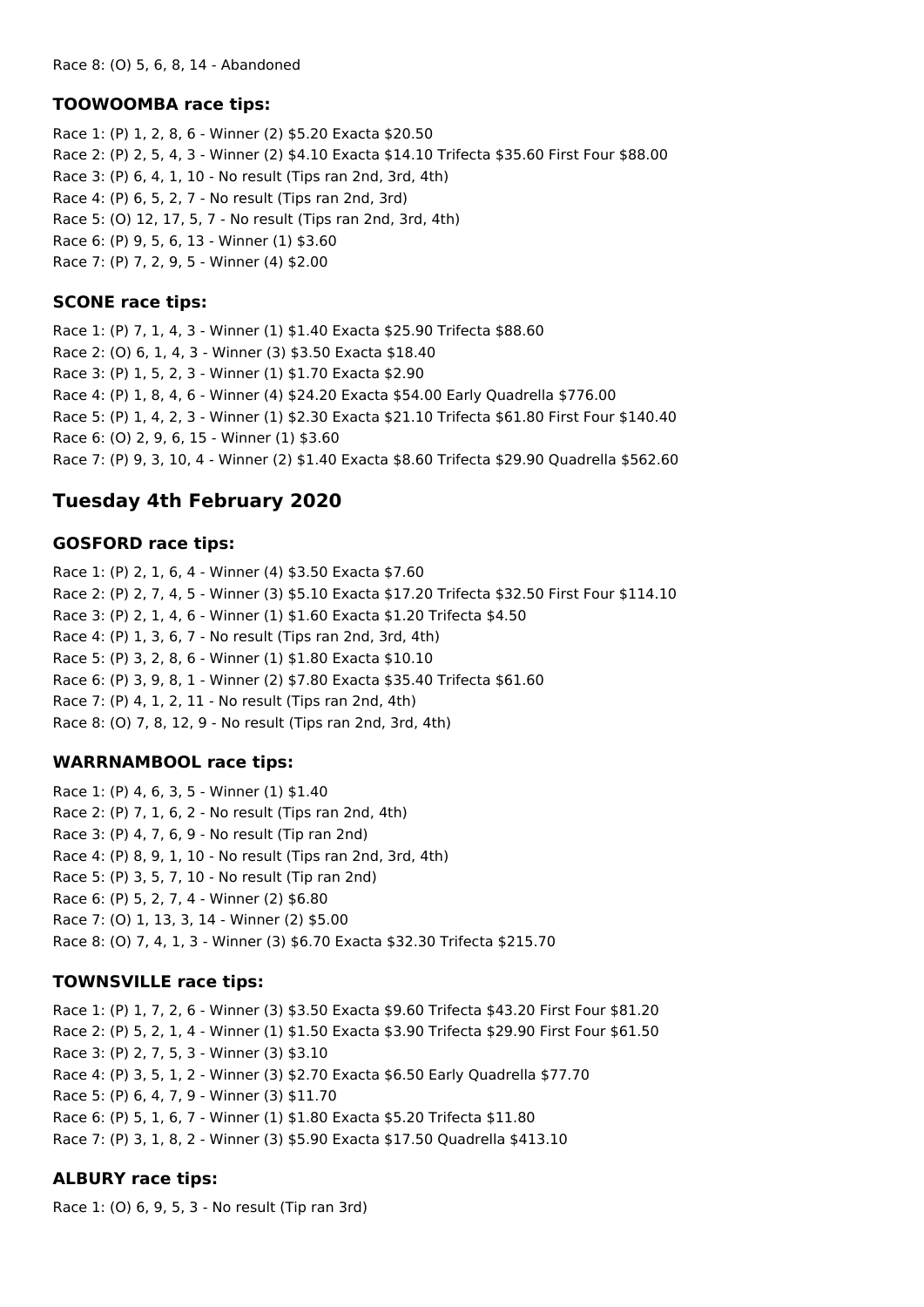Race 8: (O) 5, 6, 8, 14 - Abandoned

### TOOWOOMBA race tips:

Race 1: (P) 1, 2, 8, 6 - Winner (2) $5.20 Exacta $20.50
Race 2: (P) 2, 5, 4, 3 - Winner (2) $4.10 Exacta $14.10 Trifecta $35.60 First Four $88.00
Race 3: (P) 6, 4, 1, 10 - No result (Tips ran 2nd, 3rd, 4th)
Race 4: (P) 6, 5, 2, 7 - No result (Tips ran 2nd, 3rd)
Race 5: (O) 12, 17, 5, 7 - No result (Tips ran 2nd, 3rd, 4th)
Race 6: (P) 9, 5, 6, 13 - Winner (1) $3.60
Race 7: (P) 7, 2, 9, 5 - Winner (4) $2.00

### SCONE race tips:

Race 1: (P) 7, 1, 4, 3 - Winner (1) $1.40 Exacta $25.90 Trifecta $88.60
Race 2: (O) 6, 1, 4, 3 - Winner (3) $3.50 Exacta $18.40
Race 3: (P) 1, 5, 2, 3 - Winner (1) $1.70 Exacta $2.90
Race 4: (P) 1, 8, 4, 6 - Winner (4) $24.20 Exacta $54.00 Early Quadrella $776.00
Race 5: (P) 1, 4, 2, 3 - Winner (1) $2.30 Exacta $21.10 Trifecta $61.80 First Four $140.40
Race 6: (O) 2, 9, 6, 15 - Winner (1) $3.60
Race 7: (P) 9, 3, 10, 4 - Winner (2) $1.40 Exacta $8.60 Trifecta $29.90 Quadrella $562.60

## Tuesday 4th February 2020

### GOSFORD race tips:

Race 1: (P) 2, 1, 6, 4 - Winner (4) $3.50 Exacta $7.60
Race 2: (P) 2, 7, 4, 5 - Winner (3) $5.10 Exacta $17.20 Trifecta $32.50 First Four $114.10
Race 3: (P) 2, 1, 4, 6 - Winner (1) $1.60 Exacta $1.20 Trifecta $4.50
Race 4: (P) 1, 3, 6, 7 - No result (Tips ran 2nd, 3rd, 4th)
Race 5: (P) 3, 2, 8, 6 - Winner (1) $1.80 Exacta $10.10
Race 6: (P) 3, 9, 8, 1 - Winner (2) $7.80 Exacta $35.40 Trifecta $61.60
Race 7: (P) 4, 1, 2, 11 - No result (Tips ran 2nd, 4th)
Race 8: (O) 7, 8, 12, 9 - No result (Tips ran 2nd, 3rd, 4th)

### WARRNAMBOOL race tips:

Race 1: (P) 4, 6, 3, 5 - Winner (1) $1.40
Race 2: (P) 7, 1, 6, 2 - No result (Tips ran 2nd, 4th)
Race 3: (P) 4, 7, 6, 9 - No result (Tip ran 2nd)
Race 4: (P) 8, 9, 1, 10 - No result (Tips ran 2nd, 3rd, 4th)
Race 5: (P) 3, 5, 7, 10 - No result (Tip ran 2nd)
Race 6: (P) 5, 2, 7, 4 - Winner (2) $6.80
Race 7: (O) 1, 13, 3, 14 - Winner (2) $5.00
Race 8: (O) 7, 4, 1, 3 - Winner (3) $6.70 Exacta $32.30 Trifecta $215.70

### TOWNSVILLE race tips:

Race 1: (P) 1, 7, 2, 6 - Winner (3) $3.50 Exacta $9.60 Trifecta $43.20 First Four $81.20
Race 2: (P) 5, 2, 1, 4 - Winner (1) $1.50 Exacta $3.90 Trifecta $29.90 First Four $61.50
Race 3: (P) 2, 7, 5, 3 - Winner (3) $3.10
Race 4: (P) 3, 5, 1, 2 - Winner (3) $2.70 Exacta $6.50 Early Quadrella $77.70
Race 5: (P) 6, 4, 7, 9 - Winner (3) $11.70
Race 6: (P) 5, 1, 6, 7 - Winner (1) $1.80 Exacta $5.20 Trifecta $11.80
Race 7: (P) 3, 1, 8, 2 - Winner (3) $5.90 Exacta $17.50 Quadrella $413.10

### ALBURY race tips:

Race 1: (O) 6, 9, 5, 3 - No result (Tip ran 3rd)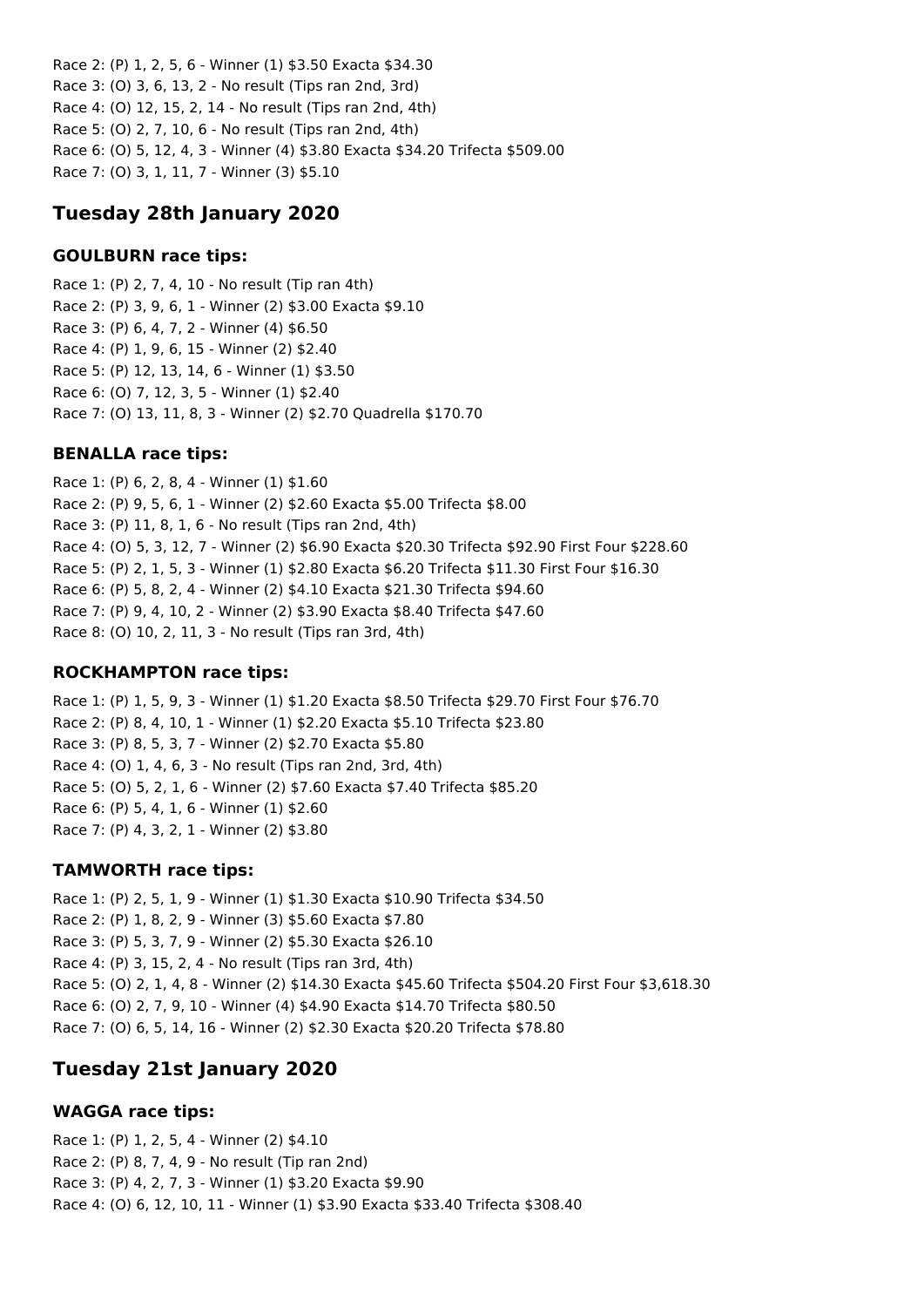Race 2: (P) 1, 2, 5, 6 - Winner (1) $3.50 Exacta $34.30
Race 3: (O) 3, 6, 13, 2 - No result (Tips ran 2nd, 3rd)
Race 4: (O) 12, 15, 2, 14 - No result (Tips ran 2nd, 4th)
Race 5: (O) 2, 7, 10, 6 - No result (Tips ran 2nd, 4th)
Race 6: (O) 5, 12, 4, 3 - Winner (4) $3.80 Exacta $34.20 Trifecta $509.00
Race 7: (O) 3, 1, 11, 7 - Winner (3) $5.10

## Tuesday 28th January 2020

### GOULBURN race tips:

Race 1: (P) 2, 7, 4, 10 - No result (Tip ran 4th)
Race 2: (P) 3, 9, 6, 1 - Winner (2) $3.00 Exacta $9.10
Race 3: (P) 6, 4, 7, 2 - Winner (4) $6.50
Race 4: (P) 1, 9, 6, 15 - Winner (2) $2.40
Race 5: (P) 12, 13, 14, 6 - Winner (1) $3.50
Race 6: (O) 7, 12, 3, 5 - Winner (1) $2.40
Race 7: (O) 13, 11, 8, 3 - Winner (2) $2.70 Quadrella $170.70

### BENALLA race tips:

Race 1: (P) 6, 2, 8, 4 - Winner (1) $1.60
Race 2: (P) 9, 5, 6, 1 - Winner (2) $2.60 Exacta $5.00 Trifecta $8.00
Race 3: (P) 11, 8, 1, 6 - No result (Tips ran 2nd, 4th)
Race 4: (O) 5, 3, 12, 7 - Winner (2) $6.90 Exacta $20.30 Trifecta $92.90 First Four $228.60
Race 5: (P) 2, 1, 5, 3 - Winner (1) $2.80 Exacta $6.20 Trifecta $11.30 First Four $16.30
Race 6: (P) 5, 8, 2, 4 - Winner (2) $4.10 Exacta $21.30 Trifecta $94.60
Race 7: (P) 9, 4, 10, 2 - Winner (2) $3.90 Exacta $8.40 Trifecta $47.60
Race 8: (O) 10, 2, 11, 3 - No result (Tips ran 3rd, 4th)

### ROCKHAMPTON race tips:

Race 1: (P) 1, 5, 9, 3 - Winner (1) $1.20 Exacta $8.50 Trifecta $29.70 First Four $76.70
Race 2: (P) 8, 4, 10, 1 - Winner (1) $2.20 Exacta $5.10 Trifecta $23.80
Race 3: (P) 8, 5, 3, 7 - Winner (2) $2.70 Exacta $5.80
Race 4: (O) 1, 4, 6, 3 - No result (Tips ran 2nd, 3rd, 4th)
Race 5: (O) 5, 2, 1, 6 - Winner (2) $7.60 Exacta $7.40 Trifecta $85.20
Race 6: (P) 5, 4, 1, 6 - Winner (1) $2.60
Race 7: (P) 4, 3, 2, 1 - Winner (2) $3.80

### TAMWORTH race tips:

Race 1: (P) 2, 5, 1, 9 - Winner (1) $1.30 Exacta $10.90 Trifecta $34.50
Race 2: (P) 1, 8, 2, 9 - Winner (3) $5.60 Exacta $7.80
Race 3: (P) 5, 3, 7, 9 - Winner (2) $5.30 Exacta $26.10
Race 4: (P) 3, 15, 2, 4 - No result (Tips ran 3rd, 4th)
Race 5: (O) 2, 1, 4, 8 - Winner (2) $14.30 Exacta $45.60 Trifecta $504.20 First Four $3,618.30
Race 6: (O) 2, 7, 9, 10 - Winner (4) $4.90 Exacta $14.70 Trifecta $80.50
Race 7: (O) 6, 5, 14, 16 - Winner (2) $2.30 Exacta $20.20 Trifecta $78.80

## Tuesday 21st January 2020

### WAGGA race tips:

Race 1: (P) 1, 2, 5, 4 - Winner (2) $4.10
Race 2: (P) 8, 7, 4, 9 - No result (Tip ran 2nd)
Race 3: (P) 4, 2, 7, 3 - Winner (1) $3.20 Exacta $9.90
Race 4: (O) 6, 12, 10, 11 - Winner (1) $3.90 Exacta $33.40 Trifecta $308.40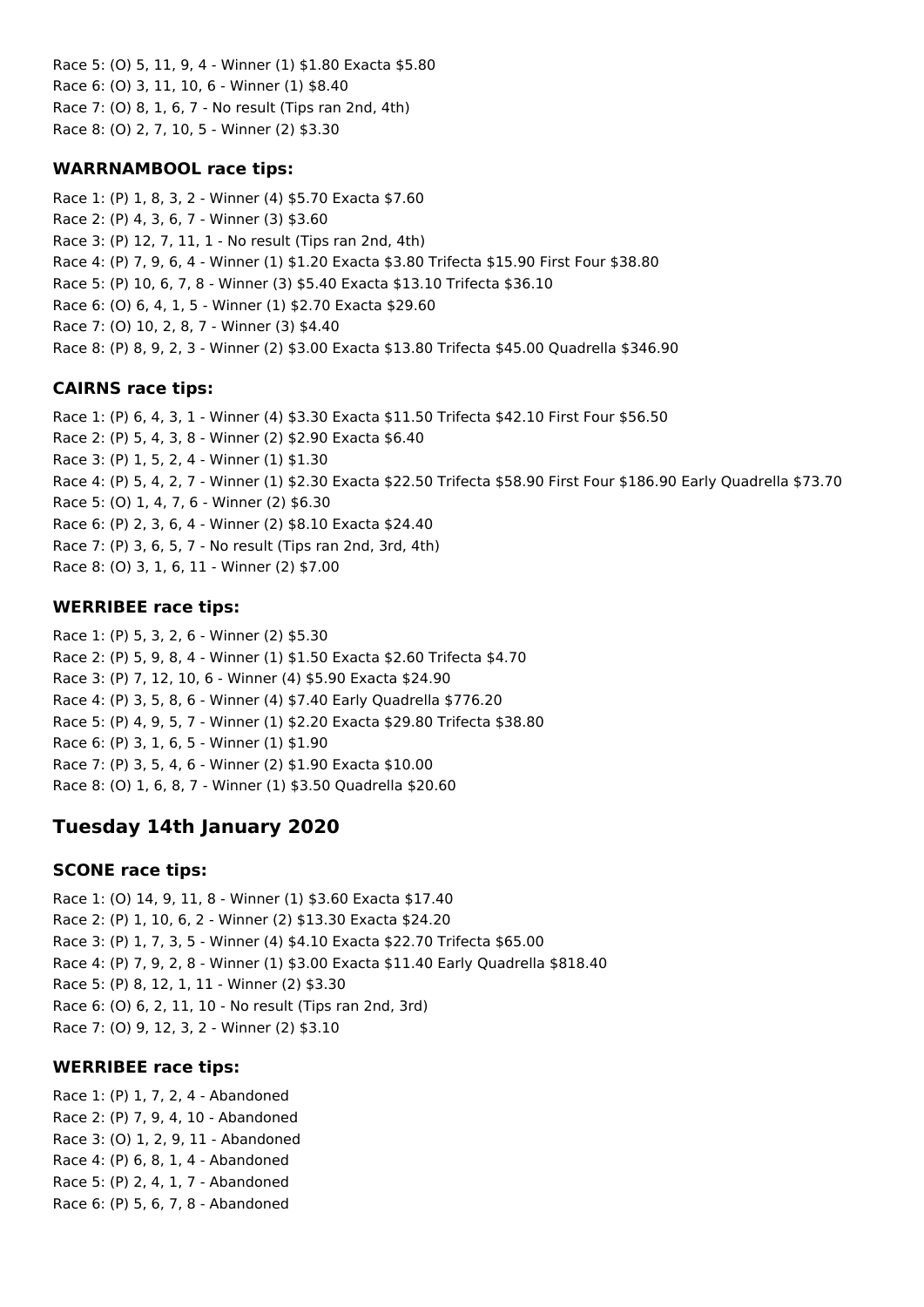Race 5: (O) 5, 11, 9, 4 - Winner (1) $1.80 Exacta $5.80
Race 6: (O) 3, 11, 10, 6 - Winner (1) $8.40
Race 7: (O) 8, 1, 6, 7 - No result (Tips ran 2nd, 4th)
Race 8: (O) 2, 7, 10, 5 - Winner (2) $3.30

### WARRNAMBOOL race tips:

Race 1: (P) 1, 8, 3, 2 - Winner (4) $5.70 Exacta $7.60
Race 2: (P) 4, 3, 6, 7 - Winner (3) $3.60
Race 3: (P) 12, 7, 11, 1 - No result (Tips ran 2nd, 4th)
Race 4: (P) 7, 9, 6, 4 - Winner (1) $1.20 Exacta $3.80 Trifecta $15.90 First Four $38.80
Race 5: (P) 10, 6, 7, 8 - Winner (3) $5.40 Exacta $13.10 Trifecta $36.10
Race 6: (O) 6, 4, 1, 5 - Winner (1) $2.70 Exacta $29.60
Race 7: (O) 10, 2, 8, 7 - Winner (3) $4.40
Race 8: (P) 8, 9, 2, 3 - Winner (2) $3.00 Exacta $13.80 Trifecta $45.00 Quadrella $346.90

### CAIRNS race tips:

Race 1: (P) 6, 4, 3, 1 - Winner (4) $3.30 Exacta $11.50 Trifecta $42.10 First Four $56.50
Race 2: (P) 5, 4, 3, 8 - Winner (2) $2.90 Exacta $6.40
Race 3: (P) 1, 5, 2, 4 - Winner (1) $1.30
Race 4: (P) 5, 4, 2, 7 - Winner (1) $2.30 Exacta $22.50 Trifecta $58.90 First Four $186.90 Early Quadrella $73.70
Race 5: (O) 1, 4, 7, 6 - Winner (2) $6.30
Race 6: (P) 2, 3, 6, 4 - Winner (2) $8.10 Exacta $24.40
Race 7: (P) 3, 6, 5, 7 - No result (Tips ran 2nd, 3rd, 4th)
Race 8: (O) 3, 1, 6, 11 - Winner (2) $7.00

### WERRIBEE race tips:

Race 1: (P) 5, 3, 2, 6 - Winner (2) $5.30
Race 2: (P) 5, 9, 8, 4 - Winner (1) $1.50 Exacta $2.60 Trifecta $4.70
Race 3: (P) 7, 12, 10, 6 - Winner (4) $5.90 Exacta $24.90
Race 4: (P) 3, 5, 8, 6 - Winner (4) $7.40 Early Quadrella $776.20
Race 5: (P) 4, 9, 5, 7 - Winner (1) $2.20 Exacta $29.80 Trifecta $38.80
Race 6: (P) 3, 1, 6, 5 - Winner (1) $1.90
Race 7: (P) 3, 5, 4, 6 - Winner (2) $1.90 Exacta $10.00
Race 8: (O) 1, 6, 8, 7 - Winner (1) $3.50 Quadrella $20.60

## Tuesday 14th January 2020

### SCONE race tips:

Race 1: (O) 14, 9, 11, 8 - Winner (1) $3.60 Exacta $17.40
Race 2: (P) 1, 10, 6, 2 - Winner (2) $13.30 Exacta $24.20
Race 3: (P) 1, 7, 3, 5 - Winner (4) $4.10 Exacta $22.70 Trifecta $65.00
Race 4: (P) 7, 9, 2, 8 - Winner (1) $3.00 Exacta $11.40 Early Quadrella $818.40
Race 5: (P) 8, 12, 1, 11 - Winner (2) $3.30
Race 6: (O) 6, 2, 11, 10 - No result (Tips ran 2nd, 3rd)
Race 7: (O) 9, 12, 3, 2 - Winner (2) $3.10

### WERRIBEE race tips:

Race 1: (P) 1, 7, 2, 4 - Abandoned
Race 2: (P) 7, 9, 4, 10 - Abandoned
Race 3: (O) 1, 2, 9, 11 - Abandoned
Race 4: (P) 6, 8, 1, 4 - Abandoned
Race 5: (P) 2, 4, 1, 7 - Abandoned
Race 6: (P) 5, 6, 7, 8 - Abandoned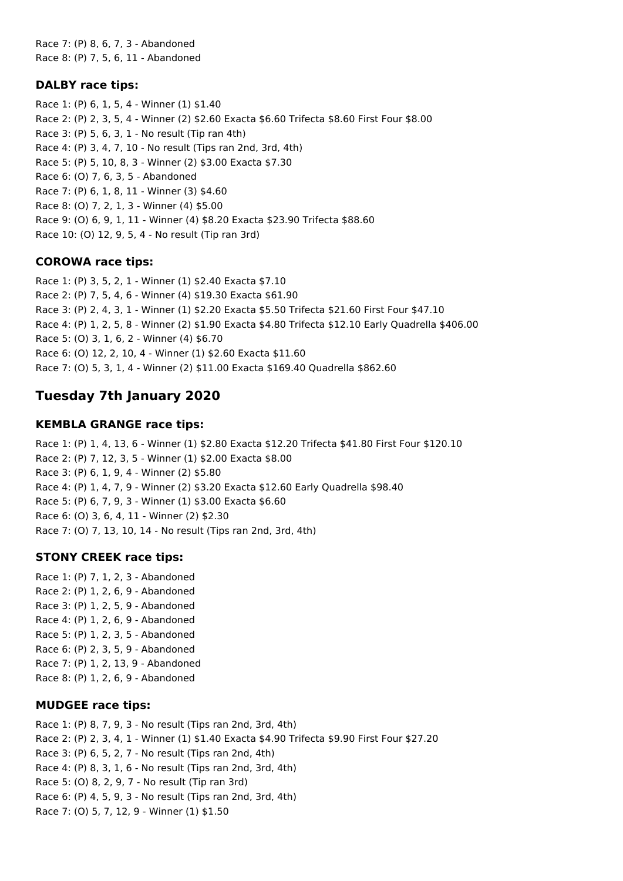Race 7: (P) 8, 6, 7, 3 - Abandoned
Race 8: (P) 7, 5, 6, 11 - Abandoned

### DALBY race tips:

Race 1: (P) 6, 1, 5, 4 - Winner (1) $1.40
Race 2: (P) 2, 3, 5, 4 - Winner (2) $2.60 Exacta $6.60 Trifecta $8.60 First Four $8.00
Race 3: (P) 5, 6, 3, 1 - No result (Tip ran 4th)
Race 4: (P) 3, 4, 7, 10 - No result (Tips ran 2nd, 3rd, 4th)
Race 5: (P) 5, 10, 8, 3 - Winner (2) $3.00 Exacta $7.30
Race 6: (O) 7, 6, 3, 5 - Abandoned
Race 7: (P) 6, 1, 8, 11 - Winner (3) $4.60
Race 8: (O) 7, 2, 1, 3 - Winner (4) $5.00
Race 9: (O) 6, 9, 1, 11 - Winner (4) $8.20 Exacta $23.90 Trifecta $88.60
Race 10: (O) 12, 9, 5, 4 - No result (Tip ran 3rd)

### COROWA race tips:

Race 1: (P) 3, 5, 2, 1 - Winner (1) $2.40 Exacta $7.10
Race 2: (P) 7, 5, 4, 6 - Winner (4) $19.30 Exacta $61.90
Race 3: (P) 2, 4, 3, 1 - Winner (1) $2.20 Exacta $5.50 Trifecta $21.60 First Four $47.10
Race 4: (P) 1, 2, 5, 8 - Winner (2) $1.90 Exacta $4.80 Trifecta $12.10 Early Quadrella $406.00
Race 5: (O) 3, 1, 6, 2 - Winner (4) $6.70
Race 6: (O) 12, 2, 10, 4 - Winner (1) $2.60 Exacta $11.60
Race 7: (O) 5, 3, 1, 4 - Winner (2) $11.00 Exacta $169.40 Quadrella $862.60

## Tuesday 7th January 2020

### KEMBLA GRANGE race tips:

Race 1: (P) 1, 4, 13, 6 - Winner (1) $2.80 Exacta $12.20 Trifecta $41.80 First Four $120.10
Race 2: (P) 7, 12, 3, 5 - Winner (1) $2.00 Exacta $8.00
Race 3: (P) 6, 1, 9, 4 - Winner (2) $5.80
Race 4: (P) 1, 4, 7, 9 - Winner (2) $3.20 Exacta $12.60 Early Quadrella $98.40
Race 5: (P) 6, 7, 9, 3 - Winner (1) $3.00 Exacta $6.60
Race 6: (O) 3, 6, 4, 11 - Winner (2) $2.30
Race 7: (O) 7, 13, 10, 14 - No result (Tips ran 2nd, 3rd, 4th)

### STONY CREEK race tips:

Race 1: (P) 7, 1, 2, 3 - Abandoned
Race 2: (P) 1, 2, 6, 9 - Abandoned
Race 3: (P) 1, 2, 5, 9 - Abandoned
Race 4: (P) 1, 2, 6, 9 - Abandoned
Race 5: (P) 1, 2, 3, 5 - Abandoned
Race 6: (P) 2, 3, 5, 9 - Abandoned
Race 7: (P) 1, 2, 13, 9 - Abandoned
Race 8: (P) 1, 2, 6, 9 - Abandoned

### MUDGEE race tips:

Race 1: (P) 8, 7, 9, 3 - No result (Tips ran 2nd, 3rd, 4th)
Race 2: (P) 2, 3, 4, 1 - Winner (1) $1.40 Exacta $4.90 Trifecta $9.90 First Four $27.20
Race 3: (P) 6, 5, 2, 7 - No result (Tips ran 2nd, 4th)
Race 4: (P) 8, 3, 1, 6 - No result (Tips ran 2nd, 3rd, 4th)
Race 5: (O) 8, 2, 9, 7 - No result (Tip ran 3rd)
Race 6: (P) 4, 5, 9, 3 - No result (Tips ran 2nd, 3rd, 4th)
Race 7: (O) 5, 7, 12, 9 - Winner (1) $1.50